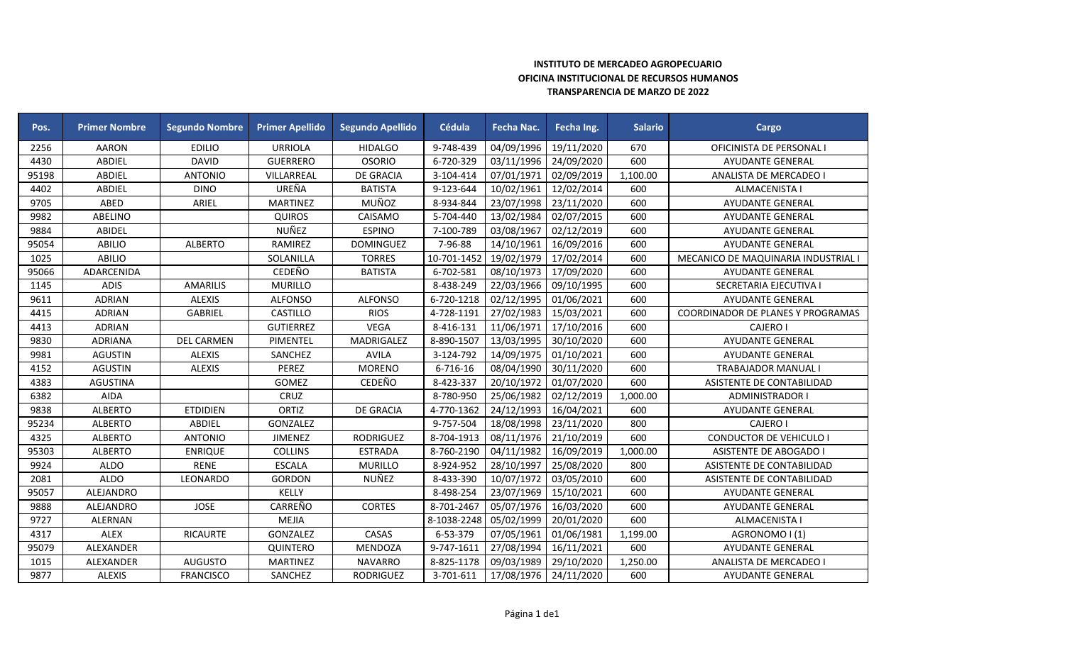**INSTITUTO DE MERCADEO AGROPECUARIO**
**OFICINA INSTITUCIONAL DE RECURSOS HUMANOS**
**TRANSPARENCIA DE MARZO DE 2022**

| Pos. | Primer Nombre | Segundo Nombre | Primer Apellido | Segundo Apellido | Cédula | Fecha Nac. | Fecha Ing. | Salario | Cargo |
|---|---|---|---|---|---|---|---|---|---|
| 2256 | AARON | EDILIO | URRIOLA | HIDALGO | 9-748-439 | 04/09/1996 | 19/11/2020 | 670 | OFICINISTA DE PERSONAL I |
| 4430 | ABDIEL | DAVID | GUERRERO | OSORIO | 6-720-329 | 03/11/1996 | 24/09/2020 | 600 | AYUDANTE GENERAL |
| 95198 | ABDIEL | ANTONIO | VILLARREAL | DE GRACIA | 3-104-414 | 07/01/1971 | 02/09/2019 | 1,100.00 | ANALISTA DE MERCADEO I |
| 4402 | ABDIEL | DINO | UREÑA | BATISTA | 9-123-644 | 10/02/1961 | 12/02/2014 | 600 | ALMACENISTA I |
| 9705 | ABED | ARIEL | MARTINEZ | MUÑOZ | 8-934-844 | 23/07/1998 | 23/11/2020 | 600 | AYUDANTE GENERAL |
| 9982 | ABELINO | | QUIROS | CAISAMO | 5-704-440 | 13/02/1984 | 02/07/2015 | 600 | AYUDANTE GENERAL |
| 9884 | ABIDEL | | NUÑEZ | ESPINO | 7-100-789 | 03/08/1967 | 02/12/2019 | 600 | AYUDANTE GENERAL |
| 95054 | ABILIO | ALBERTO | RAMIREZ | DOMINGUEZ | 7-96-88 | 14/10/1961 | 16/09/2016 | 600 | AYUDANTE GENERAL |
| 1025 | ABILIO | | SOLANILLA | TORRES | 10-701-1452 | 19/02/1979 | 17/02/2014 | 600 | MECANICO DE MAQUINARIA INDUSTRIAL I |
| 95066 | ADARCENIDA | | CEDEÑO | BATISTA | 6-702-581 | 08/10/1973 | 17/09/2020 | 600 | AYUDANTE GENERAL |
| 1145 | ADIS | AMARILIS | MURILLO | | 8-438-249 | 22/03/1966 | 09/10/1995 | 600 | SECRETARIA EJECUTIVA I |
| 9611 | ADRIAN | ALEXIS | ALFONSO | ALFONSO | 6-720-1218 | 02/12/1995 | 01/06/2021 | 600 | AYUDANTE GENERAL |
| 4415 | ADRIAN | GABRIEL | CASTILLO | RIOS | 4-728-1191 | 27/02/1983 | 15/03/2021 | 600 | COORDINADOR DE PLANES Y PROGRAMAS |
| 4413 | ADRIAN | | GUTIERREZ | VEGA | 8-416-131 | 11/06/1971 | 17/10/2016 | 600 | CAJERO I |
| 9830 | ADRIANA | DEL CARMEN | PIMENTEL | MADRIGALEZ | 8-890-1507 | 13/03/1995 | 30/10/2020 | 600 | AYUDANTE GENERAL |
| 9981 | AGUSTIN | ALEXIS | SANCHEZ | AVILA | 3-124-792 | 14/09/1975 | 01/10/2021 | 600 | AYUDANTE GENERAL |
| 4152 | AGUSTIN | ALEXIS | PEREZ | MORENO | 6-716-16 | 08/04/1990 | 30/11/2020 | 600 | TRABAJADOR MANUAL I |
| 4383 | AGUSTINA | | GOMEZ | CEDEÑO | 8-423-337 | 20/10/1972 | 01/07/2020 | 600 | ASISTENTE DE CONTABILIDAD |
| 6382 | AIDA | | CRUZ | | 8-780-950 | 25/06/1982 | 02/12/2019 | 1,000.00 | ADMINISTRADOR I |
| 9838 | ALBERTO | ETDIDIEN | ORTIZ | DE GRACIA | 4-770-1362 | 24/12/1993 | 16/04/2021 | 600 | AYUDANTE GENERAL |
| 95234 | ALBERTO | ABDIEL | GONZALEZ | | 9-757-504 | 18/08/1998 | 23/11/2020 | 800 | CAJERO I |
| 4325 | ALBERTO | ANTONIO | JIMENEZ | RODRIGUEZ | 8-704-1913 | 08/11/1976 | 21/10/2019 | 600 | CONDUCTOR DE VEHICULO I |
| 95303 | ALBERTO | ENRIQUE | COLLINS | ESTRADA | 8-760-2190 | 04/11/1982 | 16/09/2019 | 1,000.00 | ASISTENTE DE ABOGADO I |
| 9924 | ALDO | RENE | ESCALA | MURILLO | 8-924-952 | 28/10/1997 | 25/08/2020 | 800 | ASISTENTE DE CONTABILIDAD |
| 2081 | ALDO | LEONARDO | GORDON | NUÑEZ | 8-433-390 | 10/07/1972 | 03/05/2010 | 600 | ASISTENTE DE CONTABILIDAD |
| 95057 | ALEJANDRO | | KELLY | | 8-498-254 | 23/07/1969 | 15/10/2021 | 600 | AYUDANTE GENERAL |
| 9888 | ALEJANDRO | JOSE | CARREÑO | CORTES | 8-701-2467 | 05/07/1976 | 16/03/2020 | 600 | AYUDANTE GENERAL |
| 9727 | ALERNAN | | MEJIA | | 8-1038-2248 | 05/02/1999 | 20/01/2020 | 600 | ALMACENISTA I |
| 4317 | ALEX | RICAURTE | GONZALEZ | CASAS | 6-53-379 | 07/05/1961 | 01/06/1981 | 1,199.00 | AGRONOMO I (1) |
| 95079 | ALEXANDER | | QUINTERO | MENDOZA | 9-747-1611 | 27/08/1994 | 16/11/2021 | 600 | AYUDANTE GENERAL |
| 1015 | ALEXANDER | AUGUSTO | MARTINEZ | NAVARRO | 8-825-1178 | 09/03/1989 | 29/10/2020 | 1,250.00 | ANALISTA DE MERCADEO I |
| 9877 | ALEXIS | FRANCISCO | SANCHEZ | RODRIGUEZ | 3-701-611 | 17/08/1976 | 24/11/2020 | 600 | AYUDANTE GENERAL |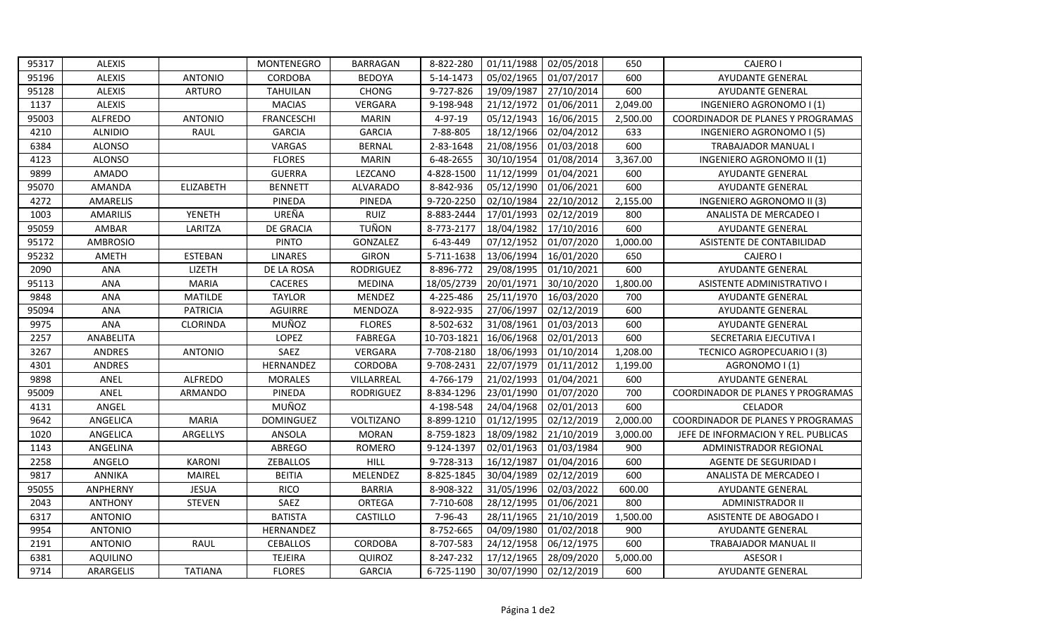| | | | | | | | | | |
|---|---|---|---|---|---|---|---|---|---|
| 95317 | ALEXIS | | MONTENEGRO | BARRAGAN | 8-822-280 | 01/11/1988 | 02/05/2018 | 650 | CAJERO I |
| 95196 | ALEXIS | ANTONIO | CORDOBA | BEDOYA | 5-14-1473 | 05/02/1965 | 01/07/2017 | 600 | AYUDANTE GENERAL |
| 95128 | ALEXIS | ARTURO | TAHUILAN | CHONG | 9-727-826 | 19/09/1987 | 27/10/2014 | 600 | AYUDANTE GENERAL |
| 1137 | ALEXIS | | MACIAS | VERGARA | 9-198-948 | 21/12/1972 | 01/06/2011 | 2,049.00 | INGENIERO AGRONOMO I (1) |
| 95003 | ALFREDO | ANTONIO | FRANCESCHI | MARIN | 4-97-19 | 05/12/1943 | 16/06/2015 | 2,500.00 | COORDINADOR DE PLANES Y PROGRAMAS |
| 4210 | ALNIDIO | RAUL | GARCIA | GARCIA | 7-88-805 | 18/12/1966 | 02/04/2012 | 633 | INGENIERO AGRONOMO I (5) |
| 6384 | ALONSO | | VARGAS | BERNAL | 2-83-1648 | 21/08/1956 | 01/03/2018 | 600 | TRABAJADOR MANUAL I |
| 4123 | ALONSO | | FLORES | MARIN | 6-48-2655 | 30/10/1954 | 01/08/2014 | 3,367.00 | INGENIERO AGRONOMO II (1) |
| 9899 | AMADO | | GUERRA | LEZCANO | 4-828-1500 | 11/12/1999 | 01/04/2021 | 600 | AYUDANTE GENERAL |
| 95070 | AMANDA | ELIZABETH | BENNETT | ALVARADO | 8-842-936 | 05/12/1990 | 01/06/2021 | 600 | AYUDANTE GENERAL |
| 4272 | AMARELIS | | PINEDA | PINEDA | 9-720-2250 | 02/10/1984 | 22/10/2012 | 2,155.00 | INGENIERO AGRONOMO II (3) |
| 1003 | AMARILIS | YENETH | UREÑA | RUIZ | 8-883-2444 | 17/01/1993 | 02/12/2019 | 800 | ANALISTA DE MERCADEO I |
| 95059 | AMBAR | LARITZA | DE GRACIA | TUÑON | 8-773-2177 | 18/04/1982 | 17/10/2016 | 600 | AYUDANTE GENERAL |
| 95172 | AMBROSIO | | PINTO | GONZALEZ | 6-43-449 | 07/12/1952 | 01/07/2020 | 1,000.00 | ASISTENTE DE CONTABILIDAD |
| 95232 | AMETH | ESTEBAN | LINARES | GIRON | 5-711-1638 | 13/06/1994 | 16/01/2020 | 650 | CAJERO I |
| 2090 | ANA | LIZETH | DE LA ROSA | RODRIGUEZ | 8-896-772 | 29/08/1995 | 01/10/2021 | 600 | AYUDANTE GENERAL |
| 95113 | ANA | MARIA | CACERES | MEDINA | 18/05/2739 | 20/01/1971 | 30/10/2020 | 1,800.00 | ASISTENTE ADMINISTRATIVO I |
| 9848 | ANA | MATILDE | TAYLOR | MENDEZ | 4-225-486 | 25/11/1970 | 16/03/2020 | 700 | AYUDANTE GENERAL |
| 95094 | ANA | PATRICIA | AGUIRRE | MENDOZA | 8-922-935 | 27/06/1997 | 02/12/2019 | 600 | AYUDANTE GENERAL |
| 9975 | ANA | CLORINDA | MUÑOZ | FLORES | 8-502-632 | 31/08/1961 | 01/03/2013 | 600 | AYUDANTE GENERAL |
| 2257 | ANABELITA | | LOPEZ | FABREGA | 10-703-1821 | 16/06/1968 | 02/01/2013 | 600 | SECRETARIA EJECUTIVA I |
| 3267 | ANDRES | ANTONIO | SAEZ | VERGARA | 7-708-2180 | 18/06/1993 | 01/10/2014 | 1,208.00 | TECNICO AGROPECUARIO I (3) |
| 4301 | ANDRES | | HERNANDEZ | CORDOBA | 9-708-2431 | 22/07/1979 | 01/11/2012 | 1,199.00 | AGRONOMO I (1) |
| 9898 | ANEL | ALFREDO | MORALES | VILLARREAL | 4-766-179 | 21/02/1993 | 01/04/2021 | 600 | AYUDANTE GENERAL |
| 95009 | ANEL | ARMANDO | PINEDA | RODRIGUEZ | 8-834-1296 | 23/01/1990 | 01/07/2020 | 700 | COORDINADOR DE PLANES Y PROGRAMAS |
| 4131 | ANGEL | | MUÑOZ | | 4-198-548 | 24/04/1968 | 02/01/2013 | 600 | CELADOR |
| 9642 | ANGELICA | MARIA | DOMINGUEZ | VOLTIZANO | 8-899-1210 | 01/12/1995 | 02/12/2019 | 2,000.00 | COORDINADOR DE PLANES Y PROGRAMAS |
| 1020 | ANGELICA | ARGELLYS | ANSOLA | MORAN | 8-759-1823 | 18/09/1982 | 21/10/2019 | 3,000.00 | JEFE DE INFORMACION Y REL. PUBLICAS |
| 1143 | ANGELINA | | ABREGO | ROMERO | 9-124-1397 | 02/01/1963 | 01/03/1984 | 900 | ADMINISTRADOR REGIONAL |
| 2258 | ANGELO | KARONI | ZEBALLOS | HILL | 9-728-313 | 16/12/1987 | 01/04/2016 | 600 | AGENTE DE SEGURIDAD I |
| 9817 | ANNIKA | MAIREL | BEITIA | MELENDEZ | 8-825-1845 | 30/04/1989 | 02/12/2019 | 600 | ANALISTA DE MERCADEO I |
| 95055 | ANPHERNY | JESUA | RICO | BARRIA | 8-908-322 | 31/05/1996 | 02/03/2022 | 600.00 | AYUDANTE GENERAL |
| 2043 | ANTHONY | STEVEN | SAEZ | ORTEGA | 7-710-608 | 28/12/1995 | 01/06/2021 | 800 | ADMINISTRADOR II |
| 6317 | ANTONIO | | BATISTA | CASTILLO | 7-96-43 | 28/11/1965 | 21/10/2019 | 1,500.00 | ASISTENTE DE ABOGADO I |
| 9954 | ANTONIO | | HERNANDEZ | | 8-752-665 | 04/09/1980 | 01/02/2018 | 900 | AYUDANTE GENERAL |
| 2191 | ANTONIO | RAUL | CEBALLOS | CORDOBA | 8-707-583 | 24/12/1958 | 06/12/1975 | 600 | TRABAJADOR MANUAL II |
| 6381 | AQUILINO | | TEJEIRA | QUIROZ | 8-247-232 | 17/12/1965 | 28/09/2020 | 5,000.00 | ASESOR I |
| 9714 | ARARGELIS | TATIANA | FLORES | GARCIA | 6-725-1190 | 30/07/1990 | 02/12/2019 | 600 | AYUDANTE GENERAL |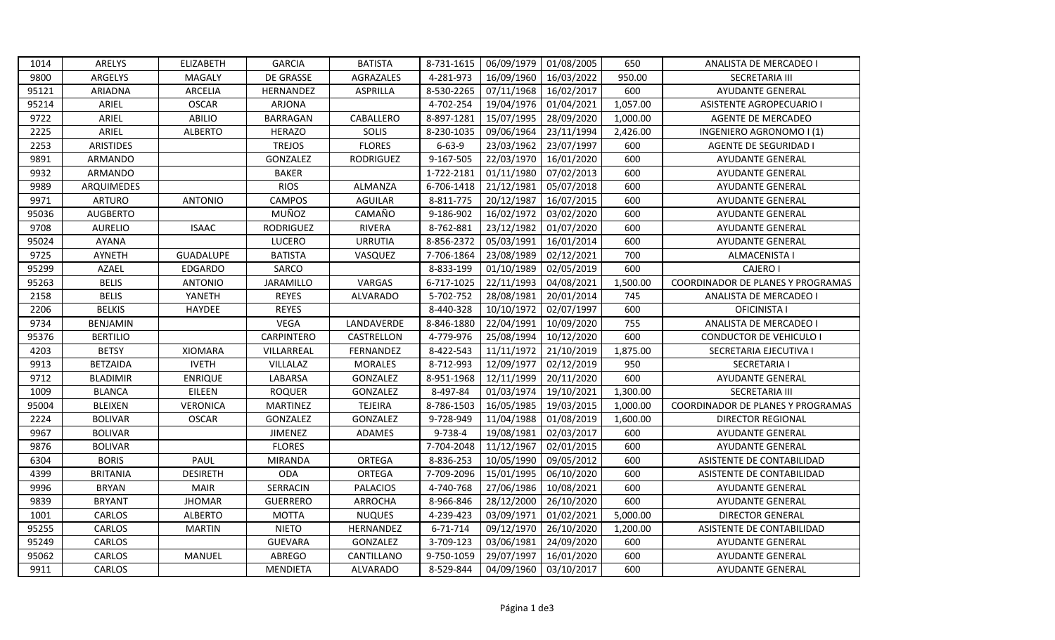| | | | | | | | | | |
|---|---|---|---|---|---|---|---|---|---|
| 1014 | ARELYS | ELIZABETH | GARCIA | BATISTA | 8-731-1615 | 06/09/1979 | 01/08/2005 | 650 | ANALISTA DE MERCADEO I |
| 9800 | ARGELYS | MAGALY | DE GRASSE | AGRAZALES | 4-281-973 | 16/09/1960 | 16/03/2022 | 950.00 | SECRETARIA III |
| 95121 | ARIADNA | ARCELIA | HERNANDEZ | ASPRILLA | 8-530-2265 | 07/11/1968 | 16/02/2017 | 600 | AYUDANTE GENERAL |
| 95214 | ARIEL | OSCAR | ARJONA | | 4-702-254 | 19/04/1976 | 01/04/2021 | 1,057.00 | ASISTENTE AGROPECUARIO I |
| 9722 | ARIEL | ABILIO | BARRAGAN | CABALLERO | 8-897-1281 | 15/07/1995 | 28/09/2020 | 1,000.00 | AGENTE DE MERCADEO |
| 2225 | ARIEL | ALBERTO | HERAZO | SOLIS | 8-230-1035 | 09/06/1964 | 23/11/1994 | 2,426.00 | INGENIERO AGRONOMO I (1) |
| 2253 | ARISTIDES | | TREJOS | FLORES | 6-63-9 | 23/03/1962 | 23/07/1997 | 600 | AGENTE DE SEGURIDAD I |
| 9891 | ARMANDO | | GONZALEZ | RODRIGUEZ | 9-167-505 | 22/03/1970 | 16/01/2020 | 600 | AYUDANTE GENERAL |
| 9932 | ARMANDO | | BAKER | | 1-722-2181 | 01/11/1980 | 07/02/2013 | 600 | AYUDANTE GENERAL |
| 9989 | ARQUIMEDES | | RIOS | ALMANZA | 6-706-1418 | 21/12/1981 | 05/07/2018 | 600 | AYUDANTE GENERAL |
| 9971 | ARTURO | ANTONIO | CAMPOS | AGUILAR | 8-811-775 | 20/12/1987 | 16/07/2015 | 600 | AYUDANTE GENERAL |
| 95036 | AUGBERTO | | MUÑOZ | CAMAÑO | 9-186-902 | 16/02/1972 | 03/02/2020 | 600 | AYUDANTE GENERAL |
| 9708 | AURELIO | ISAAC | RODRIGUEZ | RIVERA | 8-762-881 | 23/12/1982 | 01/07/2020 | 600 | AYUDANTE GENERAL |
| 95024 | AYANA | | LUCERO | URRUTIA | 8-856-2372 | 05/03/1991 | 16/01/2014 | 600 | AYUDANTE GENERAL |
| 9725 | AYNETH | GUADALUPE | BATISTA | VASQUEZ | 7-706-1864 | 23/08/1989 | 02/12/2021 | 700 | ALMACENISTA I |
| 95299 | AZAEL | EDGARDO | SARCO | | 8-833-199 | 01/10/1989 | 02/05/2019 | 600 | CAJERO I |
| 95263 | BELIS | ANTONIO | JARAMILLO | VARGAS | 6-717-1025 | 22/11/1993 | 04/08/2021 | 1,500.00 | COORDINADOR DE PLANES Y PROGRAMAS |
| 2158 | BELIS | YANETH | REYES | ALVARADO | 5-702-752 | 28/08/1981 | 20/01/2014 | 745 | ANALISTA DE MERCADEO I |
| 2206 | BELKIS | HAYDEE | REYES | | 8-440-328 | 10/10/1972 | 02/07/1997 | 600 | OFICINISTA I |
| 9734 | BENJAMIN | | VEGA | LANDAVERDE | 8-846-1880 | 22/04/1991 | 10/09/2020 | 755 | ANALISTA DE MERCADEO I |
| 95376 | BERTILIO | | CARPINTERO | CASTRELLON | 4-779-976 | 25/08/1994 | 10/12/2020 | 600 | CONDUCTOR DE VEHICULO I |
| 4203 | BETSY | XIOMARA | VILLARREAL | FERNANDEZ | 8-422-543 | 11/11/1972 | 21/10/2019 | 1,875.00 | SECRETARIA EJECUTIVA I |
| 9913 | BETZAIDA | IVETH | VILLALAZ | MORALES | 8-712-993 | 12/09/1977 | 02/12/2019 | 950 | SECRETARIA I |
| 9712 | BLADIMIR | ENRIQUE | LABARSA | GONZALEZ | 8-951-1968 | 12/11/1999 | 20/11/2020 | 600 | AYUDANTE GENERAL |
| 1009 | BLANCA | EILEEN | ROQUER | GONZALEZ | 8-497-84 | 01/03/1974 | 19/10/2021 | 1,300.00 | SECRETARIA III |
| 95004 | BLEIXEN | VERONICA | MARTINEZ | TEJEIRA | 8-786-1503 | 16/05/1985 | 19/03/2015 | 1,000.00 | COORDINADOR DE PLANES Y PROGRAMAS |
| 2224 | BOLIVAR | OSCAR | GONZALEZ | GONZALEZ | 9-728-949 | 11/04/1988 | 01/08/2019 | 1,600.00 | DIRECTOR REGIONAL |
| 9967 | BOLIVAR | | JIMENEZ | ADAMES | 9-738-4 | 19/08/1981 | 02/03/2017 | 600 | AYUDANTE GENERAL |
| 9876 | BOLIVAR | | FLORES | | 7-704-2048 | 11/12/1967 | 02/01/2015 | 600 | AYUDANTE GENERAL |
| 6304 | BORIS | PAUL | MIRANDA | ORTEGA | 8-836-253 | 10/05/1990 | 09/05/2012 | 600 | ASISTENTE DE CONTABILIDAD |
| 4399 | BRITANIA | DESIRETH | ODA | ORTEGA | 7-709-2096 | 15/01/1995 | 06/10/2020 | 600 | ASISTENTE DE CONTABILIDAD |
| 9996 | BRYAN | MAIR | SERRACIN | PALACIOS | 4-740-768 | 27/06/1986 | 10/08/2021 | 600 | AYUDANTE GENERAL |
| 9839 | BRYANT | JHOMAR | GUERRERO | ARROCHA | 8-966-846 | 28/12/2000 | 26/10/2020 | 600 | AYUDANTE GENERAL |
| 1001 | CARLOS | ALBERTO | MOTTA | NUQUES | 4-239-423 | 03/09/1971 | 01/02/2021 | 5,000.00 | DIRECTOR GENERAL |
| 95255 | CARLOS | MARTIN | NIETO | HERNANDEZ | 6-71-714 | 09/12/1970 | 26/10/2020 | 1,200.00 | ASISTENTE DE CONTABILIDAD |
| 95249 | CARLOS | | GUEVARA | GONZALEZ | 3-709-123 | 03/06/1981 | 24/09/2020 | 600 | AYUDANTE GENERAL |
| 95062 | CARLOS | MANUEL | ABREGO | CANTILLANO | 9-750-1059 | 29/07/1997 | 16/01/2020 | 600 | AYUDANTE GENERAL |
| 9911 | CARLOS | | MENDIETA | ALVARADO | 8-529-844 | 04/09/1960 | 03/10/2017 | 600 | AYUDANTE GENERAL |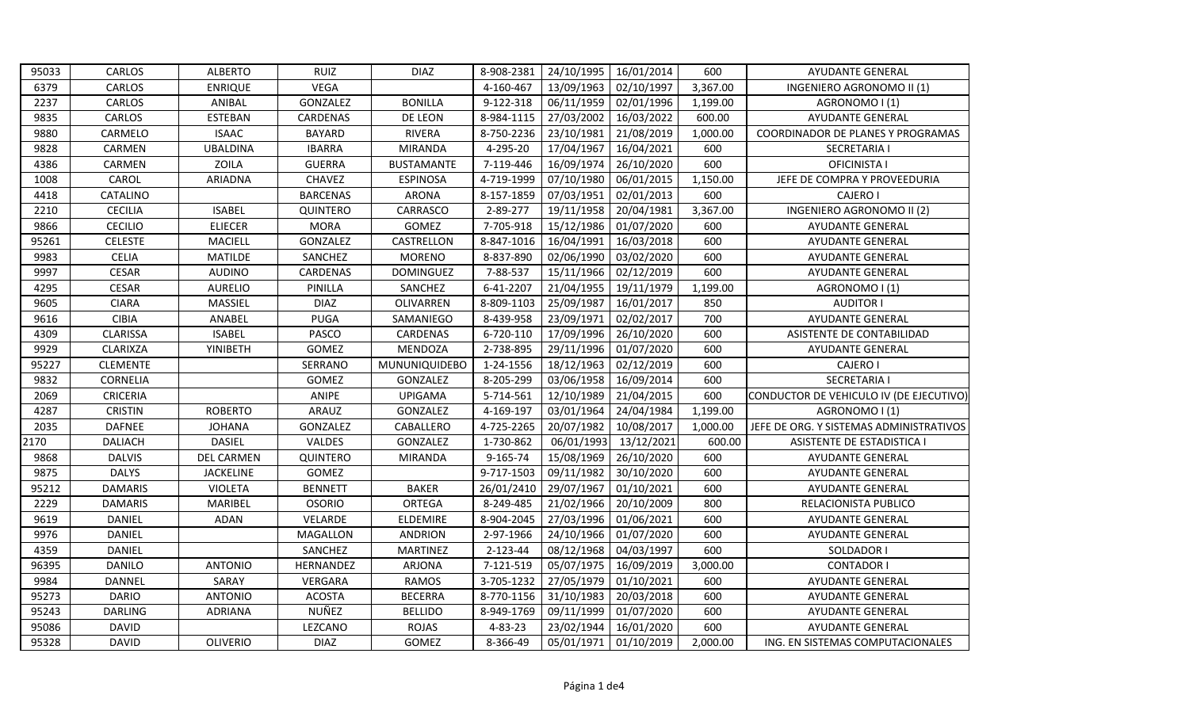| | | | | | | | | | |
|---|---|---|---|---|---|---|---|---|---|
| 95033 | CARLOS | ALBERTO | RUIZ | DIAZ | 8-908-2381 | 24/10/1995 | 16/01/2014 | 600 | AYUDANTE GENERAL |
| 6379 | CARLOS | ENRIQUE | VEGA | | 4-160-467 | 13/09/1963 | 02/10/1997 | 3,367.00 | INGENIERO AGRONOMO II (1) |
| 2237 | CARLOS | ANIBAL | GONZALEZ | BONILLA | 9-122-318 | 06/11/1959 | 02/01/1996 | 1,199.00 | AGRONOMO I (1) |
| 9835 | CARLOS | ESTEBAN | CARDENAS | DE LEON | 8-984-1115 | 27/03/2002 | 16/03/2022 | 600.00 | AYUDANTE GENERAL |
| 9880 | CARMELO | ISAAC | BAYARD | RIVERA | 8-750-2236 | 23/10/1981 | 21/08/2019 | 1,000.00 | COORDINADOR DE PLANES Y PROGRAMAS |
| 9828 | CARMEN | UBALDINA | IBARRA | MIRANDA | 4-295-20 | 17/04/1967 | 16/04/2021 | 600 | SECRETARIA I |
| 4386 | CARMEN | ZOILA | GUERRA | BUSTAMANTE | 7-119-446 | 16/09/1974 | 26/10/2020 | 600 | OFICINISTA I |
| 1008 | CAROL | ARIADNA | CHAVEZ | ESPINOSA | 4-719-1999 | 07/10/1980 | 06/01/2015 | 1,150.00 | JEFE DE COMPRA Y PROVEEDURIA |
| 4418 | CATALINO | | BARCENAS | ARONA | 8-157-1859 | 07/03/1951 | 02/01/2013 | 600 | CAJERO I |
| 2210 | CECILIA | ISABEL | QUINTERO | CARRASCO | 2-89-277 | 19/11/1958 | 20/04/1981 | 3,367.00 | INGENIERO AGRONOMO II (2) |
| 9866 | CECILIO | ELIECER | MORA | GOMEZ | 7-705-918 | 15/12/1986 | 01/07/2020 | 600 | AYUDANTE GENERAL |
| 95261 | CELESTE | MACIELL | GONZALEZ | CASTRELLON | 8-847-1016 | 16/04/1991 | 16/03/2018 | 600 | AYUDANTE GENERAL |
| 9983 | CELIA | MATILDE | SANCHEZ | MORENO | 8-837-890 | 02/06/1990 | 03/02/2020 | 600 | AYUDANTE GENERAL |
| 9997 | CESAR | AUDINO | CARDENAS | DOMINGUEZ | 7-88-537 | 15/11/1966 | 02/12/2019 | 600 | AYUDANTE GENERAL |
| 4295 | CESAR | AURELIO | PINILLA | SANCHEZ | 6-41-2207 | 21/04/1955 | 19/11/1979 | 1,199.00 | AGRONOMO I (1) |
| 9605 | CIARA | MASSIEL | DIAZ | OLIVARREN | 8-809-1103 | 25/09/1987 | 16/01/2017 | 850 | AUDITOR I |
| 9616 | CIBIA | ANABEL | PUGA | SAMANIEGO | 8-439-958 | 23/09/1971 | 02/02/2017 | 700 | AYUDANTE GENERAL |
| 4309 | CLARISSA | ISABEL | PASCO | CARDENAS | 6-720-110 | 17/09/1996 | 26/10/2020 | 600 | ASISTENTE DE CONTABILIDAD |
| 9929 | CLARIXZA | YINIBETH | GOMEZ | MENDOZA | 2-738-895 | 29/11/1996 | 01/07/2020 | 600 | AYUDANTE GENERAL |
| 95227 | CLEMENTE | | SERRANO | MUNUNIQUIDEBO | 1-24-1556 | 18/12/1963 | 02/12/2019 | 600 | CAJERO I |
| 9832 | CORNELIA | | GOMEZ | GONZALEZ | 8-205-299 | 03/06/1958 | 16/09/2014 | 600 | SECRETARIA I |
| 2069 | CRICERIA | | ANIPE | UPIGAMA | 5-714-561 | 12/10/1989 | 21/04/2015 | 600 | CONDUCTOR DE VEHICULO IV (DE EJECUTIVO) |
| 4287 | CRISTIN | ROBERTO | ARAUZ | GONZALEZ | 4-169-197 | 03/01/1964 | 24/04/1984 | 1,199.00 | AGRONOMO I (1) |
| 2035 | DAFNEE | JOHANA | GONZALEZ | CABALLERO | 4-725-2265 | 20/07/1982 | 10/08/2017 | 1,000.00 | JEFE DE ORG. Y SISTEMAS ADMINISTRATIVOS |
| 2170 | DALIACH | DASIEL | VALDES | GONZALEZ | 1-730-862 | 06/01/1993 | 13/12/2021 | 600.00 | ASISTENTE DE ESTADISTICA I |
| 9868 | DALVIS | DEL CARMEN | QUINTERO | MIRANDA | 9-165-74 | 15/08/1969 | 26/10/2020 | 600 | AYUDANTE GENERAL |
| 9875 | DALYS | JACKELINE | GOMEZ | | 9-717-1503 | 09/11/1982 | 30/10/2020 | 600 | AYUDANTE GENERAL |
| 95212 | DAMARIS | VIOLETA | BENNETT | BAKER | 26/01/2410 | 29/07/1967 | 01/10/2021 | 600 | AYUDANTE GENERAL |
| 2229 | DAMARIS | MARIBEL | OSORIO | ORTEGA | 8-249-485 | 21/02/1966 | 20/10/2009 | 800 | RELACIONISTA PUBLICO |
| 9619 | DANIEL | ADAN | VELARDE | ELDEMIRE | 8-904-2045 | 27/03/1996 | 01/06/2021 | 600 | AYUDANTE GENERAL |
| 9976 | DANIEL | | MAGALLON | ANDRION | 2-97-1966 | 24/10/1966 | 01/07/2020 | 600 | AYUDANTE GENERAL |
| 4359 | DANIEL | | SANCHEZ | MARTINEZ | 2-123-44 | 08/12/1968 | 04/03/1997 | 600 | SOLDADOR I |
| 96395 | DANILO | ANTONIO | HERNANDEZ | ARJONA | 7-121-519 | 05/07/1975 | 16/09/2019 | 3,000.00 | CONTADOR I |
| 9984 | DANNEL | SARAY | VERGARA | RAMOS | 3-705-1232 | 27/05/1979 | 01/10/2021 | 600 | AYUDANTE GENERAL |
| 95273 | DARIO | ANTONIO | ACOSTA | BECERRA | 8-770-1156 | 31/10/1983 | 20/03/2018 | 600 | AYUDANTE GENERAL |
| 95243 | DARLING | ADRIANA | NUÑEZ | BELLIDO | 8-949-1769 | 09/11/1999 | 01/07/2020 | 600 | AYUDANTE GENERAL |
| 95086 | DAVID | | LEZCANO | ROJAS | 4-83-23 | 23/02/1944 | 16/01/2020 | 600 | AYUDANTE GENERAL |
| 95328 | DAVID | OLIVERIO | DIAZ | GOMEZ | 8-366-49 | 05/01/1971 | 01/10/2019 | 2,000.00 | ING. EN SISTEMAS COMPUTACIONALES |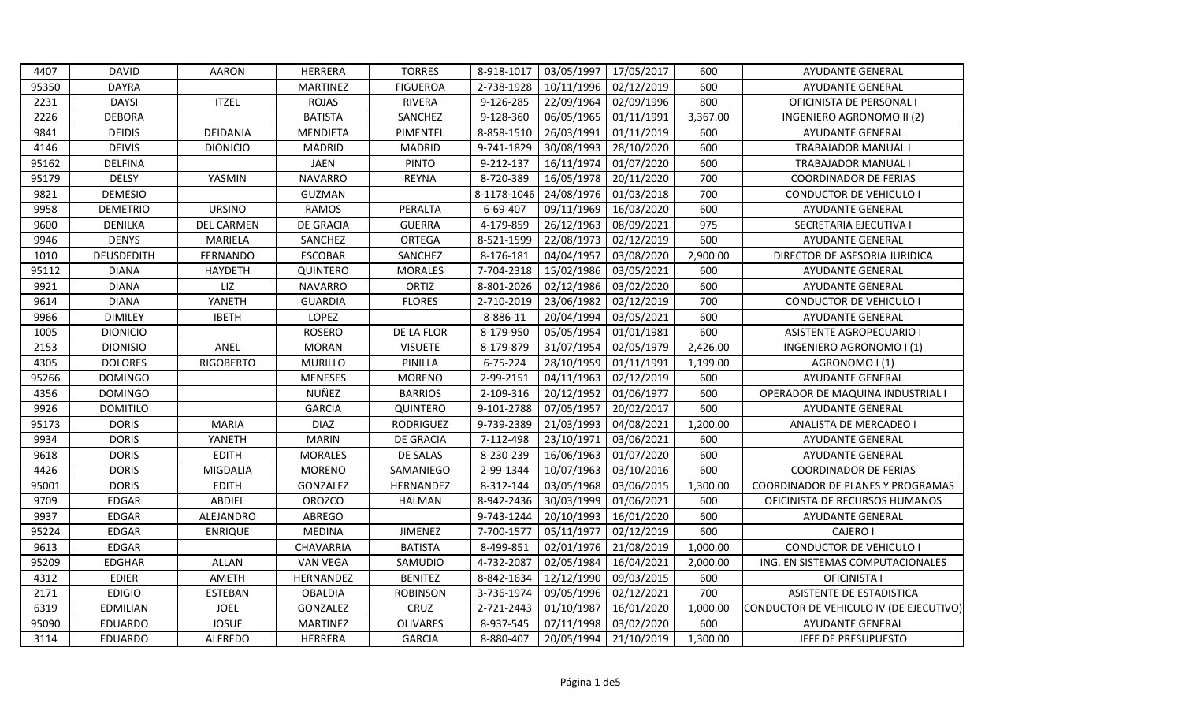| 4407 | DAVID | AARON | HERRERA | TORRES | 8-918-1017 | 03/05/1997 | 17/05/2017 | 600 | AYUDANTE GENERAL |
|---|---|---|---|---|---|---|---|---|---|
| 95350 | DAYRA | | MARTINEZ | FIGUEROA | 2-738-1928 | 10/11/1996 | 02/12/2019 | 600 | AYUDANTE GENERAL |
| 2231 | DAYSI | ITZEL | ROJAS | RIVERA | 9-126-285 | 22/09/1964 | 02/09/1996 | 800 | OFICINISTA DE PERSONAL I |
| 2226 | DEBORA | | BATISTA | SANCHEZ | 9-128-360 | 06/05/1965 | 01/11/1991 | 3,367.00 | INGENIERO AGRONOMO II (2) |
| 9841 | DEIDIS | DEIDANIA | MENDIETA | PIMENTEL | 8-858-1510 | 26/03/1991 | 01/11/2019 | 600 | AYUDANTE GENERAL |
| 4146 | DEIVIS | DIONICIO | MADRID | MADRID | 9-741-1829 | 30/08/1993 | 28/10/2020 | 600 | TRABAJADOR MANUAL I |
| 95162 | DELFINA | | JAEN | PINTO | 9-212-137 | 16/11/1974 | 01/07/2020 | 600 | TRABAJADOR MANUAL I |
| 95179 | DELSY | YASMIN | NAVARRO | REYNA | 8-720-389 | 16/05/1978 | 20/11/2020 | 700 | COORDINADOR DE FERIAS |
| 9821 | DEMESIO | | GUZMAN | | 8-1178-1046 | 24/08/1976 | 01/03/2018 | 700 | CONDUCTOR DE VEHICULO I |
| 9958 | DEMETRIO | URSINO | RAMOS | PERALTA | 6-69-407 | 09/11/1969 | 16/03/2020 | 600 | AYUDANTE GENERAL |
| 9600 | DENILKA | DEL CARMEN | DE GRACIA | GUERRA | 4-179-859 | 26/12/1963 | 08/09/2021 | 975 | SECRETARIA EJECUTIVA I |
| 9946 | DENYS | MARIELA | SANCHEZ | ORTEGA | 8-521-1599 | 22/08/1973 | 02/12/2019 | 600 | AYUDANTE GENERAL |
| 1010 | DEUSDEDITH | FERNANDO | ESCOBAR | SANCHEZ | 8-176-181 | 04/04/1957 | 03/08/2020 | 2,900.00 | DIRECTOR DE ASESORIA JURIDICA |
| 95112 | DIANA | HAYDETH | QUINTERO | MORALES | 7-704-2318 | 15/02/1986 | 03/05/2021 | 600 | AYUDANTE GENERAL |
| 9921 | DIANA | LIZ | NAVARRO | ORTIZ | 8-801-2026 | 02/12/1986 | 03/02/2020 | 600 | AYUDANTE GENERAL |
| 9614 | DIANA | YANETH | GUARDIA | FLORES | 2-710-2019 | 23/06/1982 | 02/12/2019 | 700 | CONDUCTOR DE VEHICULO I |
| 9966 | DIMILEY | IBETH | LOPEZ | | 8-886-11 | 20/04/1994 | 03/05/2021 | 600 | AYUDANTE GENERAL |
| 1005 | DIONICIO | | ROSERO | DE LA FLOR | 8-179-950 | 05/05/1954 | 01/01/1981 | 600 | ASISTENTE AGROPECUARIO I |
| 2153 | DIONISIO | ANEL | MORAN | VISUETE | 8-179-879 | 31/07/1954 | 02/05/1979 | 2,426.00 | INGENIERO AGRONOMO I (1) |
| 4305 | DOLORES | RIGOBERTO | MURILLO | PINILLA | 6-75-224 | 28/10/1959 | 01/11/1991 | 1,199.00 | AGRONOMO I (1) |
| 95266 | DOMINGO | | MENESES | MORENO | 2-99-2151 | 04/11/1963 | 02/12/2019 | 600 | AYUDANTE GENERAL |
| 4356 | DOMINGO | | NUÑEZ | BARRIOS | 2-109-316 | 20/12/1952 | 01/06/1977 | 600 | OPERADOR DE MAQUINA INDUSTRIAL I |
| 9926 | DOMITILO | | GARCIA | QUINTERO | 9-101-2788 | 07/05/1957 | 20/02/2017 | 600 | AYUDANTE GENERAL |
| 95173 | DORIS | MARIA | DIAZ | RODRIGUEZ | 9-739-2389 | 21/03/1993 | 04/08/2021 | 1,200.00 | ANALISTA DE MERCADEO I |
| 9934 | DORIS | YANETH | MARIN | DE GRACIA | 7-112-498 | 23/10/1971 | 03/06/2021 | 600 | AYUDANTE GENERAL |
| 9618 | DORIS | EDITH | MORALES | DE SALAS | 8-230-239 | 16/06/1963 | 01/07/2020 | 600 | AYUDANTE GENERAL |
| 4426 | DORIS | MIGDALIA | MORENO | SAMANIEGO | 2-99-1344 | 10/07/1963 | 03/10/2016 | 600 | COORDINADOR DE FERIAS |
| 95001 | DORIS | EDITH | GONZALEZ | HERNANDEZ | 8-312-144 | 03/05/1968 | 03/06/2015 | 1,300.00 | COORDINADOR DE PLANES Y PROGRAMAS |
| 9709 | EDGAR | ABDIEL | OROZCO | HALMAN | 8-942-2436 | 30/03/1999 | 01/06/2021 | 600 | OFICINISTA DE RECURSOS HUMANOS |
| 9937 | EDGAR | ALEJANDRO | ABREGO | | 9-743-1244 | 20/10/1993 | 16/01/2020 | 600 | AYUDANTE GENERAL |
| 95224 | EDGAR | ENRIQUE | MEDINA | JIMENEZ | 7-700-1577 | 05/11/1977 | 02/12/2019 | 600 | CAJERO I |
| 9613 | EDGAR | | CHAVARRIA | BATISTA | 8-499-851 | 02/01/1976 | 21/08/2019 | 1,000.00 | CONDUCTOR DE VEHICULO I |
| 95209 | EDGHAR | ALLAN | VAN VEGA | SAMUDIO | 4-732-2087 | 02/05/1984 | 16/04/2021 | 2,000.00 | ING. EN SISTEMAS COMPUTACIONALES |
| 4312 | EDIER | AMETH | HERNANDEZ | BENITEZ | 8-842-1634 | 12/12/1990 | 09/03/2015 | 600 | OFICINISTA I |
| 2171 | EDIGIO | ESTEBAN | OBALDIA | ROBINSON | 3-736-1974 | 09/05/1996 | 02/12/2021 | 700 | ASISTENTE DE ESTADISTICA |
| 6319 | EDMILIAN | JOEL | GONZALEZ | CRUZ | 2-721-2443 | 01/10/1987 | 16/01/2020 | 1,000.00 | CONDUCTOR DE VEHICULO IV (DE EJECUTIVO) |
| 95090 | EDUARDO | JOSUE | MARTINEZ | OLIVARES | 8-937-545 | 07/11/1998 | 03/02/2020 | 600 | AYUDANTE GENERAL |
| 3114 | EDUARDO | ALFREDO | HERRERA | GARCIA | 8-880-407 | 20/05/1994 | 21/10/2019 | 1,300.00 | JEFE DE PRESUPUESTO |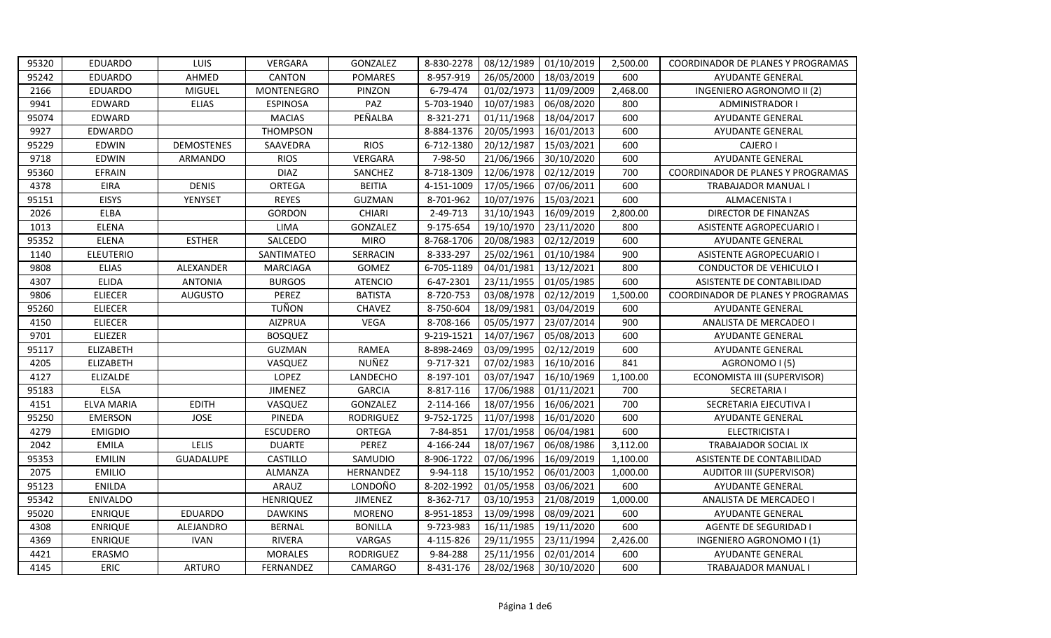| 95320 | EDUARDO | LUIS | VERGARA | GONZALEZ | 8-830-2278 | 08/12/1989 | 01/10/2019 | 2,500.00 | COORDINADOR DE PLANES Y PROGRAMAS |
|---|---|---|---|---|---|---|---|---|---|
| 95242 | EDUARDO | AHMED | CANTON | POMARES | 8-957-919 | 26/05/2000 | 18/03/2019 | 600 | AYUDANTE GENERAL |
| 2166 | EDUARDO | MIGUEL | MONTENEGRO | PINZON | 6-79-474 | 01/02/1973 | 11/09/2009 | 2,468.00 | INGENIERO AGRONOMO II (2) |
| 9941 | EDWARD | ELIAS | ESPINOSA | PAZ | 5-703-1940 | 10/07/1983 | 06/08/2020 | 800 | ADMINISTRADOR I |
| 95074 | EDWARD | | MACIAS | PEÑALBA | 8-321-271 | 01/11/1968 | 18/04/2017 | 600 | AYUDANTE GENERAL |
| 9927 | EDWARDO | | THOMPSON | | 8-884-1376 | 20/05/1993 | 16/01/2013 | 600 | AYUDANTE GENERAL |
| 95229 | EDWIN | DEMOSTENES | SAAVEDRA | RIOS | 6-712-1380 | 20/12/1987 | 15/03/2021 | 600 | CAJERO I |
| 9718 | EDWIN | ARMANDO | RIOS | VERGARA | 7-98-50 | 21/06/1966 | 30/10/2020 | 600 | AYUDANTE GENERAL |
| 95360 | EFRAIN | | DIAZ | SANCHEZ | 8-718-1309 | 12/06/1978 | 02/12/2019 | 700 | COORDINADOR DE PLANES Y PROGRAMAS |
| 4378 | EIRA | DENIS | ORTEGA | BEITIA | 4-151-1009 | 17/05/1966 | 07/06/2011 | 600 | TRABAJADOR MANUAL I |
| 95151 | EISYS | YENYSET | REYES | GUZMAN | 8-701-962 | 10/07/1976 | 15/03/2021 | 600 | ALMACENISTA I |
| 2026 | ELBA | | GORDON | CHIARI | 2-49-713 | 31/10/1943 | 16/09/2019 | 2,800.00 | DIRECTOR DE FINANZAS |
| 1013 | ELENA | | LIMA | GONZALEZ | 9-175-654 | 19/10/1970 | 23/11/2020 | 800 | ASISTENTE AGROPECUARIO I |
| 95352 | ELENA | ESTHER | SALCEDO | MIRO | 8-768-1706 | 20/08/1983 | 02/12/2019 | 600 | AYUDANTE GENERAL |
| 1140 | ELEUTERIO | | SANTIMATEO | SERRACIN | 8-333-297 | 25/02/1961 | 01/10/1984 | 900 | ASISTENTE AGROPECUARIO I |
| 9808 | ELIAS | ALEXANDER | MARCIAGA | GOMEZ | 6-705-1189 | 04/01/1981 | 13/12/2021 | 800 | CONDUCTOR DE VEHICULO I |
| 4307 | ELIDA | ANTONIA | BURGOS | ATENCIO | 6-47-2301 | 23/11/1955 | 01/05/1985 | 600 | ASISTENTE DE CONTABILIDAD |
| 9806 | ELIECER | AUGUSTO | PEREZ | BATISTA | 8-720-753 | 03/08/1978 | 02/12/2019 | 1,500.00 | COORDINADOR DE PLANES Y PROGRAMAS |
| 95260 | ELIECER | | TUÑON | CHAVEZ | 8-750-604 | 18/09/1981 | 03/04/2019 | 600 | AYUDANTE GENERAL |
| 4150 | ELIECER | | AIZPRUA | VEGA | 8-708-166 | 05/05/1977 | 23/07/2014 | 900 | ANALISTA DE MERCADEO I |
| 9701 | ELIEZER | | BOSQUEZ | | 9-219-1521 | 14/07/1967 | 05/08/2013 | 600 | AYUDANTE GENERAL |
| 95117 | ELIZABETH | | GUZMAN | RAMEA | 8-898-2469 | 03/09/1995 | 02/12/2019 | 600 | AYUDANTE GENERAL |
| 4205 | ELIZABETH | | VASQUEZ | NUÑEZ | 9-717-321 | 07/02/1983 | 16/10/2016 | 841 | AGRONOMO I (5) |
| 4127 | ELIZALDE | | LOPEZ | LANDECHO | 8-197-101 | 03/07/1947 | 16/10/1969 | 1,100.00 | ECONOMISTA III (SUPERVISOR) |
| 95183 | ELSA | | JIMENEZ | GARCIA | 8-817-116 | 17/06/1988 | 01/11/2021 | 700 | SECRETARIA I |
| 4151 | ELVA MARIA | EDITH | VASQUEZ | GONZALEZ | 2-114-166 | 18/07/1956 | 16/06/2021 | 700 | SECRETARIA EJECUTIVA I |
| 95250 | EMERSON | JOSE | PINEDA | RODRIGUEZ | 9-752-1725 | 11/07/1998 | 16/01/2020 | 600 | AYUDANTE GENERAL |
| 4279 | EMIGDIO | | ESCUDERO | ORTEGA | 7-84-851 | 17/01/1958 | 06/04/1981 | 600 | ELECTRICISTA I |
| 2042 | EMILA | LELIS | DUARTE | PEREZ | 4-166-244 | 18/07/1967 | 06/08/1986 | 3,112.00 | TRABAJADOR SOCIAL IX |
| 95353 | EMILIN | GUADALUPE | CASTILLO | SAMUDIO | 8-906-1722 | 07/06/1996 | 16/09/2019 | 1,100.00 | ASISTENTE DE CONTABILIDAD |
| 2075 | EMILIO | | ALMANZA | HERNANDEZ | 9-94-118 | 15/10/1952 | 06/01/2003 | 1,000.00 | AUDITOR III (SUPERVISOR) |
| 95123 | ENILDA | | ARAUZ | LONDOÑO | 8-202-1992 | 01/05/1958 | 03/06/2021 | 600 | AYUDANTE GENERAL |
| 95342 | ENIVALDO | | HENRIQUEZ | JIMENEZ | 8-362-717 | 03/10/1953 | 21/08/2019 | 1,000.00 | ANALISTA DE MERCADEO I |
| 95020 | ENRIQUE | EDUARDO | DAWKINS | MORENO | 8-951-1853 | 13/09/1998 | 08/09/2021 | 600 | AYUDANTE GENERAL |
| 4308 | ENRIQUE | ALEJANDRO | BERNAL | BONILLA | 9-723-983 | 16/11/1985 | 19/11/2020 | 600 | AGENTE DE SEGURIDAD I |
| 4369 | ENRIQUE | IVAN | RIVERA | VARGAS | 4-115-826 | 29/11/1955 | 23/11/1994 | 2,426.00 | INGENIERO AGRONOMO I (1) |
| 4421 | ERASMO | | MORALES | RODRIGUEZ | 9-84-288 | 25/11/1956 | 02/01/2014 | 600 | AYUDANTE GENERAL |
| 4145 | ERIC | ARTURO | FERNANDEZ | CAMARGO | 8-431-176 | 28/02/1968 | 30/10/2020 | 600 | TRABAJADOR MANUAL I |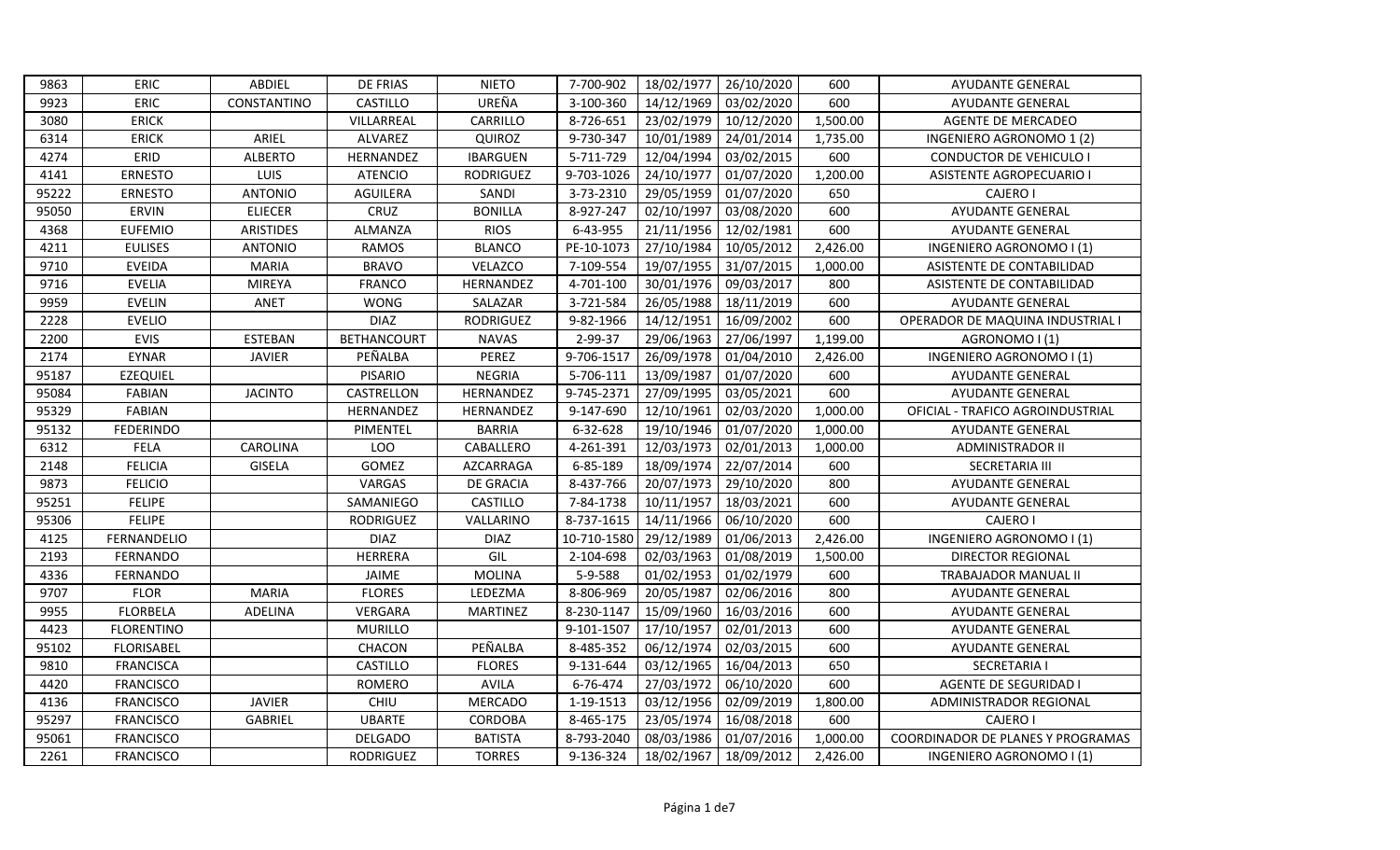| | | | | | | | | | |
|---|---|---|---|---|---|---|---|---|---|
| 9863 | ERIC | ABDIEL | DE FRIAS | NIETO | 7-700-902 | 18/02/1977 | 26/10/2020 | 600 | AYUDANTE GENERAL |
| 9923 | ERIC | CONSTANTINO | CASTILLO | UREÑA | 3-100-360 | 14/12/1969 | 03/02/2020 | 600 | AYUDANTE GENERAL |
| 3080 | ERICK | | VILLARREAL | CARRILLO | 8-726-651 | 23/02/1979 | 10/12/2020 | 1,500.00 | AGENTE DE MERCADEO |
| 6314 | ERICK | ARIEL | ALVAREZ | QUIROZ | 9-730-347 | 10/01/1989 | 24/01/2014 | 1,735.00 | INGENIERO AGRONOMO 1 (2) |
| 4274 | ERID | ALBERTO | HERNANDEZ | IBARGUEN | 5-711-729 | 12/04/1994 | 03/02/2015 | 600 | CONDUCTOR DE VEHICULO I |
| 4141 | ERNESTO | LUIS | ATENCIO | RODRIGUEZ | 9-703-1026 | 24/10/1977 | 01/07/2020 | 1,200.00 | ASISTENTE AGROPECUARIO I |
| 95222 | ERNESTO | ANTONIO | AGUILERA | SANDI | 3-73-2310 | 29/05/1959 | 01/07/2020 | 650 | CAJERO I |
| 95050 | ERVIN | ELIECER | CRUZ | BONILLA | 8-927-247 | 02/10/1997 | 03/08/2020 | 600 | AYUDANTE GENERAL |
| 4368 | EUFEMIO | ARISTIDES | ALMANZA | RIOS | 6-43-955 | 21/11/1956 | 12/02/1981 | 600 | AYUDANTE GENERAL |
| 4211 | EULISES | ANTONIO | RAMOS | BLANCO | PE-10-1073 | 27/10/1984 | 10/05/2012 | 2,426.00 | INGENIERO AGRONOMO I (1) |
| 9710 | EVEIDA | MARIA | BRAVO | VELAZCO | 7-109-554 | 19/07/1955 | 31/07/2015 | 1,000.00 | ASISTENTE DE CONTABILIDAD |
| 9716 | EVELIA | MIREYA | FRANCO | HERNANDEZ | 4-701-100 | 30/01/1976 | 09/03/2017 | 800 | ASISTENTE DE CONTABILIDAD |
| 9959 | EVELIN | ANET | WONG | SALAZAR | 3-721-584 | 26/05/1988 | 18/11/2019 | 600 | AYUDANTE GENERAL |
| 2228 | EVELIO | | DIAZ | RODRIGUEZ | 9-82-1966 | 14/12/1951 | 16/09/2002 | 600 | OPERADOR DE MAQUINA INDUSTRIAL I |
| 2200 | EVIS | ESTEBAN | BETHANCOURT | NAVAS | 2-99-37 | 29/06/1963 | 27/06/1997 | 1,199.00 | AGRONOMO I (1) |
| 2174 | EYNAR | JAVIER | PEÑALBA | PEREZ | 9-706-1517 | 26/09/1978 | 01/04/2010 | 2,426.00 | INGENIERO AGRONOMO I (1) |
| 95187 | EZEQUIEL | | PISARIO | NEGRIA | 5-706-111 | 13/09/1987 | 01/07/2020 | 600 | AYUDANTE GENERAL |
| 95084 | FABIAN | JACINTO | CASTRELLON | HERNANDEZ | 9-745-2371 | 27/09/1995 | 03/05/2021 | 600 | AYUDANTE GENERAL |
| 95329 | FABIAN | | HERNANDEZ | HERNANDEZ | 9-147-690 | 12/10/1961 | 02/03/2020 | 1,000.00 | OFICIAL - TRAFICO AGROINDUSTRIAL |
| 95132 | FEDERINDO | | PIMENTEL | BARRIA | 6-32-628 | 19/10/1946 | 01/07/2020 | 1,000.00 | AYUDANTE GENERAL |
| 6312 | FELA | CAROLINA | LOO | CABALLERO | 4-261-391 | 12/03/1973 | 02/01/2013 | 1,000.00 | ADMINISTRADOR II |
| 2148 | FELICIA | GISELA | GOMEZ | AZCARRAGA | 6-85-189 | 18/09/1974 | 22/07/2014 | 600 | SECRETARIA III |
| 9873 | FELICIO | | VARGAS | DE GRACIA | 8-437-766 | 20/07/1973 | 29/10/2020 | 800 | AYUDANTE GENERAL |
| 95251 | FELIPE | | SAMANIEGO | CASTILLO | 7-84-1738 | 10/11/1957 | 18/03/2021 | 600 | AYUDANTE GENERAL |
| 95306 | FELIPE | | RODRIGUEZ | VALLARINO | 8-737-1615 | 14/11/1966 | 06/10/2020 | 600 | CAJERO I |
| 4125 | FERNANDELIO | | DIAZ | DIAZ | 10-710-1580 | 29/12/1989 | 01/06/2013 | 2,426.00 | INGENIERO AGRONOMO I (1) |
| 2193 | FERNANDO | | HERRERA | GIL | 2-104-698 | 02/03/1963 | 01/08/2019 | 1,500.00 | DIRECTOR REGIONAL |
| 4336 | FERNANDO | | JAIME | MOLINA | 5-9-588 | 01/02/1953 | 01/02/1979 | 600 | TRABAJADOR MANUAL II |
| 9707 | FLOR | MARIA | FLORES | LEDEZMA | 8-806-969 | 20/05/1987 | 02/06/2016 | 800 | AYUDANTE GENERAL |
| 9955 | FLORBELA | ADELINA | VERGARA | MARTINEZ | 8-230-1147 | 15/09/1960 | 16/03/2016 | 600 | AYUDANTE GENERAL |
| 4423 | FLORENTINO | | MURILLO | | 9-101-1507 | 17/10/1957 | 02/01/2013 | 600 | AYUDANTE GENERAL |
| 95102 | FLORISABEL | | CHACON | PEÑALBA | 8-485-352 | 06/12/1974 | 02/03/2015 | 600 | AYUDANTE GENERAL |
| 9810 | FRANCISCA | | CASTILLO | FLORES | 9-131-644 | 03/12/1965 | 16/04/2013 | 650 | SECRETARIA I |
| 4420 | FRANCISCO | | ROMERO | AVILA | 6-76-474 | 27/03/1972 | 06/10/2020 | 600 | AGENTE DE SEGURIDAD I |
| 4136 | FRANCISCO | JAVIER | CHIU | MERCADO | 1-19-1513 | 03/12/1956 | 02/09/2019 | 1,800.00 | ADMINISTRADOR REGIONAL |
| 95297 | FRANCISCO | GABRIEL | UBARTE | CORDOBA | 8-465-175 | 23/05/1974 | 16/08/2018 | 600 | CAJERO I |
| 95061 | FRANCISCO | | DELGADO | BATISTA | 8-793-2040 | 08/03/1986 | 01/07/2016 | 1,000.00 | COORDINADOR DE PLANES Y PROGRAMAS |
| 2261 | FRANCISCO | | RODRIGUEZ | TORRES | 9-136-324 | 18/02/1967 | 18/09/2012 | 2,426.00 | INGENIERO AGRONOMO I (1) |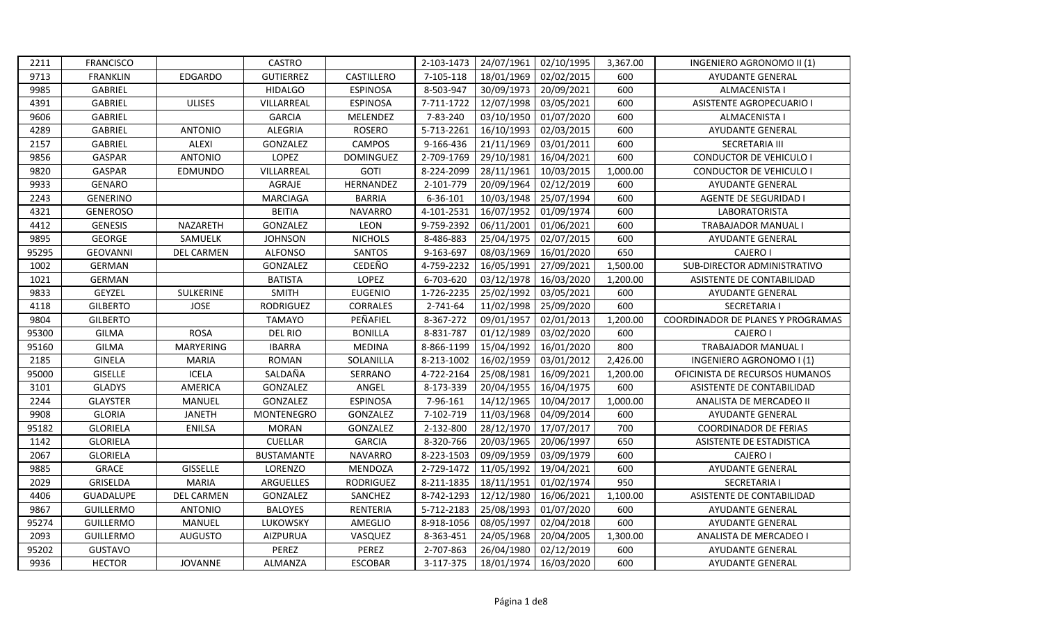| | | | | | | | | | |
|---|---|---|---|---|---|---|---|---|---|
| 2211 | FRANCISCO | | CASTRO | | 2-103-1473 | 24/07/1961 | 02/10/1995 | 3,367.00 | INGENIERO AGRONOMO II (1) |
| 9713 | FRANKLIN | EDGARDO | GUTIERREZ | CASTILLERO | 7-105-118 | 18/01/1969 | 02/02/2015 | 600 | AYUDANTE GENERAL |
| 9985 | GABRIEL | | HIDALGO | ESPINOSA | 8-503-947 | 30/09/1973 | 20/09/2021 | 600 | ALMACENISTA I |
| 4391 | GABRIEL | ULISES | VILLARREAL | ESPINOSA | 7-711-1722 | 12/07/1998 | 03/05/2021 | 600 | ASISTENTE AGROPECUARIO I |
| 9606 | GABRIEL | | GARCIA | MELENDEZ | 7-83-240 | 03/10/1950 | 01/07/2020 | 600 | ALMACENISTA I |
| 4289 | GABRIEL | ANTONIO | ALEGRIA | ROSERO | 5-713-2261 | 16/10/1993 | 02/03/2015 | 600 | AYUDANTE GENERAL |
| 2157 | GABRIEL | ALEXI | GONZALEZ | CAMPOS | 9-166-436 | 21/11/1969 | 03/01/2011 | 600 | SECRETARIA III |
| 9856 | GASPAR | ANTONIO | LOPEZ | DOMINGUEZ | 2-709-1769 | 29/10/1981 | 16/04/2021 | 600 | CONDUCTOR DE VEHICULO I |
| 9820 | GASPAR | EDMUNDO | VILLARREAL | GOTI | 8-224-2099 | 28/11/1961 | 10/03/2015 | 1,000.00 | CONDUCTOR DE VEHICULO I |
| 9933 | GENARO | | AGRAJE | HERNANDEZ | 2-101-779 | 20/09/1964 | 02/12/2019 | 600 | AYUDANTE GENERAL |
| 2243 | GENERINO | | MARCIAGA | BARRIA | 6-36-101 | 10/03/1948 | 25/07/1994 | 600 | AGENTE DE SEGURIDAD I |
| 4321 | GENEROSO | | BEITIA | NAVARRO | 4-101-2531 | 16/07/1952 | 01/09/1974 | 600 | LABORATORISTA |
| 4412 | GENESIS | NAZARETH | GONZALEZ | LEON | 9-759-2392 | 06/11/2001 | 01/06/2021 | 600 | TRABAJADOR MANUAL I |
| 9895 | GEORGE | SAMUELK | JOHNSON | NICHOLS | 8-486-883 | 25/04/1975 | 02/07/2015 | 600 | AYUDANTE GENERAL |
| 95295 | GEOVANNI | DEL CARMEN | ALFONSO | SANTOS | 9-163-697 | 08/03/1969 | 16/01/2020 | 650 | CAJERO I |
| 1002 | GERMAN | | GONZALEZ | CEDEÑO | 4-759-2232 | 16/05/1991 | 27/09/2021 | 1,500.00 | SUB-DIRECTOR ADMINISTRATIVO |
| 1021 | GERMAN | | BATISTA | LOPEZ | 6-703-620 | 03/12/1978 | 16/03/2020 | 1,200.00 | ASISTENTE DE CONTABILIDAD |
| 9833 | GEYZEL | SULKERINE | SMITH | EUGENIO | 1-726-2235 | 25/02/1992 | 03/05/2021 | 600 | AYUDANTE GENERAL |
| 4118 | GILBERTO | JOSE | RODRIGUEZ | CORRALES | 2-741-64 | 11/02/1998 | 25/09/2020 | 600 | SECRETARIA I |
| 9804 | GILBERTO | | TAMAYO | PEÑAFIEL | 8-367-272 | 09/01/1957 | 02/01/2013 | 1,200.00 | COORDINADOR DE PLANES Y PROGRAMAS |
| 95300 | GILMA | ROSA | DEL RIO | BONILLA | 8-831-787 | 01/12/1989 | 03/02/2020 | 600 | CAJERO I |
| 95160 | GILMA | MARYERING | IBARRA | MEDINA | 8-866-1199 | 15/04/1992 | 16/01/2020 | 800 | TRABAJADOR MANUAL I |
| 2185 | GINELA | MARIA | ROMAN | SOLANILLA | 8-213-1002 | 16/02/1959 | 03/01/2012 | 2,426.00 | INGENIERO AGRONOMO I (1) |
| 95000 | GISELLE | ICELA | SALDAÑA | SERRANO | 4-722-2164 | 25/08/1981 | 16/09/2021 | 1,200.00 | OFICINISTA DE RECURSOS HUMANOS |
| 3101 | GLADYS | AMERICA | GONZALEZ | ANGEL | 8-173-339 | 20/04/1955 | 16/04/1975 | 600 | ASISTENTE DE CONTABILIDAD |
| 2244 | GLAYSTER | MANUEL | GONZALEZ | ESPINOSA | 7-96-161 | 14/12/1965 | 10/04/2017 | 1,000.00 | ANALISTA DE MERCADEO II |
| 9908 | GLORIA | JANETH | MONTENEGRO | GONZALEZ | 7-102-719 | 11/03/1968 | 04/09/2014 | 600 | AYUDANTE GENERAL |
| 95182 | GLORIELA | ENILSA | MORAN | GONZALEZ | 2-132-800 | 28/12/1970 | 17/07/2017 | 700 | COORDINADOR DE FERIAS |
| 1142 | GLORIELA | | CUELLAR | GARCIA | 8-320-766 | 20/03/1965 | 20/06/1997 | 650 | ASISTENTE DE ESTADISTICA |
| 2067 | GLORIELA | | BUSTAMANTE | NAVARRO | 8-223-1503 | 09/09/1959 | 03/09/1979 | 600 | CAJERO I |
| 9885 | GRACE | GISSELLE | LORENZO | MENDOZA | 2-729-1472 | 11/05/1992 | 19/04/2021 | 600 | AYUDANTE GENERAL |
| 2029 | GRISELDA | MARIA | ARGUELLES | RODRIGUEZ | 8-211-1835 | 18/11/1951 | 01/02/1974 | 950 | SECRETARIA I |
| 4406 | GUADALUPE | DEL CARMEN | GONZALEZ | SANCHEZ | 8-742-1293 | 12/12/1980 | 16/06/2021 | 1,100.00 | ASISTENTE DE CONTABILIDAD |
| 9867 | GUILLERMO | ANTONIO | BALOYES | RENTERIA | 5-712-2183 | 25/08/1993 | 01/07/2020 | 600 | AYUDANTE GENERAL |
| 95274 | GUILLERMO | MANUEL | LUKOWSKY | AMEGLIO | 8-918-1056 | 08/05/1997 | 02/04/2018 | 600 | AYUDANTE GENERAL |
| 2093 | GUILLERMO | AUGUSTO | AIZPURUA | VASQUEZ | 8-363-451 | 24/05/1968 | 20/04/2005 | 1,300.00 | ANALISTA DE MERCADEO I |
| 95202 | GUSTAVO | | PEREZ | PEREZ | 2-707-863 | 26/04/1980 | 02/12/2019 | 600 | AYUDANTE GENERAL |
| 9936 | HECTOR | JOVANNE | ALMANZA | ESCOBAR | 3-117-375 | 18/01/1974 | 16/03/2020 | 600 | AYUDANTE GENERAL |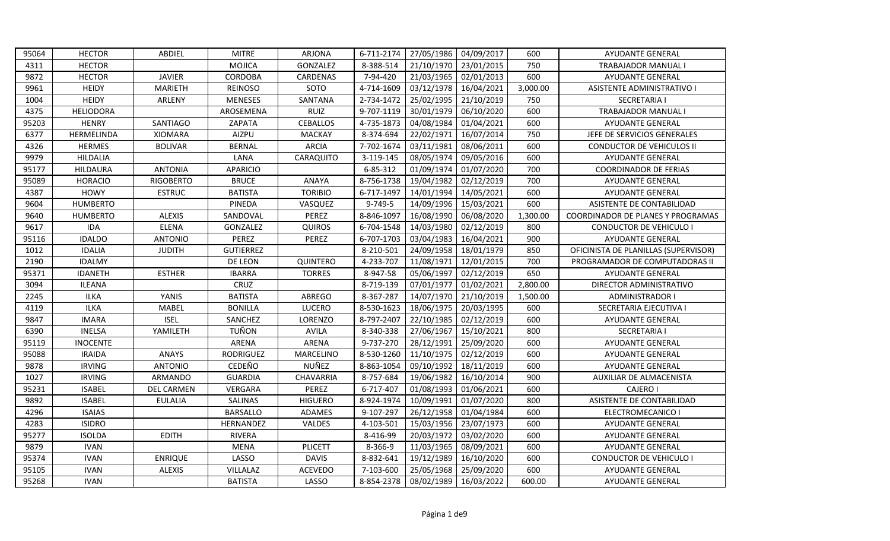| | | | | | | | | | |
|---|---|---|---|---|---|---|---|---|---|
| 95064 | HECTOR | ABDIEL | MITRE | ARJONA | 6-711-2174 | 27/05/1986 | 04/09/2017 | 600 | AYUDANTE GENERAL |
| 4311 | HECTOR | | MOJICA | GONZALEZ | 8-388-514 | 21/10/1970 | 23/01/2015 | 750 | TRABAJADOR MANUAL I |
| 9872 | HECTOR | JAVIER | CORDOBA | CARDENAS | 7-94-420 | 21/03/1965 | 02/01/2013 | 600 | AYUDANTE GENERAL |
| 9961 | HEIDY | MARIETH | REINOSO | SOTO | 4-714-1609 | 03/12/1978 | 16/04/2021 | 3,000.00 | ASISTENTE ADMINISTRATIVO I |
| 1004 | HEIDY | ARLENY | MENESES | SANTANA | 2-734-1472 | 25/02/1995 | 21/10/2019 | 750 | SECRETARIA I |
| 4375 | HELIODORA | | AROSEMENA | RUIZ | 9-707-1119 | 30/01/1979 | 06/10/2020 | 600 | TRABAJADOR MANUAL I |
| 95203 | HENRY | SANTIAGO | ZAPATA | CEBALLOS | 4-735-1873 | 04/08/1984 | 01/04/2021 | 600 | AYUDANTE GENERAL |
| 6377 | HERMELINDA | XIOMARA | AIZPU | MACKAY | 8-374-694 | 22/02/1971 | 16/07/2014 | 750 | JEFE DE SERVICIOS GENERALES |
| 4326 | HERMES | BOLIVAR | BERNAL | ARCIA | 7-702-1674 | 03/11/1981 | 08/06/2011 | 600 | CONDUCTOR DE VEHICULOS II |
| 9979 | HILDALIA | | LANA | CARAQUITO | 3-119-145 | 08/05/1974 | 09/05/2016 | 600 | AYUDANTE GENERAL |
| 95177 | HILDAURA | ANTONIA | APARICIO | | 6-85-312 | 01/09/1974 | 01/07/2020 | 700 | COORDINADOR DE FERIAS |
| 95089 | HORACIO | RIGOBERTO | BRUCE | ANAYA | 8-756-1738 | 19/04/1982 | 02/12/2019 | 700 | AYUDANTE GENERAL |
| 4387 | HOWY | ESTRUC | BATISTA | TORIBIO | 6-717-1497 | 14/01/1994 | 14/05/2021 | 600 | AYUDANTE GENERAL |
| 9604 | HUMBERTO | | PINEDA | VASQUEZ | 9-749-5 | 14/09/1996 | 15/03/2021 | 600 | ASISTENTE DE CONTABILIDAD |
| 9640 | HUMBERTO | ALEXIS | SANDOVAL | PEREZ | 8-846-1097 | 16/08/1990 | 06/08/2020 | 1,300.00 | COORDINADOR DE PLANES Y PROGRAMAS |
| 9617 | IDA | ELENA | GONZALEZ | QUIROS | 6-704-1548 | 14/03/1980 | 02/12/2019 | 800 | CONDUCTOR DE VEHICULO I |
| 95116 | IDALDO | ANTONIO | PEREZ | PEREZ | 6-707-1703 | 03/04/1983 | 16/04/2021 | 900 | AYUDANTE GENERAL |
| 1012 | IDALIA | JUDITH | GUTIERREZ | | 8-210-501 | 24/09/1958 | 18/01/1979 | 850 | OFICINISTA DE PLANILLAS (SUPERVISOR) |
| 2190 | IDALMY | | DE LEON | QUINTERO | 4-233-707 | 11/08/1971 | 12/01/2015 | 700 | PROGRAMADOR DE COMPUTADORAS II |
| 95371 | IDANETH | ESTHER | IBARRA | TORRES | 8-947-58 | 05/06/1997 | 02/12/2019 | 650 | AYUDANTE GENERAL |
| 3094 | ILEANA | | CRUZ | | 8-719-139 | 07/01/1977 | 01/02/2021 | 2,800.00 | DIRECTOR ADMINISTRATIVO |
| 2245 | ILKA | YANIS | BATISTA | ABREGO | 8-367-287 | 14/07/1970 | 21/10/2019 | 1,500.00 | ADMINISTRADOR I |
| 4119 | ILKA | MABEL | BONILLA | LUCERO | 8-530-1623 | 18/06/1975 | 20/03/1995 | 600 | SECRETARIA EJECUTIVA I |
| 9847 | IMARA | ISEL | SANCHEZ | LORENZO | 8-797-2407 | 22/10/1985 | 02/12/2019 | 600 | AYUDANTE GENERAL |
| 6390 | INELSA | YAMILETH | TUÑON | AVILA | 8-340-338 | 27/06/1967 | 15/10/2021 | 800 | SECRETARIA I |
| 95119 | INOCENTE | | ARENA | ARENA | 9-737-270 | 28/12/1991 | 25/09/2020 | 600 | AYUDANTE GENERAL |
| 95088 | IRAIDA | ANAYS | RODRIGUEZ | MARCELINO | 8-530-1260 | 11/10/1975 | 02/12/2019 | 600 | AYUDANTE GENERAL |
| 9878 | IRVING | ANTONIO | CEDEÑO | NUÑEZ | 8-863-1054 | 09/10/1992 | 18/11/2019 | 600 | AYUDANTE GENERAL |
| 1027 | IRVING | ARMANDO | GUARDIA | CHAVARRIA | 8-757-684 | 19/06/1982 | 16/10/2014 | 900 | AUXILIAR DE ALMACENISTA |
| 95231 | ISABEL | DEL CARMEN | VERGARA | PEREZ | 6-717-407 | 01/08/1993 | 01/06/2021 | 600 | CAJERO I |
| 9892 | ISABEL | EULALIA | SALINAS | HIGUERO | 8-924-1974 | 10/09/1991 | 01/07/2020 | 800 | ASISTENTE DE CONTABILIDAD |
| 4296 | ISAIAS | | BARSALLO | ADAMES | 9-107-297 | 26/12/1958 | 01/04/1984 | 600 | ELECTROMECANICO I |
| 4283 | ISIDRO | | HERNANDEZ | VALDES | 4-103-501 | 15/03/1956 | 23/07/1973 | 600 | AYUDANTE GENERAL |
| 95277 | ISOLDA | EDITH | RIVERA | | 8-416-99 | 20/03/1972 | 03/02/2020 | 600 | AYUDANTE GENERAL |
| 9879 | IVAN | | MENA | PLICETT | 8-366-9 | 11/03/1965 | 08/09/2021 | 600 | AYUDANTE GENERAL |
| 95374 | IVAN | ENRIQUE | LASSO | DAVIS | 8-832-641 | 19/12/1989 | 16/10/2020 | 600 | CONDUCTOR DE VEHICULO I |
| 95105 | IVAN | ALEXIS | VILLALAZ | ACEVEDO | 7-103-600 | 25/05/1968 | 25/09/2020 | 600 | AYUDANTE GENERAL |
| 95268 | IVAN | | BATISTA | LASSO | 8-854-2378 | 08/02/1989 | 16/03/2022 | 600.00 | AYUDANTE GENERAL |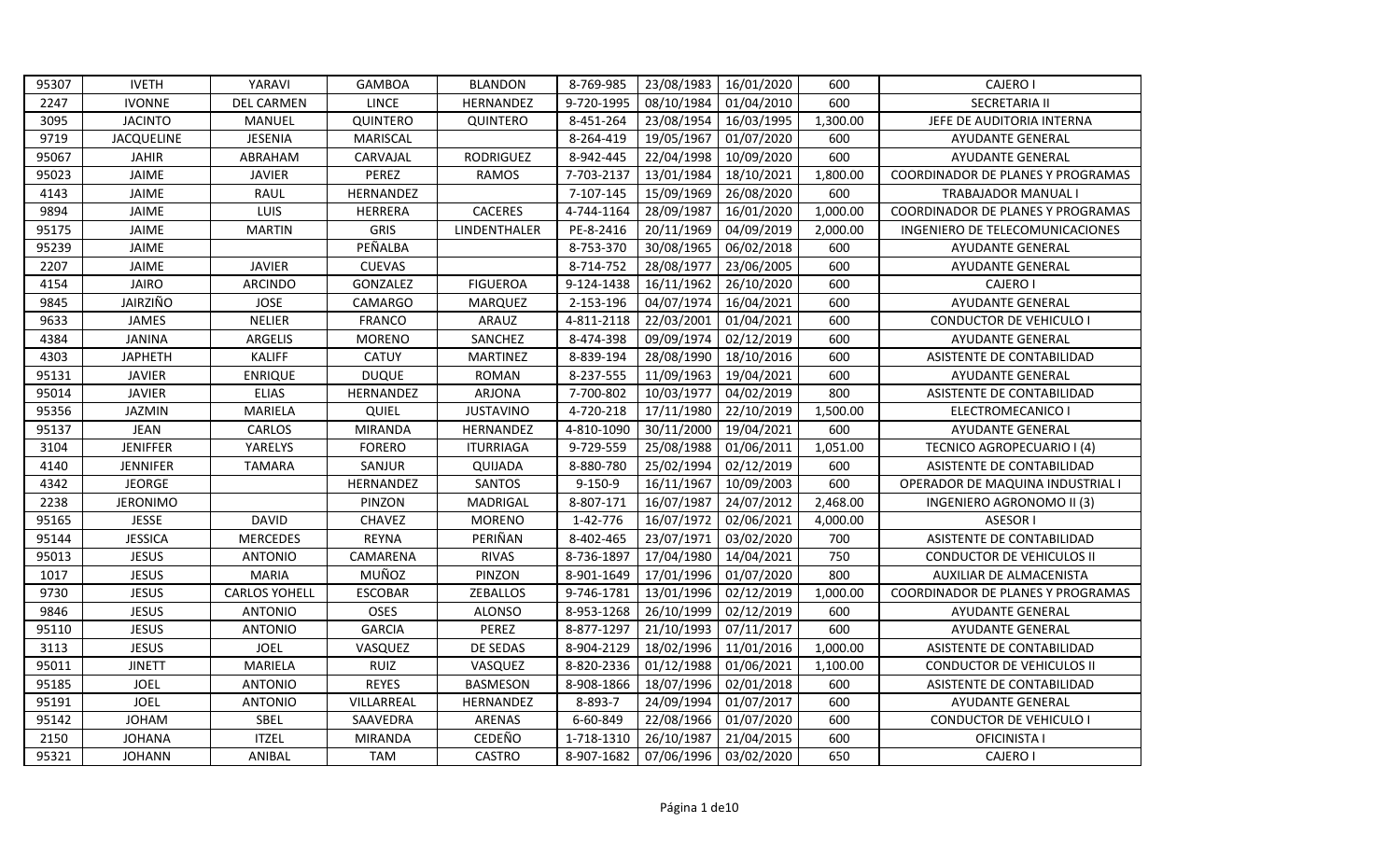| | | | | | | | | | |
|---|---|---|---|---|---|---|---|---|---|
| 95307 | IVETH | YARAVI | GAMBOA | BLANDON | 8-769-985 | 23/08/1983 | 16/01/2020 | 600 | CAJERO I |
| 2247 | IVONNE | DEL CARMEN | LINCE | HERNANDEZ | 9-720-1995 | 08/10/1984 | 01/04/2010 | 600 | SECRETARIA II |
| 3095 | JACINTO | MANUEL | QUINTERO | QUINTERO | 8-451-264 | 23/08/1954 | 16/03/1995 | 1,300.00 | JEFE DE AUDITORIA INTERNA |
| 9719 | JACQUELINE | JESENIA | MARISCAL | | 8-264-419 | 19/05/1967 | 01/07/2020 | 600 | AYUDANTE GENERAL |
| 95067 | JAHIR | ABRAHAM | CARVAJAL | RODRIGUEZ | 8-942-445 | 22/04/1998 | 10/09/2020 | 600 | AYUDANTE GENERAL |
| 95023 | JAIME | JAVIER | PEREZ | RAMOS | 7-703-2137 | 13/01/1984 | 18/10/2021 | 1,800.00 | COORDINADOR DE PLANES Y PROGRAMAS |
| 4143 | JAIME | RAUL | HERNANDEZ | | 7-107-145 | 15/09/1969 | 26/08/2020 | 600 | TRABAJADOR MANUAL I |
| 9894 | JAIME | LUIS | HERRERA | CACERES | 4-744-1164 | 28/09/1987 | 16/01/2020 | 1,000.00 | COORDINADOR DE PLANES Y PROGRAMAS |
| 95175 | JAIME | MARTIN | GRIS | LINDENTHALER | PE-8-2416 | 20/11/1969 | 04/09/2019 | 2,000.00 | INGENIERO DE TELECOMUNICACIONES |
| 95239 | JAIME | | PEÑALBA | | 8-753-370 | 30/08/1965 | 06/02/2018 | 600 | AYUDANTE GENERAL |
| 2207 | JAIME | JAVIER | CUEVAS | | 8-714-752 | 28/08/1977 | 23/06/2005 | 600 | AYUDANTE GENERAL |
| 4154 | JAIRO | ARCINDO | GONZALEZ | FIGUEROA | 9-124-1438 | 16/11/1962 | 26/10/2020 | 600 | CAJERO I |
| 9845 | JAIRZIÑO | JOSE | CAMARGO | MARQUEZ | 2-153-196 | 04/07/1974 | 16/04/2021 | 600 | AYUDANTE GENERAL |
| 9633 | JAMES | NELIER | FRANCO | ARAUZ | 4-811-2118 | 22/03/2001 | 01/04/2021 | 600 | CONDUCTOR DE VEHICULO I |
| 4384 | JANINA | ARGELIS | MORENO | SANCHEZ | 8-474-398 | 09/09/1974 | 02/12/2019 | 600 | AYUDANTE GENERAL |
| 4303 | JAPHETH | KALIFF | CATUY | MARTINEZ | 8-839-194 | 28/08/1990 | 18/10/2016 | 600 | ASISTENTE DE CONTABILIDAD |
| 95131 | JAVIER | ENRIQUE | DUQUE | ROMAN | 8-237-555 | 11/09/1963 | 19/04/2021 | 600 | AYUDANTE GENERAL |
| 95014 | JAVIER | ELIAS | HERNANDEZ | ARJONA | 7-700-802 | 10/03/1977 | 04/02/2019 | 800 | ASISTENTE DE CONTABILIDAD |
| 95356 | JAZMIN | MARIELA | QUIEL | JUSTAVINO | 4-720-218 | 17/11/1980 | 22/10/2019 | 1,500.00 | ELECTROMECANICO I |
| 95137 | JEAN | CARLOS | MIRANDA | HERNANDEZ | 4-810-1090 | 30/11/2000 | 19/04/2021 | 600 | AYUDANTE GENERAL |
| 3104 | JENIFFER | YARELYS | FORERO | ITURRIAGA | 9-729-559 | 25/08/1988 | 01/06/2011 | 1,051.00 | TECNICO AGROPECUARIO I (4) |
| 4140 | JENNIFER | TAMARA | SANJUR | QUIJADA | 8-880-780 | 25/02/1994 | 02/12/2019 | 600 | ASISTENTE DE CONTABILIDAD |
| 4342 | JEORGE | | HERNANDEZ | SANTOS | 9-150-9 | 16/11/1967 | 10/09/2003 | 600 | OPERADOR DE MAQUINA INDUSTRIAL I |
| 2238 | JERONIMO | | PINZON | MADRIGAL | 8-807-171 | 16/07/1987 | 24/07/2012 | 2,468.00 | INGENIERO AGRONOMO II (3) |
| 95165 | JESSE | DAVID | CHAVEZ | MORENO | 1-42-776 | 16/07/1972 | 02/06/2021 | 4,000.00 | ASESOR I |
| 95144 | JESSICA | MERCEDES | REYNA | PERIÑAN | 8-402-465 | 23/07/1971 | 03/02/2020 | 700 | ASISTENTE DE CONTABILIDAD |
| 95013 | JESUS | ANTONIO | CAMARENA | RIVAS | 8-736-1897 | 17/04/1980 | 14/04/2021 | 750 | CONDUCTOR DE VEHICULOS II |
| 1017 | JESUS | MARIA | MUÑOZ | PINZON | 8-901-1649 | 17/01/1996 | 01/07/2020 | 800 | AUXILIAR DE ALMACENISTA |
| 9730 | JESUS | CARLOS YOHELL | ESCOBAR | ZEBALLOS | 9-746-1781 | 13/01/1996 | 02/12/2019 | 1,000.00 | COORDINADOR DE PLANES Y PROGRAMAS |
| 9846 | JESUS | ANTONIO | OSES | ALONSO | 8-953-1268 | 26/10/1999 | 02/12/2019 | 600 | AYUDANTE GENERAL |
| 95110 | JESUS | ANTONIO | GARCIA | PEREZ | 8-877-1297 | 21/10/1993 | 07/11/2017 | 600 | AYUDANTE GENERAL |
| 3113 | JESUS | JOEL | VASQUEZ | DE SEDAS | 8-904-2129 | 18/02/1996 | 11/01/2016 | 1,000.00 | ASISTENTE DE CONTABILIDAD |
| 95011 | JINETT | MARIELA | RUIZ | VASQUEZ | 8-820-2336 | 01/12/1988 | 01/06/2021 | 1,100.00 | CONDUCTOR DE VEHICULOS II |
| 95185 | JOEL | ANTONIO | REYES | BASMESON | 8-908-1866 | 18/07/1996 | 02/01/2018 | 600 | ASISTENTE DE CONTABILIDAD |
| 95191 | JOEL | ANTONIO | VILLARREAL | HERNANDEZ | 8-893-7 | 24/09/1994 | 01/07/2017 | 600 | AYUDANTE GENERAL |
| 95142 | JOHAM | SBEL | SAAVEDRA | ARENAS | 6-60-849 | 22/08/1966 | 01/07/2020 | 600 | CONDUCTOR DE VEHICULO I |
| 2150 | JOHANA | ITZEL | MIRANDA | CEDEÑO | 1-718-1310 | 26/10/1987 | 21/04/2015 | 600 | OFICINISTA I |
| 95321 | JOHANN | ANIBAL | TAM | CASTRO | 8-907-1682 | 07/06/1996 | 03/02/2020 | 650 | CAJERO I |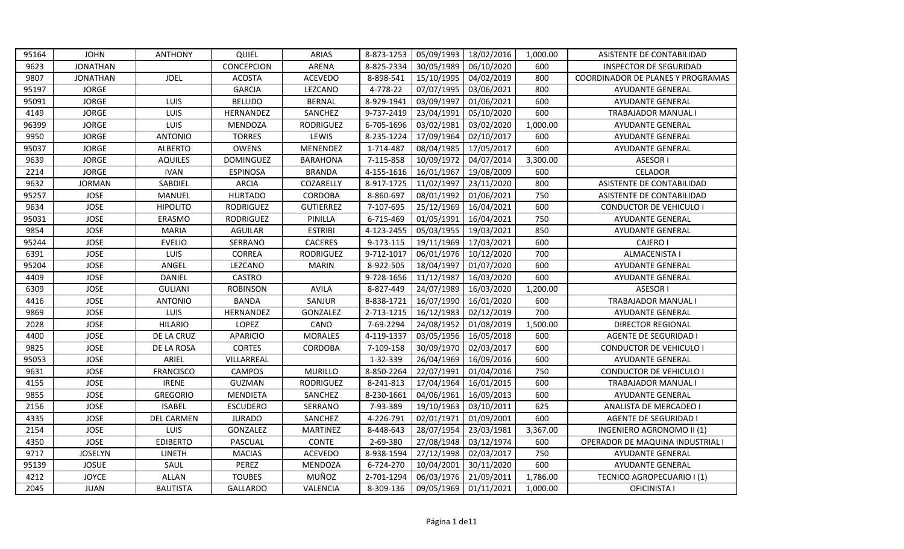| 95164 | JOHN | ANTHONY | QUIEL | ARIAS | 8-873-1253 | 05/09/1993 | 18/02/2016 | 1,000.00 | ASISTENTE DE CONTABILIDAD |
|---|---|---|---|---|---|---|---|---|---|
| 9623 | JONATHAN | | CONCEPCION | ARENA | 8-825-2334 | 30/05/1989 | 06/10/2020 | 600 | INSPECTOR DE SEGURIDAD |
| 9807 | JONATHAN | JOEL | ACOSTA | ACEVEDO | 8-898-541 | 15/10/1995 | 04/02/2019 | 800 | COORDINADOR DE PLANES Y PROGRAMAS |
| 95197 | JORGE | | GARCIA | LEZCANO | 4-778-22 | 07/07/1995 | 03/06/2021 | 800 | AYUDANTE GENERAL |
| 95091 | JORGE | LUIS | BELLIDO | BERNAL | 8-929-1941 | 03/09/1997 | 01/06/2021 | 600 | AYUDANTE GENERAL |
| 4149 | JORGE | LUIS | HERNANDEZ | SANCHEZ | 9-737-2419 | 23/04/1991 | 05/10/2020 | 600 | TRABAJADOR MANUAL I |
| 96399 | JORGE | LUIS | MENDOZA | RODRIGUEZ | 6-705-1696 | 03/02/1981 | 03/02/2020 | 1,000.00 | AYUDANTE GENERAL |
| 9950 | JORGE | ANTONIO | TORRES | LEWIS | 8-235-1224 | 17/09/1964 | 02/10/2017 | 600 | AYUDANTE GENERAL |
| 95037 | JORGE | ALBERTO | OWENS | MENENDEZ | 1-714-487 | 08/04/1985 | 17/05/2017 | 600 | AYUDANTE GENERAL |
| 9639 | JORGE | AQUILES | DOMINGUEZ | BARAHONA | 7-115-858 | 10/09/1972 | 04/07/2014 | 3,300.00 | ASESOR I |
| 2214 | JORGE | IVAN | ESPINOSA | BRANDA | 4-155-1616 | 16/01/1967 | 19/08/2009 | 600 | CELADOR |
| 9632 | JORMAN | SABDIEL | ARCIA | COZARELLY | 8-917-1725 | 11/02/1997 | 23/11/2020 | 800 | ASISTENTE DE CONTABILIDAD |
| 95257 | JOSE | MANUEL | HURTADO | CORDOBA | 8-860-697 | 08/01/1992 | 01/06/2021 | 750 | ASISTENTE DE CONTABILIDAD |
| 9634 | JOSE | HIPOLITO | RODRIGUEZ | GUTIERREZ | 7-107-695 | 25/12/1969 | 16/04/2021 | 600 | CONDUCTOR DE VEHICULO I |
| 95031 | JOSE | ERASMO | RODRIGUEZ | PINILLA | 6-715-469 | 01/05/1991 | 16/04/2021 | 750 | AYUDANTE GENERAL |
| 9854 | JOSE | MARIA | AGUILAR | ESTRIBI | 4-123-2455 | 05/03/1955 | 19/03/2021 | 850 | AYUDANTE GENERAL |
| 95244 | JOSE | EVELIO | SERRANO | CACERES | 9-173-115 | 19/11/1969 | 17/03/2021 | 600 | CAJERO I |
| 6391 | JOSE | LUIS | CORREA | RODRIGUEZ | 9-712-1017 | 06/01/1976 | 10/12/2020 | 700 | ALMACENISTA I |
| 95204 | JOSE | ANGEL | LEZCANO | MARIN | 8-922-505 | 18/04/1997 | 01/07/2020 | 600 | AYUDANTE GENERAL |
| 4409 | JOSE | DANIEL | CASTRO | | 9-728-1656 | 11/12/1987 | 16/03/2020 | 600 | AYUDANTE GENERAL |
| 6309 | JOSE | GULIANI | ROBINSON | AVILA | 8-827-449 | 24/07/1989 | 16/03/2020 | 1,200.00 | ASESOR I |
| 4416 | JOSE | ANTONIO | BANDA | SANJUR | 8-838-1721 | 16/07/1990 | 16/01/2020 | 600 | TRABAJADOR MANUAL I |
| 9869 | JOSE | LUIS | HERNANDEZ | GONZALEZ | 2-713-1215 | 16/12/1983 | 02/12/2019 | 700 | AYUDANTE GENERAL |
| 2028 | JOSE | HILARIO | LOPEZ | CANO | 7-69-2294 | 24/08/1952 | 01/08/2019 | 1,500.00 | DIRECTOR REGIONAL |
| 4400 | JOSE | DE LA CRUZ | APARICIO | MORALES | 4-119-1337 | 03/05/1956 | 16/05/2018 | 600 | AGENTE DE SEGURIDAD I |
| 9825 | JOSE | DE LA ROSA | CORTES | CORDOBA | 7-109-158 | 30/09/1970 | 02/03/2017 | 600 | CONDUCTOR DE VEHICULO I |
| 95053 | JOSE | ARIEL | VILLARREAL | | 1-32-339 | 26/04/1969 | 16/09/2016 | 600 | AYUDANTE GENERAL |
| 9631 | JOSE | FRANCISCO | CAMPOS | MURILLO | 8-850-2264 | 22/07/1991 | 01/04/2016 | 750 | CONDUCTOR DE VEHICULO I |
| 4155 | JOSE | IRENE | GUZMAN | RODRIGUEZ | 8-241-813 | 17/04/1964 | 16/01/2015 | 600 | TRABAJADOR MANUAL I |
| 9855 | JOSE | GREGORIO | MENDIETA | SANCHEZ | 8-230-1661 | 04/06/1961 | 16/09/2013 | 600 | AYUDANTE GENERAL |
| 2156 | JOSE | ISABEL | ESCUDERO | SERRANO | 7-93-389 | 19/10/1963 | 03/10/2011 | 625 | ANALISTA DE MERCADEO I |
| 4335 | JOSE | DEL CARMEN | JURADO | SANCHEZ | 4-226-791 | 02/01/1971 | 01/09/2001 | 600 | AGENTE DE SEGURIDAD I |
| 2154 | JOSE | LUIS | GONZALEZ | MARTINEZ | 8-448-643 | 28/07/1954 | 23/03/1981 | 3,367.00 | INGENIERO AGRONOMO II (1) |
| 4350 | JOSE | EDIBERTO | PASCUAL | CONTE | 2-69-380 | 27/08/1948 | 03/12/1974 | 600 | OPERADOR DE MAQUINA INDUSTRIAL I |
| 9717 | JOSELYN | LINETH | MACIAS | ACEVEDO | 8-938-1594 | 27/12/1998 | 02/03/2017 | 750 | AYUDANTE GENERAL |
| 95139 | JOSUE | SAUL | PEREZ | MENDOZA | 6-724-270 | 10/04/2001 | 30/11/2020 | 600 | AYUDANTE GENERAL |
| 4212 | JOYCE | ALLAN | TOUBES | MUÑOZ | 2-701-1294 | 06/03/1976 | 21/09/2011 | 1,786.00 | TECNICO AGROPECUARIO I (1) |
| 2045 | JUAN | BAUTISTA | GALLARDO | VALENCIA | 8-309-136 | 09/05/1969 | 01/11/2021 | 1,000.00 | OFICINISTA I |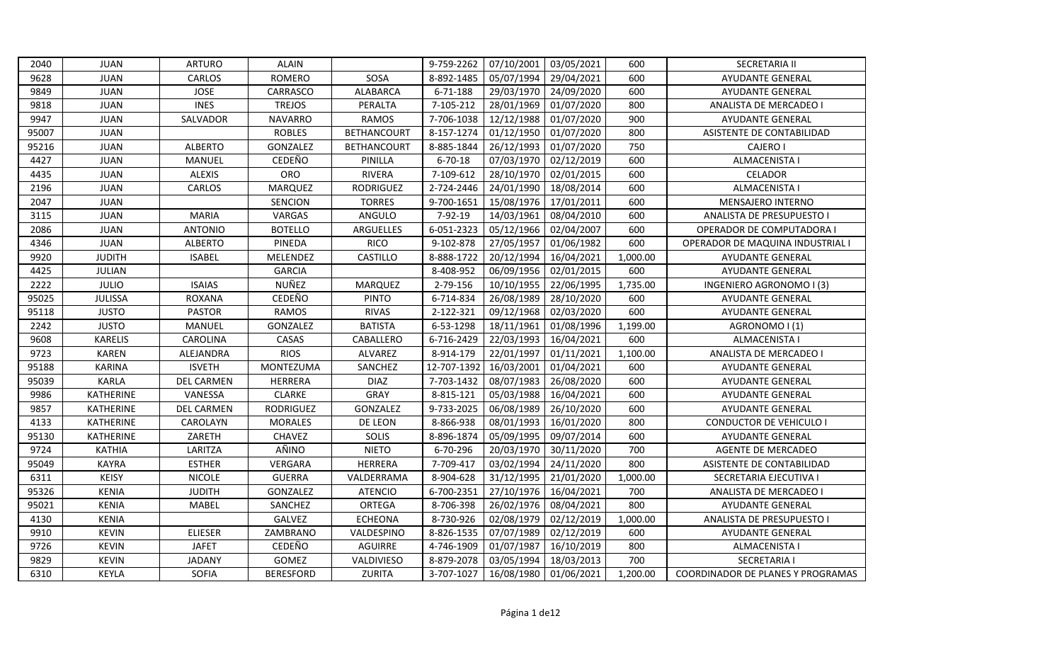| | | | | | | | | | |
|---|---|---|---|---|---|---|---|---|---|
| 2040 | JUAN | ARTURO | ALAIN | | 9-759-2262 | 07/10/2001 | 03/05/2021 | 600 | SECRETARIA II |
| 9628 | JUAN | CARLOS | ROMERO | SOSA | 8-892-1485 | 05/07/1994 | 29/04/2021 | 600 | AYUDANTE GENERAL |
| 9849 | JUAN | JOSE | CARRASCO | ALABARCA | 6-71-188 | 29/03/1970 | 24/09/2020 | 600 | AYUDANTE GENERAL |
| 9818 | JUAN | INES | TREJOS | PERALTA | 7-105-212 | 28/01/1969 | 01/07/2020 | 800 | ANALISTA DE MERCADEO I |
| 9947 | JUAN | SALVADOR | NAVARRO | RAMOS | 7-706-1038 | 12/12/1988 | 01/07/2020 | 900 | AYUDANTE GENERAL |
| 95007 | JUAN | | ROBLES | BETHANCOURT | 8-157-1274 | 01/12/1950 | 01/07/2020 | 800 | ASISTENTE DE CONTABILIDAD |
| 95216 | JUAN | ALBERTO | GONZALEZ | BETHANCOURT | 8-885-1844 | 26/12/1993 | 01/07/2020 | 750 | CAJERO I |
| 4427 | JUAN | MANUEL | CEDEÑO | PINILLA | 6-70-18 | 07/03/1970 | 02/12/2019 | 600 | ALMACENISTA I |
| 4435 | JUAN | ALEXIS | ORO | RIVERA | 7-109-612 | 28/10/1970 | 02/01/2015 | 600 | CELADOR |
| 2196 | JUAN | CARLOS | MARQUEZ | RODRIGUEZ | 2-724-2446 | 24/01/1990 | 18/08/2014 | 600 | ALMACENISTA I |
| 2047 | JUAN | | SENCION | TORRES | 9-700-1651 | 15/08/1976 | 17/01/2011 | 600 | MENSAJERO INTERNO |
| 3115 | JUAN | MARIA | VARGAS | ANGULO | 7-92-19 | 14/03/1961 | 08/04/2010 | 600 | ANALISTA DE PRESUPUESTO I |
| 2086 | JUAN | ANTONIO | BOTELLO | ARGUELLES | 6-051-2323 | 05/12/1966 | 02/04/2007 | 600 | OPERADOR DE COMPUTADORA I |
| 4346 | JUAN | ALBERTO | PINEDA | RICO | 9-102-878 | 27/05/1957 | 01/06/1982 | 600 | OPERADOR DE MAQUINA INDUSTRIAL I |
| 9920 | JUDITH | ISABEL | MELENDEZ | CASTILLO | 8-888-1722 | 20/12/1994 | 16/04/2021 | 1,000.00 | AYUDANTE GENERAL |
| 4425 | JULIAN | | GARCIA | | 8-408-952 | 06/09/1956 | 02/01/2015 | 600 | AYUDANTE GENERAL |
| 2222 | JULIO | ISAIAS | NUÑEZ | MARQUEZ | 2-79-156 | 10/10/1955 | 22/06/1995 | 1,735.00 | INGENIERO AGRONOMO I (3) |
| 95025 | JULISSA | ROXANA | CEDEÑO | PINTO | 6-714-834 | 26/08/1989 | 28/10/2020 | 600 | AYUDANTE GENERAL |
| 95118 | JUSTO | PASTOR | RAMOS | RIVAS | 2-122-321 | 09/12/1968 | 02/03/2020 | 600 | AYUDANTE GENERAL |
| 2242 | JUSTO | MANUEL | GONZALEZ | BATISTA | 6-53-1298 | 18/11/1961 | 01/08/1996 | 1,199.00 | AGRONOMO I (1) |
| 9608 | KARELIS | CAROLINA | CASAS | CABALLERO | 6-716-2429 | 22/03/1993 | 16/04/2021 | 600 | ALMACENISTA I |
| 9723 | KAREN | ALEJANDRA | RIOS | ALVAREZ | 8-914-179 | 22/01/1997 | 01/11/2021 | 1,100.00 | ANALISTA DE MERCADEO I |
| 95188 | KARINA | ISVETH | MONTEZUMA | SANCHEZ | 12-707-1392 | 16/03/2001 | 01/04/2021 | 600 | AYUDANTE GENERAL |
| 95039 | KARLA | DEL CARMEN | HERRERA | DIAZ | 7-703-1432 | 08/07/1983 | 26/08/2020 | 600 | AYUDANTE GENERAL |
| 9986 | KATHERINE | VANESSA | CLARKE | GRAY | 8-815-121 | 05/03/1988 | 16/04/2021 | 600 | AYUDANTE GENERAL |
| 9857 | KATHERINE | DEL CARMEN | RODRIGUEZ | GONZALEZ | 9-733-2025 | 06/08/1989 | 26/10/2020 | 600 | AYUDANTE GENERAL |
| 4133 | KATHERINE | CAROLAYN | MORALES | DE LEON | 8-866-938 | 08/01/1993 | 16/01/2020 | 800 | CONDUCTOR DE VEHICULO I |
| 95130 | KATHERINE | ZARETH | CHAVEZ | SOLIS | 8-896-1874 | 05/09/1995 | 09/07/2014 | 600 | AYUDANTE GENERAL |
| 9724 | KATHIA | LARITZA | AÑINO | NIETO | 6-70-296 | 20/03/1970 | 30/11/2020 | 700 | AGENTE DE MERCADEO |
| 95049 | KAYRA | ESTHER | VERGARA | HERRERA | 7-709-417 | 03/02/1994 | 24/11/2020 | 800 | ASISTENTE DE CONTABILIDAD |
| 6311 | KEISY | NICOLE | GUERRA | VALDERRAMA | 8-904-628 | 31/12/1995 | 21/01/2020 | 1,000.00 | SECRETARIA EJECUTIVA I |
| 95326 | KENIA | JUDITH | GONZALEZ | ATENCIO | 6-700-2351 | 27/10/1976 | 16/04/2021 | 700 | ANALISTA DE MERCADEO I |
| 95021 | KENIA | MABEL | SANCHEZ | ORTEGA | 8-706-398 | 26/02/1976 | 08/04/2021 | 800 | AYUDANTE GENERAL |
| 4130 | KENIA | | GALVEZ | ECHEONA | 8-730-926 | 02/08/1979 | 02/12/2019 | 1,000.00 | ANALISTA DE PRESUPUESTO I |
| 9910 | KEVIN | ELIESER | ZAMBRANO | VALDESPINO | 8-826-1535 | 07/07/1989 | 02/12/2019 | 600 | AYUDANTE GENERAL |
| 9726 | KEVIN | JAFET | CEDEÑO | AGUIRRE | 4-746-1909 | 01/07/1987 | 16/10/2019 | 800 | ALMACENISTA I |
| 9829 | KEVIN | JADANY | GOMEZ | VALDIVIESO | 8-879-2078 | 03/05/1994 | 18/03/2013 | 700 | SECRETARIA I |
| 6310 | KEYLA | SOFIA | BERESFORD | ZURITA | 3-707-1027 | 16/08/1980 | 01/06/2021 | 1,200.00 | COORDINADOR DE PLANES Y PROGRAMAS |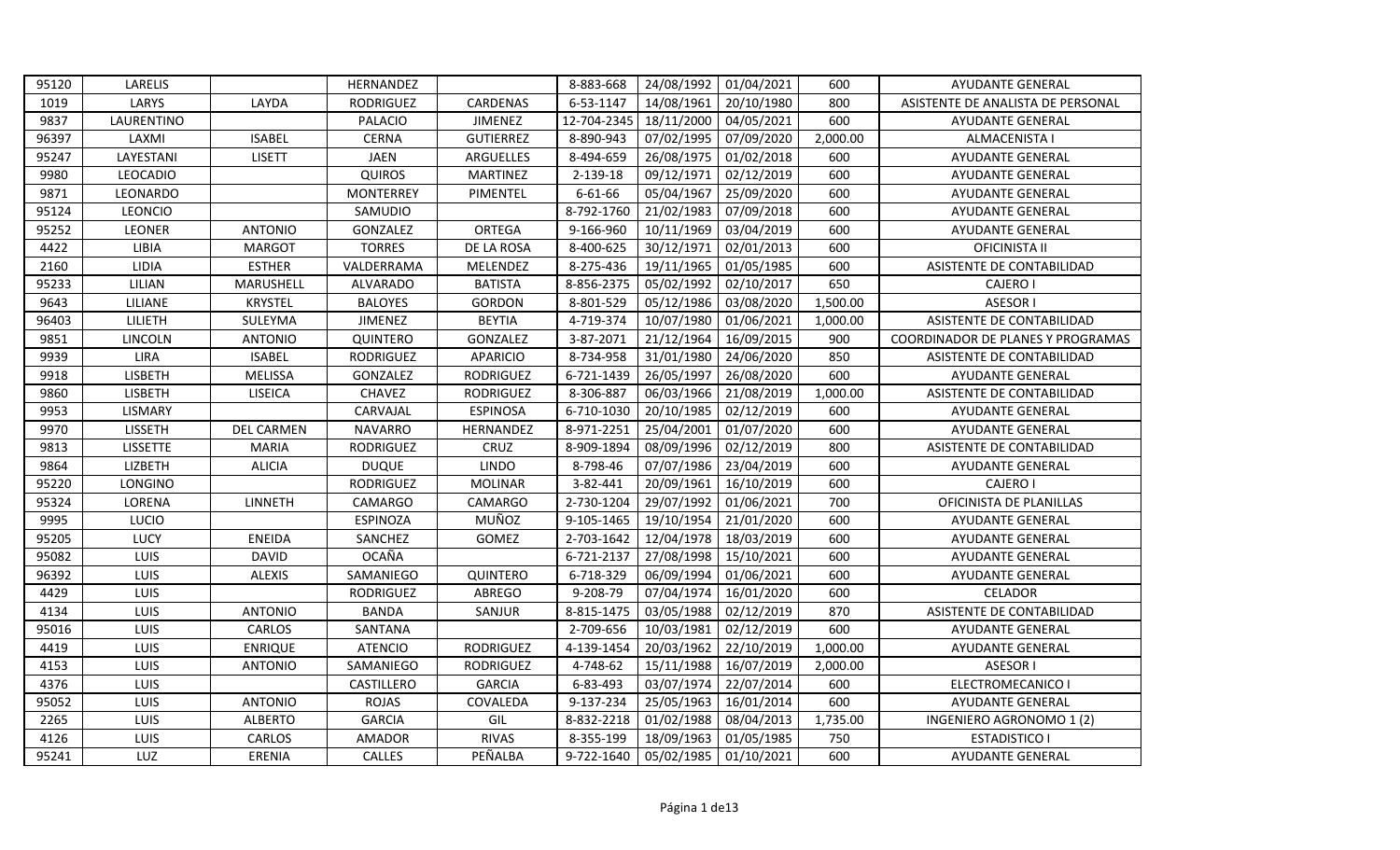| 95120 | LARELIS | | HERNANDEZ | | 8-883-668 | 24/08/1992 | 01/04/2021 | 600 | AYUDANTE GENERAL |
|---|---|---|---|---|---|---|---|---|---|
| 1019 | LARYS | LAYDA | RODRIGUEZ | CARDENAS | 6-53-1147 | 14/08/1961 | 20/10/1980 | 800 | ASISTENTE DE ANALISTA DE PERSONAL |
| 9837 | LAURENTINO | | PALACIO | JIMENEZ | 12-704-2345 | 18/11/2000 | 04/05/2021 | 600 | AYUDANTE GENERAL |
| 96397 | LAXMI | ISABEL | CERNA | GUTIERREZ | 8-890-943 | 07/02/1995 | 07/09/2020 | 2,000.00 | ALMACENISTA I |
| 95247 | LAYESTANI | LISETT | JAEN | ARGUELLES | 8-494-659 | 26/08/1975 | 01/02/2018 | 600 | AYUDANTE GENERAL |
| 9980 | LEOCADIO | | QUIROS | MARTINEZ | 2-139-18 | 09/12/1971 | 02/12/2019 | 600 | AYUDANTE GENERAL |
| 9871 | LEONARDO | | MONTERREY | PIMENTEL | 6-61-66 | 05/04/1967 | 25/09/2020 | 600 | AYUDANTE GENERAL |
| 95124 | LEONCIO | | SAMUDIO | | 8-792-1760 | 21/02/1983 | 07/09/2018 | 600 | AYUDANTE GENERAL |
| 95252 | LEONER | ANTONIO | GONZALEZ | ORTEGA | 9-166-960 | 10/11/1969 | 03/04/2019 | 600 | AYUDANTE GENERAL |
| 4422 | LIBIA | MARGOT | TORRES | DE LA ROSA | 8-400-625 | 30/12/1971 | 02/01/2013 | 600 | OFICINISTA II |
| 2160 | LIDIA | ESTHER | VALDERRAMA | MELENDEZ | 8-275-436 | 19/11/1965 | 01/05/1985 | 600 | ASISTENTE DE CONTABILIDAD |
| 95233 | LILIAN | MARUSHELL | ALVARADO | BATISTA | 8-856-2375 | 05/02/1992 | 02/10/2017 | 650 | CAJERO I |
| 9643 | LILIANE | KRYSTEL | BALOYES | GORDON | 8-801-529 | 05/12/1986 | 03/08/2020 | 1,500.00 | ASESOR I |
| 96403 | LILIETH | SULEYMA | JIMENEZ | BEYTIA | 4-719-374 | 10/07/1980 | 01/06/2021 | 1,000.00 | ASISTENTE DE CONTABILIDAD |
| 9851 | LINCOLN | ANTONIO | QUINTERO | GONZALEZ | 3-87-2071 | 21/12/1964 | 16/09/2015 | 900 | COORDINADOR DE PLANES Y PROGRAMAS |
| 9939 | LIRA | ISABEL | RODRIGUEZ | APARICIO | 8-734-958 | 31/01/1980 | 24/06/2020 | 850 | ASISTENTE DE CONTABILIDAD |
| 9918 | LISBETH | MELISSA | GONZALEZ | RODRIGUEZ | 6-721-1439 | 26/05/1997 | 26/08/2020 | 600 | AYUDANTE GENERAL |
| 9860 | LISBETH | LISEICA | CHAVEZ | RODRIGUEZ | 8-306-887 | 06/03/1966 | 21/08/2019 | 1,000.00 | ASISTENTE DE CONTABILIDAD |
| 9953 | LISMARY | | CARVAJAL | ESPINOSA | 6-710-1030 | 20/10/1985 | 02/12/2019 | 600 | AYUDANTE GENERAL |
| 9970 | LISSETH | DEL CARMEN | NAVARRO | HERNANDEZ | 8-971-2251 | 25/04/2001 | 01/07/2020 | 600 | AYUDANTE GENERAL |
| 9813 | LISSETTE | MARIA | RODRIGUEZ | CRUZ | 8-909-1894 | 08/09/1996 | 02/12/2019 | 800 | ASISTENTE DE CONTABILIDAD |
| 9864 | LIZBETH | ALICIA | DUQUE | LINDO | 8-798-46 | 07/07/1986 | 23/04/2019 | 600 | AYUDANTE GENERAL |
| 95220 | LONGINO | | RODRIGUEZ | MOLINAR | 3-82-441 | 20/09/1961 | 16/10/2019 | 600 | CAJERO I |
| 95324 | LORENA | LINNETH | CAMARGO | CAMARGO | 2-730-1204 | 29/07/1992 | 01/06/2021 | 700 | OFICINISTA DE PLANILLAS |
| 9995 | LUCIO | | ESPINOZA | MUÑOZ | 9-105-1465 | 19/10/1954 | 21/01/2020 | 600 | AYUDANTE GENERAL |
| 95205 | LUCY | ENEIDA | SANCHEZ | GOMEZ | 2-703-1642 | 12/04/1978 | 18/03/2019 | 600 | AYUDANTE GENERAL |
| 95082 | LUIS | DAVID | OCAÑA | | 6-721-2137 | 27/08/1998 | 15/10/2021 | 600 | AYUDANTE GENERAL |
| 96392 | LUIS | ALEXIS | SAMANIEGO | QUINTERO | 6-718-329 | 06/09/1994 | 01/06/2021 | 600 | AYUDANTE GENERAL |
| 4429 | LUIS | | RODRIGUEZ | ABREGO | 9-208-79 | 07/04/1974 | 16/01/2020 | 600 | CELADOR |
| 4134 | LUIS | ANTONIO | BANDA | SANJUR | 8-815-1475 | 03/05/1988 | 02/12/2019 | 870 | ASISTENTE DE CONTABILIDAD |
| 95016 | LUIS | CARLOS | SANTANA | | 2-709-656 | 10/03/1981 | 02/12/2019 | 600 | AYUDANTE GENERAL |
| 4419 | LUIS | ENRIQUE | ATENCIO | RODRIGUEZ | 4-139-1454 | 20/03/1962 | 22/10/2019 | 1,000.00 | AYUDANTE GENERAL |
| 4153 | LUIS | ANTONIO | SAMANIEGO | RODRIGUEZ | 4-748-62 | 15/11/1988 | 16/07/2019 | 2,000.00 | ASESOR I |
| 4376 | LUIS | | CASTILLERO | GARCIA | 6-83-493 | 03/07/1974 | 22/07/2014 | 600 | ELECTROMECANICO I |
| 95052 | LUIS | ANTONIO | ROJAS | COVALEDA | 9-137-234 | 25/05/1963 | 16/01/2014 | 600 | AYUDANTE GENERAL |
| 2265 | LUIS | ALBERTO | GARCIA | GIL | 8-832-2218 | 01/02/1988 | 08/04/2013 | 1,735.00 | INGENIERO AGRONOMO 1 (2) |
| 4126 | LUIS | CARLOS | AMADOR | RIVAS | 8-355-199 | 18/09/1963 | 01/05/1985 | 750 | ESTADISTICO I |
| 95241 | LUZ | ERENIA | CALLES | PEÑALBA | 9-722-1640 | 05/02/1985 | 01/10/2021 | 600 | AYUDANTE GENERAL |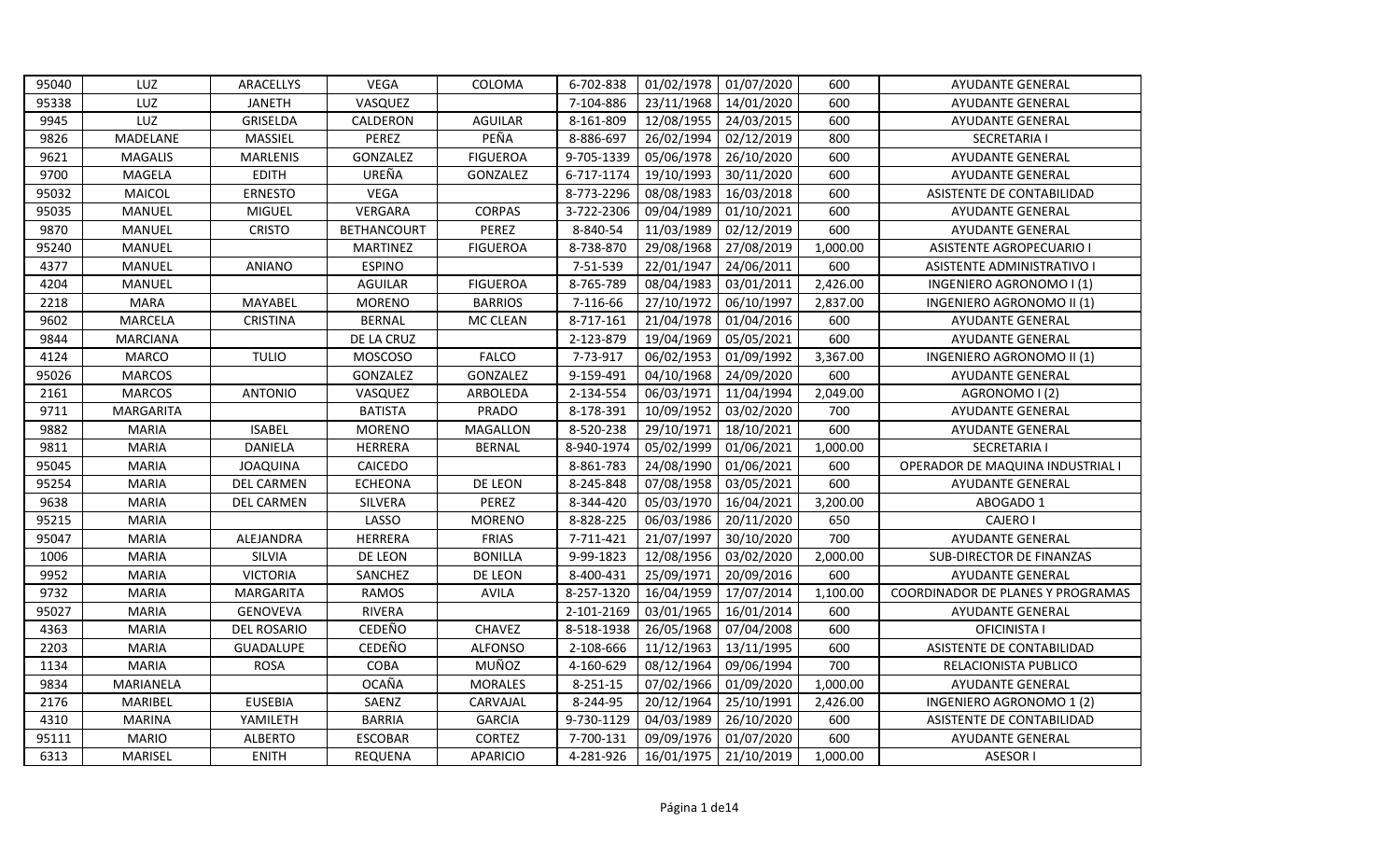| | | | | | | | | | |
|---|---|---|---|---|---|---|---|---|---|
| 95040 | LUZ | ARACELLYS | VEGA | COLOMA | 6-702-838 | 01/02/1978 | 01/07/2020 | 600 | AYUDANTE GENERAL |
| 95338 | LUZ | JANETH | VASQUEZ | | 7-104-886 | 23/11/1968 | 14/01/2020 | 600 | AYUDANTE GENERAL |
| 9945 | LUZ | GRISELDA | CALDERON | AGUILAR | 8-161-809 | 12/08/1955 | 24/03/2015 | 600 | AYUDANTE GENERAL |
| 9826 | MADELANE | MASSIEL | PEREZ | PEÑA | 8-886-697 | 26/02/1994 | 02/12/2019 | 800 | SECRETARIA I |
| 9621 | MAGALIS | MARLENIS | GONZALEZ | FIGUEROA | 9-705-1339 | 05/06/1978 | 26/10/2020 | 600 | AYUDANTE GENERAL |
| 9700 | MAGELA | EDITH | UREÑA | GONZALEZ | 6-717-1174 | 19/10/1993 | 30/11/2020 | 600 | AYUDANTE GENERAL |
| 95032 | MAICOL | ERNESTO | VEGA | | 8-773-2296 | 08/08/1983 | 16/03/2018 | 600 | ASISTENTE DE CONTABILIDAD |
| 95035 | MANUEL | MIGUEL | VERGARA | CORPAS | 3-722-2306 | 09/04/1989 | 01/10/2021 | 600 | AYUDANTE GENERAL |
| 9870 | MANUEL | CRISTO | BETHANCOURT | PEREZ | 8-840-54 | 11/03/1989 | 02/12/2019 | 600 | AYUDANTE GENERAL |
| 95240 | MANUEL | | MARTINEZ | FIGUEROA | 8-738-870 | 29/08/1968 | 27/08/2019 | 1,000.00 | ASISTENTE AGROPECUARIO I |
| 4377 | MANUEL | ANIANO | ESPINO | | 7-51-539 | 22/01/1947 | 24/06/2011 | 600 | ASISTENTE ADMINISTRATIVO I |
| 4204 | MANUEL | | AGUILAR | FIGUEROA | 8-765-789 | 08/04/1983 | 03/01/2011 | 2,426.00 | INGENIERO AGRONOMO I (1) |
| 2218 | MARA | MAYABEL | MORENO | BARRIOS | 7-116-66 | 27/10/1972 | 06/10/1997 | 2,837.00 | INGENIERO AGRONOMO II (1) |
| 9602 | MARCELA | CRISTINA | BERNAL | MC CLEAN | 8-717-161 | 21/04/1978 | 01/04/2016 | 600 | AYUDANTE GENERAL |
| 9844 | MARCIANA | | DE LA CRUZ | | 2-123-879 | 19/04/1969 | 05/05/2021 | 600 | AYUDANTE GENERAL |
| 4124 | MARCO | TULIO | MOSCOSO | FALCO | 7-73-917 | 06/02/1953 | 01/09/1992 | 3,367.00 | INGENIERO AGRONOMO II (1) |
| 95026 | MARCOS | | GONZALEZ | GONZALEZ | 9-159-491 | 04/10/1968 | 24/09/2020 | 600 | AYUDANTE GENERAL |
| 2161 | MARCOS | ANTONIO | VASQUEZ | ARBOLEDA | 2-134-554 | 06/03/1971 | 11/04/1994 | 2,049.00 | AGRONOMO I (2) |
| 9711 | MARGARITA | | BATISTA | PRADO | 8-178-391 | 10/09/1952 | 03/02/2020 | 700 | AYUDANTE GENERAL |
| 9882 | MARIA | ISABEL | MORENO | MAGALLON | 8-520-238 | 29/10/1971 | 18/10/2021 | 600 | AYUDANTE GENERAL |
| 9811 | MARIA | DANIELA | HERRERA | BERNAL | 8-940-1974 | 05/02/1999 | 01/06/2021 | 1,000.00 | SECRETARIA I |
| 95045 | MARIA | JOAQUINA | CAICEDO | | 8-861-783 | 24/08/1990 | 01/06/2021 | 600 | OPERADOR DE MAQUINA INDUSTRIAL I |
| 95254 | MARIA | DEL CARMEN | ECHEONA | DE LEON | 8-245-848 | 07/08/1958 | 03/05/2021 | 600 | AYUDANTE GENERAL |
| 9638 | MARIA | DEL CARMEN | SILVERA | PEREZ | 8-344-420 | 05/03/1970 | 16/04/2021 | 3,200.00 | ABOGADO 1 |
| 95215 | MARIA | | LASSO | MORENO | 8-828-225 | 06/03/1986 | 20/11/2020 | 650 | CAJERO I |
| 95047 | MARIA | ALEJANDRA | HERRERA | FRIAS | 7-711-421 | 21/07/1997 | 30/10/2020 | 700 | AYUDANTE GENERAL |
| 1006 | MARIA | SILVIA | DE LEON | BONILLA | 9-99-1823 | 12/08/1956 | 03/02/2020 | 2,000.00 | SUB-DIRECTOR DE FINANZAS |
| 9952 | MARIA | VICTORIA | SANCHEZ | DE LEON | 8-400-431 | 25/09/1971 | 20/09/2016 | 600 | AYUDANTE GENERAL |
| 9732 | MARIA | MARGARITA | RAMOS | AVILA | 8-257-1320 | 16/04/1959 | 17/07/2014 | 1,100.00 | COORDINADOR DE PLANES Y PROGRAMAS |
| 95027 | MARIA | GENOVEVA | RIVERA | | 2-101-2169 | 03/01/1965 | 16/01/2014 | 600 | AYUDANTE GENERAL |
| 4363 | MARIA | DEL ROSARIO | CEDEÑO | CHAVEZ | 8-518-1938 | 26/05/1968 | 07/04/2008 | 600 | OFICINISTA I |
| 2203 | MARIA | GUADALUPE | CEDEÑO | ALFONSO | 2-108-666 | 11/12/1963 | 13/11/1995 | 600 | ASISTENTE DE CONTABILIDAD |
| 1134 | MARIA | ROSA | COBA | MUÑOZ | 4-160-629 | 08/12/1964 | 09/06/1994 | 700 | RELACIONISTA PUBLICO |
| 9834 | MARIANELA | | OCAÑA | MORALES | 8-251-15 | 07/02/1966 | 01/09/2020 | 1,000.00 | AYUDANTE GENERAL |
| 2176 | MARIBEL | EUSEBIA | SAENZ | CARVAJAL | 8-244-95 | 20/12/1964 | 25/10/1991 | 2,426.00 | INGENIERO AGRONOMO 1 (2) |
| 4310 | MARINA | YAMILETH | BARRIA | GARCIA | 9-730-1129 | 04/03/1989 | 26/10/2020 | 600 | ASISTENTE DE CONTABILIDAD |
| 95111 | MARIO | ALBERTO | ESCOBAR | CORTEZ | 7-700-131 | 09/09/1976 | 01/07/2020 | 600 | AYUDANTE GENERAL |
| 6313 | MARISEL | ENITH | REQUENA | APARICIO | 4-281-926 | 16/01/1975 | 21/10/2019 | 1,000.00 | ASESOR I |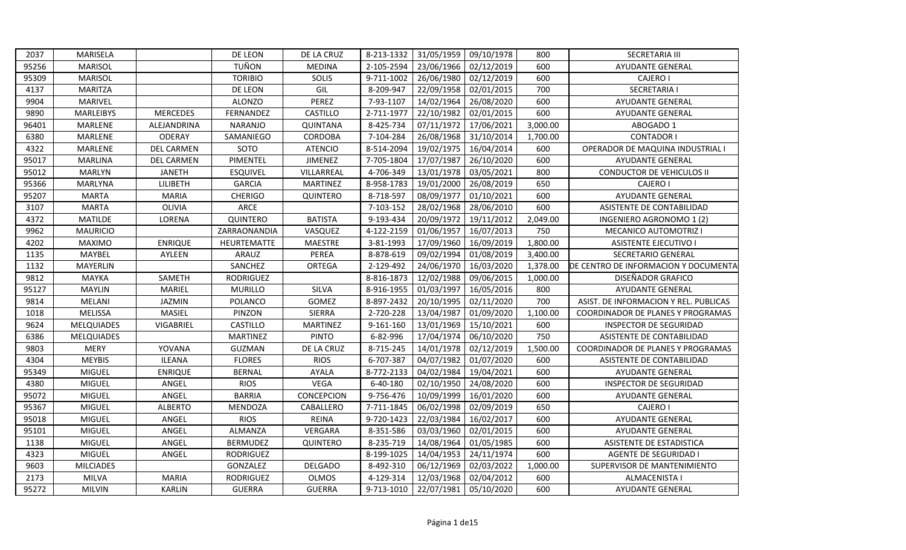| 2037 | MARISELA | | DE LEON | DE LA CRUZ | 8-213-1332 | 31/05/1959 | 09/10/1978 | 800 | SECRETARIA III |
|---|---|---|---|---|---|---|---|---|---|
| 95256 | MARISOL | | TUÑON | MEDINA | 2-105-2594 | 23/06/1966 | 02/12/2019 | 600 | AYUDANTE GENERAL |
| 95309 | MARISOL | | TORIBIO | SOLIS | 9-711-1002 | 26/06/1980 | 02/12/2019 | 600 | CAJERO I |
| 4137 | MARITZA | | DE LEON | GIL | 8-209-947 | 22/09/1958 | 02/01/2015 | 700 | SECRETARIA I |
| 9904 | MARIVEL | | ALONZO | PEREZ | 7-93-1107 | 14/02/1964 | 26/08/2020 | 600 | AYUDANTE GENERAL |
| 9890 | MARLEIBYS | MERCEDES | FERNANDEZ | CASTILLO | 2-711-1977 | 22/10/1982 | 02/01/2015 | 600 | AYUDANTE GENERAL |
| 96401 | MARLENE | ALEJANDRINA | NARANJO | QUINTANA | 8-425-734 | 07/11/1972 | 17/06/2021 | 3,000.00 | ABOGADO 1 |
| 6380 | MARLENE | ODERAY | SAMANIEGO | CORDOBA | 7-104-284 | 26/08/1968 | 31/10/2014 | 1,700.00 | CONTADOR I |
| 4322 | MARLENE | DEL CARMEN | SOTO | ATENCIO | 8-514-2094 | 19/02/1975 | 16/04/2014 | 600 | OPERADOR DE MAQUINA INDUSTRIAL I |
| 95017 | MARLINA | DEL CARMEN | PIMENTEL | JIMENEZ | 7-705-1804 | 17/07/1987 | 26/10/2020 | 600 | AYUDANTE GENERAL |
| 95012 | MARLYN | JANETH | ESQUIVEL | VILLARREAL | 4-706-349 | 13/01/1978 | 03/05/2021 | 800 | CONDUCTOR DE VEHICULOS II |
| 95366 | MARLYNA | LILIBETH | GARCIA | MARTINEZ | 8-958-1783 | 19/01/2000 | 26/08/2019 | 650 | CAJERO I |
| 95207 | MARTA | MARIA | CHERIGO | QUINTERO | 8-718-597 | 08/09/1977 | 01/10/2021 | 600 | AYUDANTE GENERAL |
| 3107 | MARTA | OLIVIA | ARCE | | 7-103-152 | 28/02/1968 | 28/06/2010 | 600 | ASISTENTE DE CONTABILIDAD |
| 4372 | MATILDE | LORENA | QUINTERO | BATISTA | 9-193-434 | 20/09/1972 | 19/11/2012 | 2,049.00 | INGENIERO AGRONOMO 1 (2) |
| 9962 | MAURICIO | | ZARRAONANDIA | VASQUEZ | 4-122-2159 | 01/06/1957 | 16/07/2013 | 750 | MECANICO AUTOMOTRIZ I |
| 4202 | MAXIMO | ENRIQUE | HEURTEMATTE | MAESTRE | 3-81-1993 | 17/09/1960 | 16/09/2019 | 1,800.00 | ASISTENTE EJECUTIVO I |
| 1135 | MAYBEL | AYLEEN | ARAUZ | PEREA | 8-878-619 | 09/02/1994 | 01/08/2019 | 3,400.00 | SECRETARIO GENERAL |
| 1132 | MAYERLIN | | SANCHEZ | ORTEGA | 2-129-492 | 24/06/1970 | 16/03/2020 | 1,378.00 | DE CENTRO DE INFORMACION Y DOCUMENTA |
| 9812 | MAYKA | SAMETH | RODRIGUEZ | | 8-816-1873 | 12/02/1988 | 09/06/2015 | 1,000.00 | DISEÑADOR GRAFICO |
| 95127 | MAYLIN | MARIEL | MURILLO | SILVA | 8-916-1955 | 01/03/1997 | 16/05/2016 | 800 | AYUDANTE GENERAL |
| 9814 | MELANI | JAZMIN | POLANCO | GOMEZ | 8-897-2432 | 20/10/1995 | 02/11/2020 | 700 | ASIST. DE INFORMACION Y REL. PUBLICAS |
| 1018 | MELISSA | MASIEL | PINZON | SIERRA | 2-720-228 | 13/04/1987 | 01/09/2020 | 1,100.00 | COORDINADOR DE PLANES Y PROGRAMAS |
| 9624 | MELQUIADES | VIGABRIEL | CASTILLO | MARTINEZ | 9-161-160 | 13/01/1969 | 15/10/2021 | 600 | INSPECTOR DE SEGURIDAD |
| 6386 | MELQUIADES | | MARTINEZ | PINTO | 6-82-996 | 17/04/1974 | 06/10/2020 | 750 | ASISTENTE DE CONTABILIDAD |
| 9803 | MERY | YOVANA | GUZMAN | DE LA CRUZ | 8-715-245 | 14/01/1978 | 02/12/2019 | 1,500.00 | COORDINADOR DE PLANES Y PROGRAMAS |
| 4304 | MEYBIS | ILEANA | FLORES | RIOS | 6-707-387 | 04/07/1982 | 01/07/2020 | 600 | ASISTENTE DE CONTABILIDAD |
| 95349 | MIGUEL | ENRIQUE | BERNAL | AYALA | 8-772-2133 | 04/02/1984 | 19/04/2021 | 600 | AYUDANTE GENERAL |
| 4380 | MIGUEL | ANGEL | RIOS | VEGA | 6-40-180 | 02/10/1950 | 24/08/2020 | 600 | INSPECTOR DE SEGURIDAD |
| 95072 | MIGUEL | ANGEL | BARRIA | CONCEPCION | 9-756-476 | 10/09/1999 | 16/01/2020 | 600 | AYUDANTE GENERAL |
| 95367 | MIGUEL | ALBERTO | MENDOZA | CABALLERO | 7-711-1845 | 06/02/1998 | 02/09/2019 | 650 | CAJERO I |
| 95018 | MIGUEL | ANGEL | RIOS | REINA | 9-720-1423 | 22/03/1984 | 16/02/2017 | 600 | AYUDANTE GENERAL |
| 95101 | MIGUEL | ANGEL | ALMANZA | VERGARA | 8-351-586 | 03/03/1960 | 02/01/2015 | 600 | AYUDANTE GENERAL |
| 1138 | MIGUEL | ANGEL | BERMUDEZ | QUINTERO | 8-235-719 | 14/08/1964 | 01/05/1985 | 600 | ASISTENTE DE ESTADISTICA |
| 4323 | MIGUEL | ANGEL | RODRIGUEZ | | 8-199-1025 | 14/04/1953 | 24/11/1974 | 600 | AGENTE DE SEGURIDAD I |
| 9603 | MILCIADES | | GONZALEZ | DELGADO | 8-492-310 | 06/12/1969 | 02/03/2022 | 1,000.00 | SUPERVISOR DE MANTENIMIENTO |
| 2173 | MILVA | MARIA | RODRIGUEZ | OLMOS | 4-129-314 | 12/03/1968 | 02/04/2012 | 600 | ALMACENISTA I |
| 95272 | MILVIN | KARLIN | GUERRA | GUERRA | 9-713-1010 | 22/07/1981 | 05/10/2020 | 600 | AYUDANTE GENERAL |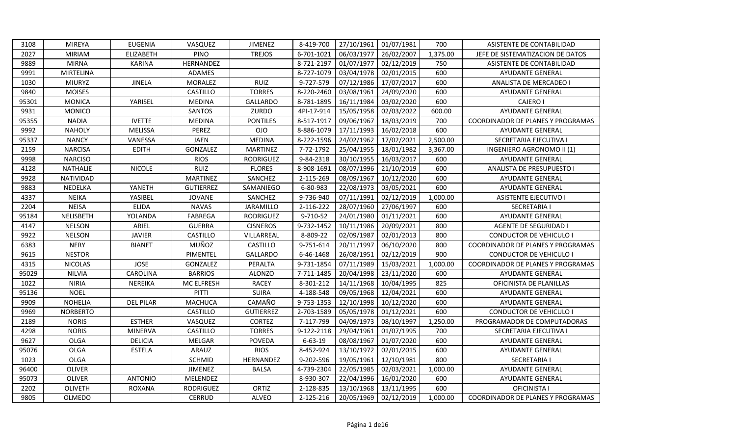| | | | | | | | | | |
|---|---|---|---|---|---|---|---|---|---|
| 3108 | MIREYA | EUGENIA | VASQUEZ | JIMENEZ | 8-419-700 | 27/10/1961 | 01/07/1981 | 700 | ASISTENTE DE CONTABILIDAD |
| 2027 | MIRIAM | ELIZABETH | PINO | TREJOS | 6-701-1021 | 06/03/1977 | 26/02/2007 | 1,375.00 | JEFE DE SISTEMATIZACION DE DATOS |
| 9889 | MIRNA | KARINA | HERNANDEZ | | 8-721-2197 | 01/07/1977 | 02/12/2019 | 750 | ASISTENTE DE CONTABILIDAD |
| 9991 | MIRTELINA | | ADAMES | | 8-727-1079 | 03/04/1978 | 02/01/2015 | 600 | AYUDANTE GENERAL |
| 1030 | MIURYZ | JINELA | MORALEZ | RUIZ | 9-727-579 | 07/12/1986 | 17/07/2017 | 600 | ANALISTA DE MERCADEO I |
| 9840 | MOISES | | CASTILLO | TORRES | 8-220-2460 | 03/08/1961 | 24/09/2020 | 600 | AYUDANTE GENERAL |
| 95301 | MONICA | YARISEL | MEDINA | GALLARDO | 8-781-1895 | 16/11/1984 | 03/02/2020 | 600 | CAJERO I |
| 9931 | MONICO | | SANTOS | ZURDO | 4PI-17-914 | 15/05/1958 | 02/03/2022 | 600.00 | AYUDANTE GENERAL |
| 95355 | NADIA | IVETTE | MEDINA | PONTILES | 8-517-1917 | 09/06/1967 | 18/03/2019 | 700 | COORDINADOR DE PLANES Y PROGRAMAS |
| 9992 | NAHOLY | MELISSA | PEREZ | OJO | 8-886-1079 | 17/11/1993 | 16/02/2018 | 600 | AYUDANTE GENERAL |
| 95337 | NANCY | VANESSA | JAEN | MEDINA | 8-222-1596 | 24/02/1962 | 17/02/2021 | 2,500.00 | SECRETARIA EJECUTIVA I |
| 2159 | NARCISA | EDITH | GONZALEZ | MARTINEZ | 7-72-1792 | 25/04/1955 | 18/01/1982 | 3,367.00 | INGENIERO AGRONOMO II (1) |
| 9998 | NARCISO | | RIOS | RODRIGUEZ | 9-84-2318 | 30/10/1955 | 16/03/2017 | 600 | AYUDANTE GENERAL |
| 4128 | NATHALIE | NICOLE | RUIZ | FLORES | 8-908-1691 | 08/07/1996 | 21/10/2019 | 600 | ANALISTA DE PRESUPUESTO I |
| 9928 | NATIVIDAD | | MARTINEZ | SANCHEZ | 2-115-269 | 08/09/1967 | 10/12/2020 | 600 | AYUDANTE GENERAL |
| 9883 | NEDELKA | YANETH | GUTIERREZ | SAMANIEGO | 6-80-983 | 22/08/1973 | 03/05/2021 | 600 | AYUDANTE GENERAL |
| 4337 | NEIKA | YASIBEL | JOVANE | SANCHEZ | 9-736-940 | 07/11/1991 | 02/12/2019 | 1,000.00 | ASISTENTE EJECUTIVO I |
| 2204 | NEISA | ELIDA | NAVAS | JARAMILLO | 2-116-222 | 28/07/1960 | 27/06/1997 | 600 | SECRETARIA I |
| 95184 | NELISBETH | YOLANDA | FABREGA | RODRIGUEZ | 9-710-52 | 24/01/1980 | 01/11/2021 | 600 | AYUDANTE GENERAL |
| 4147 | NELSON | ARIEL | GUERRA | CISNEROS | 9-732-1452 | 10/11/1986 | 20/09/2021 | 800 | AGENTE DE SEGURIDAD I |
| 9922 | NELSON | JAVIER | CASTILLO | VILLARREAL | 8-809-22 | 02/09/1987 | 02/01/2013 | 800 | CONDUCTOR DE VEHICULO I |
| 6383 | NERY | BIANET | MUÑOZ | CASTILLO | 9-751-614 | 20/11/1997 | 06/10/2020 | 800 | COORDINADOR DE PLANES Y PROGRAMAS |
| 9615 | NESTOR | | PIMENTEL | GALLARDO | 6-46-1468 | 26/08/1951 | 02/12/2019 | 900 | CONDUCTOR DE VEHICULO I |
| 4315 | NICOLAS | JOSE | GONZALEZ | PERALTA | 9-731-1854 | 07/11/1989 | 15/03/2021 | 1,000.00 | COORDINADOR DE PLANES Y PROGRAMAS |
| 95029 | NILVIA | CAROLINA | BARRIOS | ALONZO | 7-711-1485 | 20/04/1998 | 23/11/2020 | 600 | AYUDANTE GENERAL |
| 1022 | NIRIA | NEREIKA | MC ELFRESH | RACEY | 8-301-212 | 14/11/1968 | 10/04/1995 | 825 | OFICINISTA DE PLANILLAS |
| 95136 | NOEL | | PITTI | SUIRA | 4-188-548 | 09/05/1968 | 12/04/2021 | 600 | AYUDANTE GENERAL |
| 9909 | NOHELIA | DEL PILAR | MACHUCA | CAMAÑO | 9-753-1353 | 12/10/1998 | 10/12/2020 | 600 | AYUDANTE GENERAL |
| 9969 | NORBERTO | | CASTILLO | GUTIERREZ | 2-703-1589 | 05/05/1978 | 01/12/2021 | 600 | CONDUCTOR DE VEHICULO I |
| 2189 | NORIS | ESTHER | VASQUEZ | CORTEZ | 7-117-799 | 04/09/1973 | 08/10/1997 | 1,250.00 | PROGRAMADOR DE COMPUTADORAS |
| 4298 | NORIS | MINERVA | CASTILLO | TORRES | 9-122-2118 | 29/04/1961 | 01/07/1995 | 700 | SECRETARIA EJECUTIVA I |
| 9627 | OLGA | DELICIA | MELGAR | POVEDA | 6-63-19 | 08/08/1967 | 01/07/2020 | 600 | AYUDANTE GENERAL |
| 95076 | OLGA | ESTELA | ARAUZ | RIOS | 8-452-924 | 13/10/1972 | 02/01/2015 | 600 | AYUDANTE GENERAL |
| 1023 | OLGA | | SCHMID | HERNANDEZ | 9-202-596 | 19/05/1961 | 12/10/1981 | 800 | SECRETARIA I |
| 96400 | OLIVER | | JIMENEZ | BALSA | 4-739-2304 | 22/05/1985 | 02/03/2021 | 1,000.00 | AYUDANTE GENERAL |
| 95073 | OLIVER | ANTONIO | MELENDEZ | | 8-930-307 | 22/04/1996 | 16/01/2020 | 600 | AYUDANTE GENERAL |
| 2202 | OLIVETH | ROXANA | RODRIGUEZ | ORTIZ | 2-128-835 | 13/10/1968 | 13/11/1995 | 600 | OFICINISTA I |
| 9805 | OLMEDO | | CERRUD | ALVEO | 2-125-216 | 20/05/1969 | 02/12/2019 | 1,000.00 | COORDINADOR DE PLANES Y PROGRAMAS |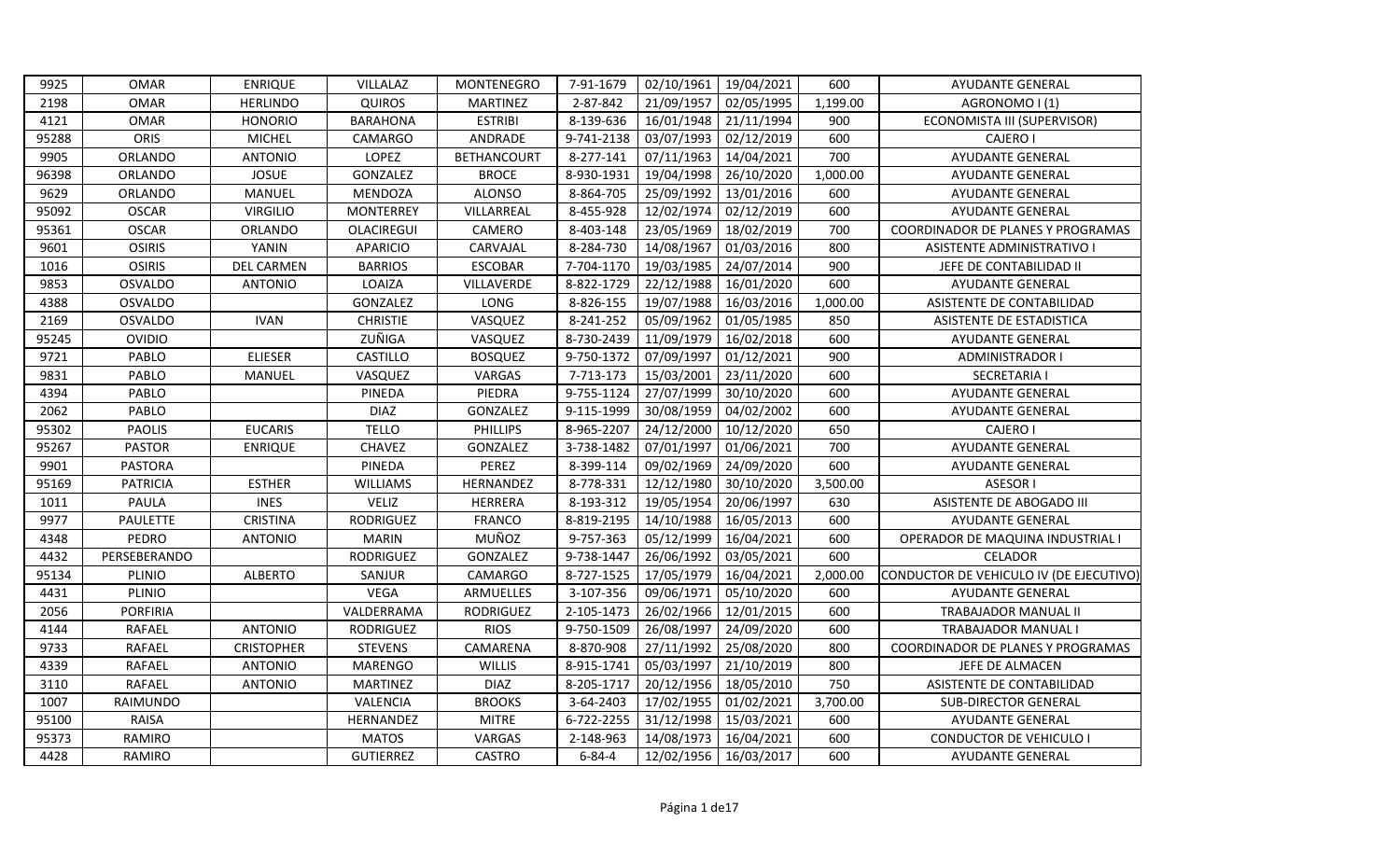| 9925 | OMAR | ENRIQUE | VILLALAZ | MONTENEGRO | 7-91-1679 | 02/10/1961 | 19/04/2021 | 600 | AYUDANTE GENERAL |
|---|---|---|---|---|---|---|---|---|---|
| 2198 | OMAR | HERLINDO | QUIROS | MARTINEZ | 2-87-842 | 21/09/1957 | 02/05/1995 | 1,199.00 | AGRONOMO I (1) |
| 4121 | OMAR | HONORIO | BARAHONA | ESTRIBI | 8-139-636 | 16/01/1948 | 21/11/1994 | 900 | ECONOMISTA III (SUPERVISOR) |
| 95288 | ORIS | MICHEL | CAMARGO | ANDRADE | 9-741-2138 | 03/07/1993 | 02/12/2019 | 600 | CAJERO I |
| 9905 | ORLANDO | ANTONIO | LOPEZ | BETHANCOURT | 8-277-141 | 07/11/1963 | 14/04/2021 | 700 | AYUDANTE GENERAL |
| 96398 | ORLANDO | JOSUE | GONZALEZ | BROCE | 8-930-1931 | 19/04/1998 | 26/10/2020 | 1,000.00 | AYUDANTE GENERAL |
| 9629 | ORLANDO | MANUEL | MENDOZA | ALONSO | 8-864-705 | 25/09/1992 | 13/01/2016 | 600 | AYUDANTE GENERAL |
| 95092 | OSCAR | VIRGILIO | MONTERREY | VILLARREAL | 8-455-928 | 12/02/1974 | 02/12/2019 | 600 | AYUDANTE GENERAL |
| 95361 | OSCAR | ORLANDO | OLACIREGUI | CAMERO | 8-403-148 | 23/05/1969 | 18/02/2019 | 700 | COORDINADOR DE PLANES Y PROGRAMAS |
| 9601 | OSIRIS | YANIN | APARICIO | CARVAJAL | 8-284-730 | 14/08/1967 | 01/03/2016 | 800 | ASISTENTE ADMINISTRATIVO I |
| 1016 | OSIRIS | DEL CARMEN | BARRIOS | ESCOBAR | 7-704-1170 | 19/03/1985 | 24/07/2014 | 900 | JEFE DE CONTABILIDAD II |
| 9853 | OSVALDO | ANTONIO | LOAIZA | VILLAVERDE | 8-822-1729 | 22/12/1988 | 16/01/2020 | 600 | AYUDANTE GENERAL |
| 4388 | OSVALDO | | GONZALEZ | LONG | 8-826-155 | 19/07/1988 | 16/03/2016 | 1,000.00 | ASISTENTE DE CONTABILIDAD |
| 2169 | OSVALDO | IVAN | CHRISTIE | VASQUEZ | 8-241-252 | 05/09/1962 | 01/05/1985 | 850 | ASISTENTE DE ESTADISTICA |
| 95245 | OVIDIO | | ZUÑIGA | VASQUEZ | 8-730-2439 | 11/09/1979 | 16/02/2018 | 600 | AYUDANTE GENERAL |
| 9721 | PABLO | ELIESER | CASTILLO | BOSQUEZ | 9-750-1372 | 07/09/1997 | 01/12/2021 | 900 | ADMINISTRADOR I |
| 9831 | PABLO | MANUEL | VASQUEZ | VARGAS | 7-713-173 | 15/03/2001 | 23/11/2020 | 600 | SECRETARIA I |
| 4394 | PABLO | | PINEDA | PIEDRA | 9-755-1124 | 27/07/1999 | 30/10/2020 | 600 | AYUDANTE GENERAL |
| 2062 | PABLO | | DIAZ | GONZALEZ | 9-115-1999 | 30/08/1959 | 04/02/2002 | 600 | AYUDANTE GENERAL |
| 95302 | PAOLIS | EUCARIS | TELLO | PHILLIPS | 8-965-2207 | 24/12/2000 | 10/12/2020 | 650 | CAJERO I |
| 95267 | PASTOR | ENRIQUE | CHAVEZ | GONZALEZ | 3-738-1482 | 07/01/1997 | 01/06/2021 | 700 | AYUDANTE GENERAL |
| 9901 | PASTORA | | PINEDA | PEREZ | 8-399-114 | 09/02/1969 | 24/09/2020 | 600 | AYUDANTE GENERAL |
| 95169 | PATRICIA | ESTHER | WILLIAMS | HERNANDEZ | 8-778-331 | 12/12/1980 | 30/10/2020 | 3,500.00 | ASESOR I |
| 1011 | PAULA | INES | VELIZ | HERRERA | 8-193-312 | 19/05/1954 | 20/06/1997 | 630 | ASISTENTE DE ABOGADO III |
| 9977 | PAULETTE | CRISTINA | RODRIGUEZ | FRANCO | 8-819-2195 | 14/10/1988 | 16/05/2013 | 600 | AYUDANTE GENERAL |
| 4348 | PEDRO | ANTONIO | MARIN | MUÑOZ | 9-757-363 | 05/12/1999 | 16/04/2021 | 600 | OPERADOR DE MAQUINA INDUSTRIAL I |
| 4432 | PERSEBERANDO | | RODRIGUEZ | GONZALEZ | 9-738-1447 | 26/06/1992 | 03/05/2021 | 600 | CELADOR |
| 95134 | PLINIO | ALBERTO | SANJUR | CAMARGO | 8-727-1525 | 17/05/1979 | 16/04/2021 | 2,000.00 | CONDUCTOR DE VEHICULO IV (DE EJECUTIVO) |
| 4431 | PLINIO | | VEGA | ARMUELLES | 3-107-356 | 09/06/1971 | 05/10/2020 | 600 | AYUDANTE GENERAL |
| 2056 | PORFIRIA | | VALDERRAMA | RODRIGUEZ | 2-105-1473 | 26/02/1966 | 12/01/2015 | 600 | TRABAJADOR MANUAL II |
| 4144 | RAFAEL | ANTONIO | RODRIGUEZ | RIOS | 9-750-1509 | 26/08/1997 | 24/09/2020 | 600 | TRABAJADOR MANUAL I |
| 9733 | RAFAEL | CRISTOPHER | STEVENS | CAMARENA | 8-870-908 | 27/11/1992 | 25/08/2020 | 800 | COORDINADOR DE PLANES Y PROGRAMAS |
| 4339 | RAFAEL | ANTONIO | MARENGO | WILLIS | 8-915-1741 | 05/03/1997 | 21/10/2019 | 800 | JEFE DE ALMACEN |
| 3110 | RAFAEL | ANTONIO | MARTINEZ | DIAZ | 8-205-1717 | 20/12/1956 | 18/05/2010 | 750 | ASISTENTE DE CONTABILIDAD |
| 1007 | RAIMUNDO | | VALENCIA | BROOKS | 3-64-2403 | 17/02/1955 | 01/02/2021 | 3,700.00 | SUB-DIRECTOR GENERAL |
| 95100 | RAISA | | HERNANDEZ | MITRE | 6-722-2255 | 31/12/1998 | 15/03/2021 | 600 | AYUDANTE GENERAL |
| 95373 | RAMIRO | | MATOS | VARGAS | 2-148-963 | 14/08/1973 | 16/04/2021 | 600 | CONDUCTOR DE VEHICULO I |
| 4428 | RAMIRO | | GUTIERREZ | CASTRO | 6-84-4 | 12/02/1956 | 16/03/2017 | 600 | AYUDANTE GENERAL |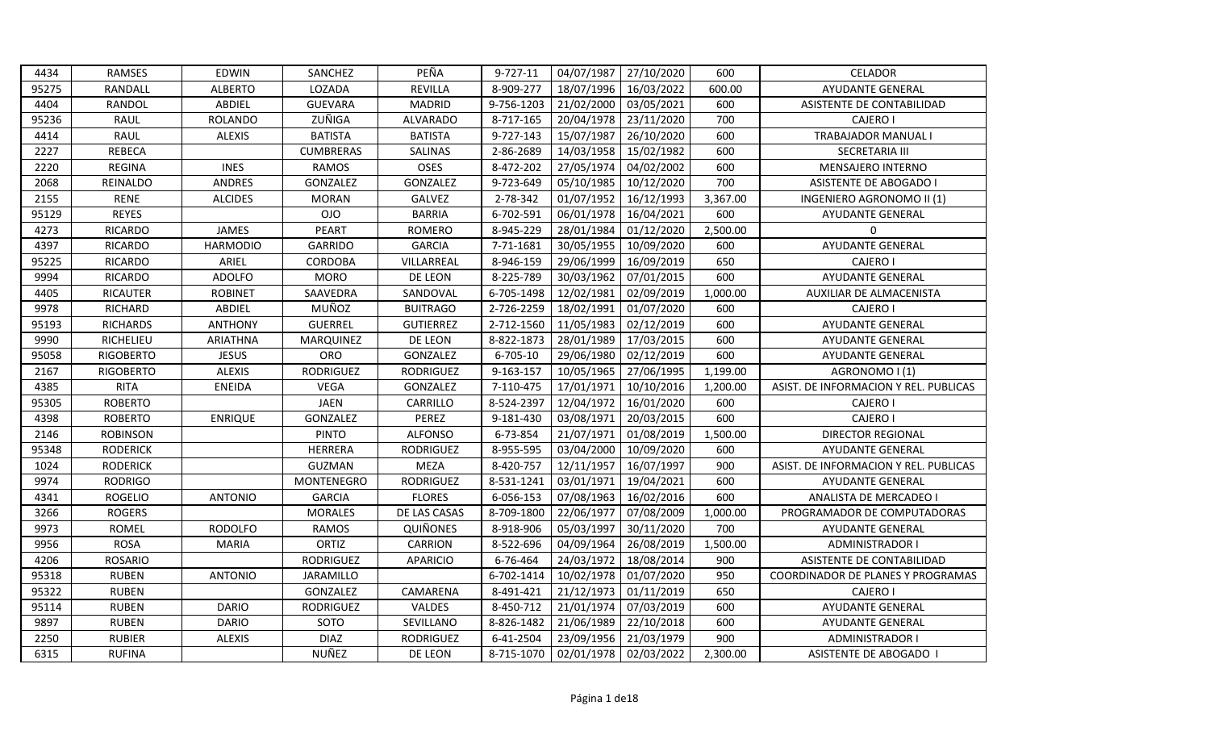| | | | | | | | | | |
|---|---|---|---|---|---|---|---|---|---|
| 4434 | RAMSES | EDWIN | SANCHEZ | PEÑA | 9-727-11 | 04/07/1987 | 27/10/2020 | 600 | CELADOR |
| 95275 | RANDALL | ALBERTO | LOZADA | REVILLA | 8-909-277 | 18/07/1996 | 16/03/2022 | 600.00 | AYUDANTE GENERAL |
| 4404 | RANDOL | ABDIEL | GUEVARA | MADRID | 9-756-1203 | 21/02/2000 | 03/05/2021 | 600 | ASISTENTE DE CONTABILIDAD |
| 95236 | RAUL | ROLANDO | ZUÑIGA | ALVARADO | 8-717-165 | 20/04/1978 | 23/11/2020 | 700 | CAJERO I |
| 4414 | RAUL | ALEXIS | BATISTA | BATISTA | 9-727-143 | 15/07/1987 | 26/10/2020 | 600 | TRABAJADOR MANUAL I |
| 2227 | REBECA | | CUMBRERAS | SALINAS | 2-86-2689 | 14/03/1958 | 15/02/1982 | 600 | SECRETARIA III |
| 2220 | REGINA | INES | RAMOS | OSES | 8-472-202 | 27/05/1974 | 04/02/2002 | 600 | MENSAJERO INTERNO |
| 2068 | REINALDO | ANDRES | GONZALEZ | GONZALEZ | 9-723-649 | 05/10/1985 | 10/12/2020 | 700 | ASISTENTE DE ABOGADO I |
| 2155 | RENE | ALCIDES | MORAN | GALVEZ | 2-78-342 | 01/07/1952 | 16/12/1993 | 3,367.00 | INGENIERO AGRONOMO II (1) |
| 95129 | REYES | | OJO | BARRIA | 6-702-591 | 06/01/1978 | 16/04/2021 | 600 | AYUDANTE GENERAL |
| 4273 | RICARDO | JAMES | PEART | ROMERO | 8-945-229 | 28/01/1984 | 01/12/2020 | 2,500.00 | 0 |
| 4397 | RICARDO | HARMODIO | GARRIDO | GARCIA | 7-71-1681 | 30/05/1955 | 10/09/2020 | 600 | AYUDANTE GENERAL |
| 95225 | RICARDO | ARIEL | CORDOBA | VILLARREAL | 8-946-159 | 29/06/1999 | 16/09/2019 | 650 | CAJERO I |
| 9994 | RICARDO | ADOLFO | MORO | DE LEON | 8-225-789 | 30/03/1962 | 07/01/2015 | 600 | AYUDANTE GENERAL |
| 4405 | RICAUTER | ROBINET | SAAVEDRA | SANDOVAL | 6-705-1498 | 12/02/1981 | 02/09/2019 | 1,000.00 | AUXILIAR DE ALMACENISTA |
| 9978 | RICHARD | ABDIEL | MUÑOZ | BUITRAGO | 2-726-2259 | 18/02/1991 | 01/07/2020 | 600 | CAJERO I |
| 95193 | RICHARDS | ANTHONY | GUERREL | GUTIERREZ | 2-712-1560 | 11/05/1983 | 02/12/2019 | 600 | AYUDANTE GENERAL |
| 9990 | RICHELIEU | ARIATHNA | MARQUINEZ | DE LEON | 8-822-1873 | 28/01/1989 | 17/03/2015 | 600 | AYUDANTE GENERAL |
| 95058 | RIGOBERTO | JESUS | ORO | GONZALEZ | 6-705-10 | 29/06/1980 | 02/12/2019 | 600 | AYUDANTE GENERAL |
| 2167 | RIGOBERTO | ALEXIS | RODRIGUEZ | RODRIGUEZ | 9-163-157 | 10/05/1965 | 27/06/1995 | 1,199.00 | AGRONOMO I (1) |
| 4385 | RITA | ENEIDA | VEGA | GONZALEZ | 7-110-475 | 17/01/1971 | 10/10/2016 | 1,200.00 | ASIST. DE INFORMACION Y REL. PUBLICAS |
| 95305 | ROBERTO | | JAEN | CARRILLO | 8-524-2397 | 12/04/1972 | 16/01/2020 | 600 | CAJERO I |
| 4398 | ROBERTO | ENRIQUE | GONZALEZ | PEREZ | 9-181-430 | 03/08/1971 | 20/03/2015 | 600 | CAJERO I |
| 2146 | ROBINSON | | PINTO | ALFONSO | 6-73-854 | 21/07/1971 | 01/08/2019 | 1,500.00 | DIRECTOR REGIONAL |
| 95348 | RODERICK | | HERRERA | RODRIGUEZ | 8-955-595 | 03/04/2000 | 10/09/2020 | 600 | AYUDANTE GENERAL |
| 1024 | RODERICK | | GUZMAN | MEZA | 8-420-757 | 12/11/1957 | 16/07/1997 | 900 | ASIST. DE INFORMACION Y REL. PUBLICAS |
| 9974 | RODRIGO | | MONTENEGRO | RODRIGUEZ | 8-531-1241 | 03/01/1971 | 19/04/2021 | 600 | AYUDANTE GENERAL |
| 4341 | ROGELIO | ANTONIO | GARCIA | FLORES | 6-056-153 | 07/08/1963 | 16/02/2016 | 600 | ANALISTA DE MERCADEO I |
| 3266 | ROGERS | | MORALES | DE LAS CASAS | 8-709-1800 | 22/06/1977 | 07/08/2009 | 1,000.00 | PROGRAMADOR DE COMPUTADORAS |
| 9973 | ROMEL | RODOLFO | RAMOS | QUIÑONES | 8-918-906 | 05/03/1997 | 30/11/2020 | 700 | AYUDANTE GENERAL |
| 9956 | ROSA | MARIA | ORTIZ | CARRION | 8-522-696 | 04/09/1964 | 26/08/2019 | 1,500.00 | ADMINISTRADOR I |
| 4206 | ROSARIO | | RODRIGUEZ | APARICIO | 6-76-464 | 24/03/1972 | 18/08/2014 | 900 | ASISTENTE DE CONTABILIDAD |
| 95318 | RUBEN | ANTONIO | JARAMILLO | | 6-702-1414 | 10/02/1978 | 01/07/2020 | 950 | COORDINADOR DE PLANES Y PROGRAMAS |
| 95322 | RUBEN | | GONZALEZ | CAMARENA | 8-491-421 | 21/12/1973 | 01/11/2019 | 650 | CAJERO I |
| 95114 | RUBEN | DARIO | RODRIGUEZ | VALDES | 8-450-712 | 21/01/1974 | 07/03/2019 | 600 | AYUDANTE GENERAL |
| 9897 | RUBEN | DARIO | SOTO | SEVILLANO | 8-826-1482 | 21/06/1989 | 22/10/2018 | 600 | AYUDANTE GENERAL |
| 2250 | RUBIER | ALEXIS | DIAZ | RODRIGUEZ | 6-41-2504 | 23/09/1956 | 21/03/1979 | 900 | ADMINISTRADOR I |
| 6315 | RUFINA | | NUÑEZ | DE LEON | 8-715-1070 | 02/01/1978 | 02/03/2022 | 2,300.00 | ASISTENTE DE ABOGADO I |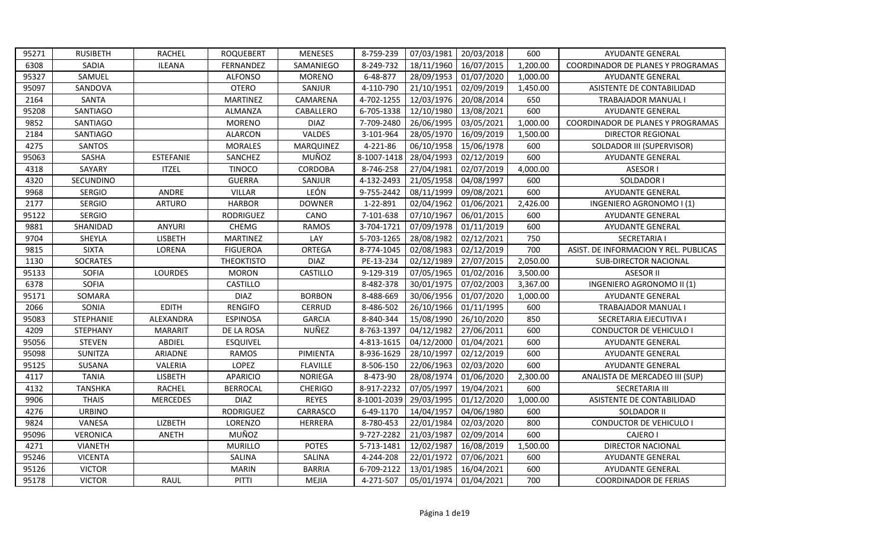| 95271 | RUSIBETH | RACHEL | ROQUEBERT | MENESES | 8-759-239 | 07/03/1981 | 20/03/2018 | 600 | AYUDANTE GENERAL |
|---|---|---|---|---|---|---|---|---|---|
| 6308 | SADIA | ILEANA | FERNANDEZ | SAMANIEGO | 8-249-732 | 18/11/1960 | 16/07/2015 | 1,200.00 | COORDINADOR DE PLANES Y PROGRAMAS |
| 95327 | SAMUEL | | ALFONSO | MORENO | 6-48-877 | 28/09/1953 | 01/07/2020 | 1,000.00 | AYUDANTE GENERAL |
| 95097 | SANDOVA | | OTERO | SANJUR | 4-110-790 | 21/10/1951 | 02/09/2019 | 1,450.00 | ASISTENTE DE CONTABILIDAD |
| 2164 | SANTA | | MARTINEZ | CAMARENA | 4-702-1255 | 12/03/1976 | 20/08/2014 | 650 | TRABAJADOR MANUAL I |
| 95208 | SANTIAGO | | ALMANZA | CABALLERO | 6-705-1338 | 12/10/1980 | 13/08/2021 | 600 | AYUDANTE GENERAL |
| 9852 | SANTIAGO | | MORENO | DIAZ | 7-709-2480 | 26/06/1995 | 03/05/2021 | 1,000.00 | COORDINADOR DE PLANES Y PROGRAMAS |
| 2184 | SANTIAGO | | ALARCON | VALDES | 3-101-964 | 28/05/1970 | 16/09/2019 | 1,500.00 | DIRECTOR REGIONAL |
| 4275 | SANTOS | | MORALES | MARQUINEZ | 4-221-86 | 06/10/1958 | 15/06/1978 | 600 | SOLDADOR III (SUPERVISOR) |
| 95063 | SASHA | ESTEFANIE | SANCHEZ | MUÑOZ | 8-1007-1418 | 28/04/1993 | 02/12/2019 | 600 | AYUDANTE GENERAL |
| 4318 | SAYARY | ITZEL | TINOCO | CORDOBA | 8-746-258 | 27/04/1981 | 02/07/2019 | 4,000.00 | ASESOR I |
| 4320 | SECUNDINO | | GUERRA | SANJUR | 4-132-2493 | 21/05/1958 | 04/08/1997 | 600 | SOLDADOR I |
| 9968 | SERGIO | ANDRE | VILLAR | LEÓN | 9-755-2442 | 08/11/1999 | 09/08/2021 | 600 | AYUDANTE GENERAL |
| 2177 | SERGIO | ARTURO | HARBOR | DOWNER | 1-22-891 | 02/04/1962 | 01/06/2021 | 2,426.00 | INGENIERO AGRONOMO I (1) |
| 95122 | SERGIO | | RODRIGUEZ | CANO | 7-101-638 | 07/10/1967 | 06/01/2015 | 600 | AYUDANTE GENERAL |
| 9881 | SHANIDAD | ANYURI | CHEMG | RAMOS | 3-704-1721 | 07/09/1978 | 01/11/2019 | 600 | AYUDANTE GENERAL |
| 9704 | SHEYLA | LISBETH | MARTINEZ | LAY | 5-703-1265 | 28/08/1982 | 02/12/2021 | 750 | SECRETARIA I |
| 9815 | SIXTA | LORENA | FIGUEROA | ORTEGA | 8-774-1045 | 02/08/1983 | 02/12/2019 | 700 | ASIST. DE INFORMACION Y REL. PUBLICAS |
| 1130 | SOCRATES | | THEOKTISTO | DIAZ | PE-13-234 | 02/12/1989 | 27/07/2015 | 2,050.00 | SUB-DIRECTOR NACIONAL |
| 95133 | SOFIA | LOURDES | MORON | CASTILLO | 9-129-319 | 07/05/1965 | 01/02/2016 | 3,500.00 | ASESOR II |
| 6378 | SOFIA | | CASTILLO | | 8-482-378 | 30/01/1975 | 07/02/2003 | 3,367.00 | INGENIERO AGRONOMO II (1) |
| 95171 | SOMARA | | DIAZ | BORBON | 8-488-669 | 30/06/1956 | 01/07/2020 | 1,000.00 | AYUDANTE GENERAL |
| 2066 | SONIA | EDITH | RENGIFO | CERRUD | 8-486-502 | 26/10/1966 | 01/11/1995 | 600 | TRABAJADOR MANUAL I |
| 95083 | STEPHANIE | ALEXANDRA | ESPINOSA | GARCIA | 8-840-344 | 15/08/1990 | 26/10/2020 | 850 | SECRETARIA EJECUTIVA I |
| 4209 | STEPHANY | MARARIT | DE LA ROSA | NUÑEZ | 8-763-1397 | 04/12/1982 | 27/06/2011 | 600 | CONDUCTOR DE VEHICULO I |
| 95056 | STEVEN | ABDIEL | ESQUIVEL | | 4-813-1615 | 04/12/2000 | 01/04/2021 | 600 | AYUDANTE GENERAL |
| 95098 | SUNITZA | ARIADNE | RAMOS | PIMIENTA | 8-936-1629 | 28/10/1997 | 02/12/2019 | 600 | AYUDANTE GENERAL |
| 95125 | SUSANA | VALERIA | LOPEZ | FLAVILLE | 8-506-150 | 22/06/1963 | 02/03/2020 | 600 | AYUDANTE GENERAL |
| 4117 | TANIA | LISBETH | APARICIO | NORIEGA | 8-473-90 | 28/08/1974 | 01/06/2020 | 2,300.00 | ANALISTA DE MERCADEO III (SUP) |
| 4132 | TANSHKA | RACHEL | BERROCAL | CHERIGO | 8-917-2232 | 07/05/1997 | 19/04/2021 | 600 | SECRETARIA III |
| 9906 | THAIS | MERCEDES | DIAZ | REYES | 8-1001-2039 | 29/03/1995 | 01/12/2020 | 1,000.00 | ASISTENTE DE CONTABILIDAD |
| 4276 | URBINO | | RODRIGUEZ | CARRASCO | 6-49-1170 | 14/04/1957 | 04/06/1980 | 600 | SOLDADOR II |
| 9824 | VANESA | LIZBETH | LORENZO | HERRERA | 8-780-453 | 22/01/1984 | 02/03/2020 | 800 | CONDUCTOR DE VEHICULO I |
| 95096 | VERONICA | ANETH | MUÑOZ | | 9-727-2282 | 21/03/1987 | 02/09/2014 | 600 | CAJERO I |
| 4271 | VIANETH | | MURILLO | POTES | 5-713-1481 | 12/02/1987 | 16/08/2019 | 1,500.00 | DIRECTOR NACIONAL |
| 95246 | VICENTA | | SALINA | SALINA | 4-244-208 | 22/01/1972 | 07/06/2021 | 600 | AYUDANTE GENERAL |
| 95126 | VICTOR | | MARIN | BARRIA | 6-709-2122 | 13/01/1985 | 16/04/2021 | 600 | AYUDANTE GENERAL |
| 95178 | VICTOR | RAUL | PITTI | MEJIA | 4-271-507 | 05/01/1974 | 01/04/2021 | 700 | COORDINADOR DE FERIAS |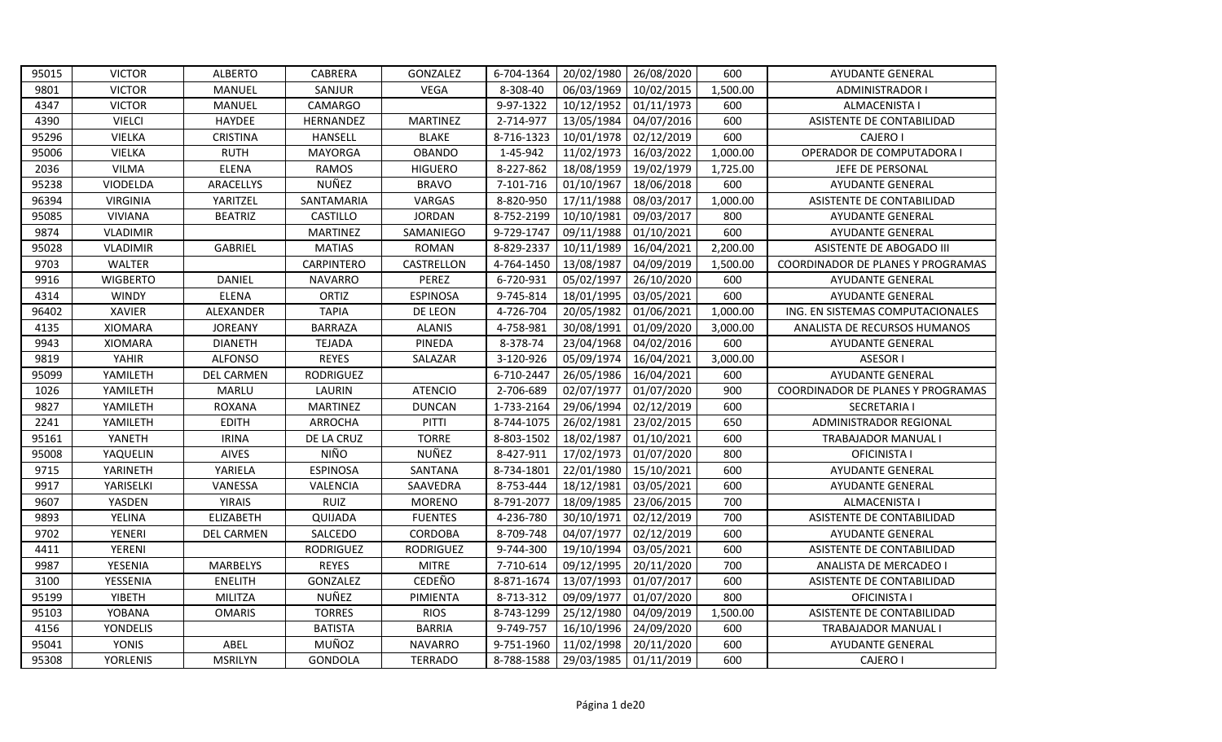| 95015 | VICTOR | ALBERTO | CABRERA | GONZALEZ | 6-704-1364 | 20/02/1980 | 26/08/2020 | 600 | AYUDANTE GENERAL |
|---|---|---|---|---|---|---|---|---|---|
| 9801 | VICTOR | MANUEL | SANJUR | VEGA | 8-308-40 | 06/03/1969 | 10/02/2015 | 1,500.00 | ADMINISTRADOR I |
| 4347 | VICTOR | MANUEL | CAMARGO | | 9-97-1322 | 10/12/1952 | 01/11/1973 | 600 | ALMACENISTA I |
| 4390 | VIELCI | HAYDEE | HERNANDEZ | MARTINEZ | 2-714-977 | 13/05/1984 | 04/07/2016 | 600 | ASISTENTE DE CONTABILIDAD |
| 95296 | VIELKA | CRISTINA | HANSELL | BLAKE | 8-716-1323 | 10/01/1978 | 02/12/2019 | 600 | CAJERO I |
| 95006 | VIELKA | RUTH | MAYORGA | OBANDO | 1-45-942 | 11/02/1973 | 16/03/2022 | 1,000.00 | OPERADOR DE COMPUTADORA I |
| 2036 | VILMA | ELENA | RAMOS | HIGUERO | 8-227-862 | 18/08/1959 | 19/02/1979 | 1,725.00 | JEFE DE PERSONAL |
| 95238 | VIODELDA | ARACELLYS | NUÑEZ | BRAVO | 7-101-716 | 01/10/1967 | 18/06/2018 | 600 | AYUDANTE GENERAL |
| 96394 | VIRGINIA | YARITZEL | SANTAMARIA | VARGAS | 8-820-950 | 17/11/1988 | 08/03/2017 | 1,000.00 | ASISTENTE DE CONTABILIDAD |
| 95085 | VIVIANA | BEATRIZ | CASTILLO | JORDAN | 8-752-2199 | 10/10/1981 | 09/03/2017 | 800 | AYUDANTE GENERAL |
| 9874 | VLADIMIR | | MARTINEZ | SAMANIEGO | 9-729-1747 | 09/11/1988 | 01/10/2021 | 600 | AYUDANTE GENERAL |
| 95028 | VLADIMIR | GABRIEL | MATIAS | ROMAN | 8-829-2337 | 10/11/1989 | 16/04/2021 | 2,200.00 | ASISTENTE DE ABOGADO III |
| 9703 | WALTER | | CARPINTERO | CASTRELLON | 4-764-1450 | 13/08/1987 | 04/09/2019 | 1,500.00 | COORDINADOR DE PLANES Y PROGRAMAS |
| 9916 | WIGBERTO | DANIEL | NAVARRO | PEREZ | 6-720-931 | 05/02/1997 | 26/10/2020 | 600 | AYUDANTE GENERAL |
| 4314 | WINDY | ELENA | ORTIZ | ESPINOSA | 9-745-814 | 18/01/1995 | 03/05/2021 | 600 | AYUDANTE GENERAL |
| 96402 | XAVIER | ALEXANDER | TAPIA | DE LEON | 4-726-704 | 20/05/1982 | 01/06/2021 | 1,000.00 | ING. EN SISTEMAS COMPUTACIONALES |
| 4135 | XIOMARA | JOREANY | BARRAZA | ALANIS | 4-758-981 | 30/08/1991 | 01/09/2020 | 3,000.00 | ANALISTA DE RECURSOS HUMANOS |
| 9943 | XIOMARA | DIANETH | TEJADA | PINEDA | 8-378-74 | 23/04/1968 | 04/02/2016 | 600 | AYUDANTE GENERAL |
| 9819 | YAHIR | ALFONSO | REYES | SALAZAR | 3-120-926 | 05/09/1974 | 16/04/2021 | 3,000.00 | ASESOR I |
| 95099 | YAMILETH | DEL CARMEN | RODRIGUEZ | | 6-710-2447 | 26/05/1986 | 16/04/2021 | 600 | AYUDANTE GENERAL |
| 1026 | YAMILETH | MARLU | LAURIN | ATENCIO | 2-706-689 | 02/07/1977 | 01/07/2020 | 900 | COORDINADOR DE PLANES Y PROGRAMAS |
| 9827 | YAMILETH | ROXANA | MARTINEZ | DUNCAN | 1-733-2164 | 29/06/1994 | 02/12/2019 | 600 | SECRETARIA I |
| 2241 | YAMILETH | EDITH | ARROCHA | PITTI | 8-744-1075 | 26/02/1981 | 23/02/2015 | 650 | ADMINISTRADOR REGIONAL |
| 95161 | YANETH | IRINA | DE LA CRUZ | TORRE | 8-803-1502 | 18/02/1987 | 01/10/2021 | 600 | TRABAJADOR MANUAL I |
| 95008 | YAQUELIN | AIVES | NIÑO | NUÑEZ | 8-427-911 | 17/02/1973 | 01/07/2020 | 800 | OFICINISTA I |
| 9715 | YARINETH | YARIELA | ESPINOSA | SANTANA | 8-734-1801 | 22/01/1980 | 15/10/2021 | 600 | AYUDANTE GENERAL |
| 9917 | YARISELKI | VANESSA | VALENCIA | SAAVEDRA | 8-753-444 | 18/12/1981 | 03/05/2021 | 600 | AYUDANTE GENERAL |
| 9607 | YASDEN | YIRAIS | RUIZ | MORENO | 8-791-2077 | 18/09/1985 | 23/06/2015 | 700 | ALMACENISTA I |
| 9893 | YELINA | ELIZABETH | QUIJADA | FUENTES | 4-236-780 | 30/10/1971 | 02/12/2019 | 700 | ASISTENTE DE CONTABILIDAD |
| 9702 | YENERI | DEL CARMEN | SALCEDO | CORDOBA | 8-709-748 | 04/07/1977 | 02/12/2019 | 600 | AYUDANTE GENERAL |
| 4411 | YERENI | | RODRIGUEZ | RODRIGUEZ | 9-744-300 | 19/10/1994 | 03/05/2021 | 600 | ASISTENTE DE CONTABILIDAD |
| 9987 | YESENIA | MARBELYS | REYES | MITRE | 7-710-614 | 09/12/1995 | 20/11/2020 | 700 | ANALISTA DE MERCADEO I |
| 3100 | YESSENIA | ENELITH | GONZALEZ | CEDEÑO | 8-871-1674 | 13/07/1993 | 01/07/2017 | 600 | ASISTENTE DE CONTABILIDAD |
| 95199 | YIBETH | MILITZA | NUÑEZ | PIMIENTA | 8-713-312 | 09/09/1977 | 01/07/2020 | 800 | OFICINISTA I |
| 95103 | YOBANA | OMARIS | TORRES | RIOS | 8-743-1299 | 25/12/1980 | 04/09/2019 | 1,500.00 | ASISTENTE DE CONTABILIDAD |
| 4156 | YONDELIS | | BATISTA | BARRIA | 9-749-757 | 16/10/1996 | 24/09/2020 | 600 | TRABAJADOR MANUAL I |
| 95041 | YONIS | ABEL | MUÑOZ | NAVARRO | 9-751-1960 | 11/02/1998 | 20/11/2020 | 600 | AYUDANTE GENERAL |
| 95308 | YORLENIS | MSRILYN | GONDOLA | TERRADO | 8-788-1588 | 29/03/1985 | 01/11/2019 | 600 | CAJERO I |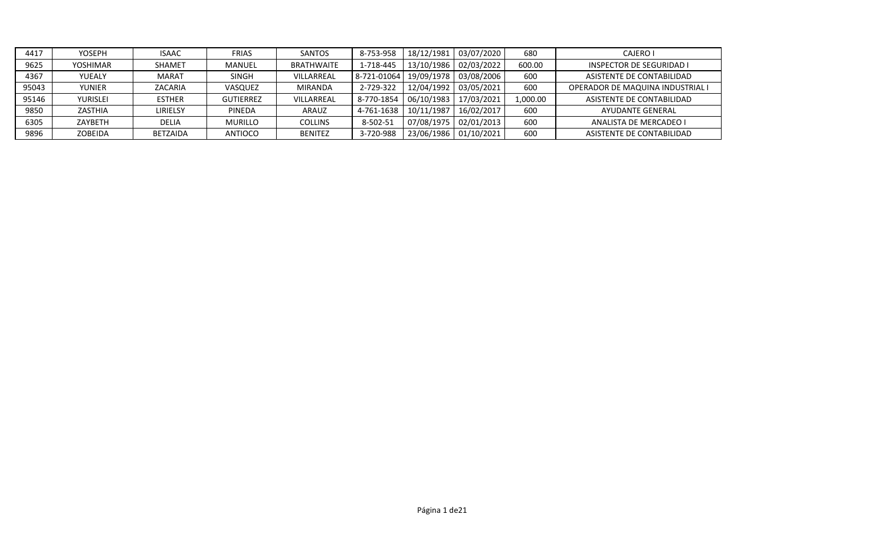| 4417 | YOSEPH | ISAAC | FRIAS | SANTOS | 8-753-958 | 18/12/1981 | 03/07/2020 | 680 | CAJERO I |
|---|---|---|---|---|---|---|---|---|---|
| 9625 | YOSHIMAR | SHAMET | MANUEL | BRATHWAITE | 1-718-445 | 13/10/1986 | 02/03/2022 | 600.00 | INSPECTOR DE SEGURIDAD I |
| 4367 | YUEALY | MARAT | SINGH | VILLARREAL | 8-721-01064 | 19/09/1978 | 03/08/2006 | 600 | ASISTENTE DE CONTABILIDAD |
| 95043 | YUNIER | ZACARIA | VASQUEZ | MIRANDA | 2-729-322 | 12/04/1992 | 03/05/2021 | 600 | OPERADOR DE MAQUINA INDUSTRIAL I |
| 95146 | YURISLEI | ESTHER | GUTIERREZ | VILLARREAL | 8-770-1854 | 06/10/1983 | 17/03/2021 | 1,000.00 | ASISTENTE DE CONTABILIDAD |
| 9850 | ZASTHIA | LIRIELSY | PINEDA | ARAUZ | 4-761-1638 | 10/11/1987 | 16/02/2017 | 600 | AYUDANTE GENERAL |
| 6305 | ZAYBETH | DELIA | MURILLO | COLLINS | 8-502-51 | 07/08/1975 | 02/01/2013 | 600 | ANALISTA DE MERCADEO I |
| 9896 | ZOBEIDA | BETZAIDA | ANTIOCO | BENITEZ | 3-720-988 | 23/06/1986 | 01/10/2021 | 600 | ASISTENTE DE CONTABILIDAD |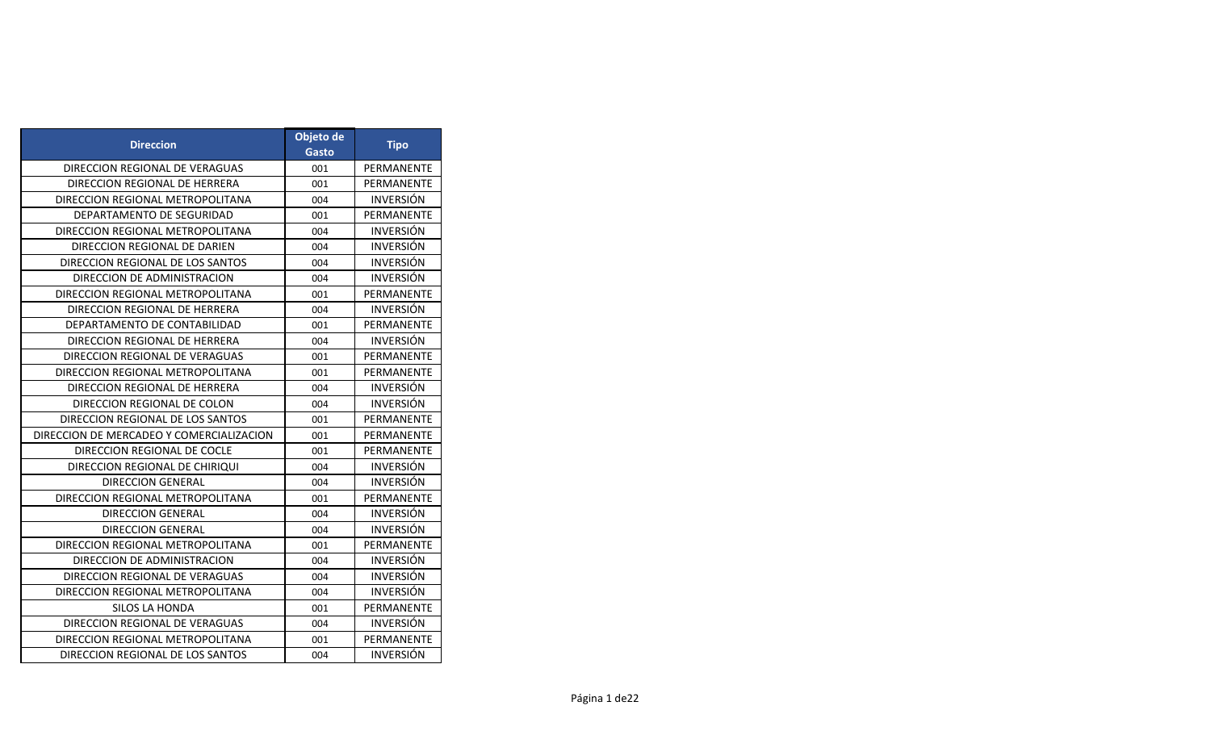| Direccion | Objeto de Gasto | Tipo |
|---|---|---|
| DIRECCION REGIONAL DE VERAGUAS | 001 | PERMANENTE |
| DIRECCION REGIONAL DE HERRERA | 001 | PERMANENTE |
| DIRECCION REGIONAL METROPOLITANA | 004 | INVERSIÓN |
| DEPARTAMENTO DE SEGURIDAD | 001 | PERMANENTE |
| DIRECCION REGIONAL METROPOLITANA | 004 | INVERSIÓN |
| DIRECCION REGIONAL DE DARIEN | 004 | INVERSIÓN |
| DIRECCION REGIONAL DE LOS SANTOS | 004 | INVERSIÓN |
| DIRECCION DE ADMINISTRACION | 004 | INVERSIÓN |
| DIRECCION REGIONAL METROPOLITANA | 001 | PERMANENTE |
| DIRECCION REGIONAL DE HERRERA | 004 | INVERSIÓN |
| DEPARTAMENTO DE CONTABILIDAD | 001 | PERMANENTE |
| DIRECCION REGIONAL DE HERRERA | 004 | INVERSIÓN |
| DIRECCION REGIONAL DE VERAGUAS | 001 | PERMANENTE |
| DIRECCION REGIONAL METROPOLITANA | 001 | PERMANENTE |
| DIRECCION REGIONAL DE HERRERA | 004 | INVERSIÓN |
| DIRECCION REGIONAL DE COLON | 004 | INVERSIÓN |
| DIRECCION REGIONAL DE LOS SANTOS | 001 | PERMANENTE |
| DIRECCION DE MERCADEO Y COMERCIALIZACION | 001 | PERMANENTE |
| DIRECCION REGIONAL DE COCLE | 001 | PERMANENTE |
| DIRECCION REGIONAL DE CHIRIQUI | 004 | INVERSIÓN |
| DIRECCION GENERAL | 004 | INVERSIÓN |
| DIRECCION REGIONAL METROPOLITANA | 001 | PERMANENTE |
| DIRECCION GENERAL | 004 | INVERSIÓN |
| DIRECCION GENERAL | 004 | INVERSIÓN |
| DIRECCION REGIONAL METROPOLITANA | 001 | PERMANENTE |
| DIRECCION DE ADMINISTRACION | 004 | INVERSIÓN |
| DIRECCION REGIONAL DE VERAGUAS | 004 | INVERSIÓN |
| DIRECCION REGIONAL METROPOLITANA | 004 | INVERSIÓN |
| SILOS LA HONDA | 001 | PERMANENTE |
| DIRECCION REGIONAL DE VERAGUAS | 004 | INVERSIÓN |
| DIRECCION REGIONAL METROPOLITANA | 001 | PERMANENTE |
| DIRECCION REGIONAL DE LOS SANTOS | 004 | INVERSIÓN |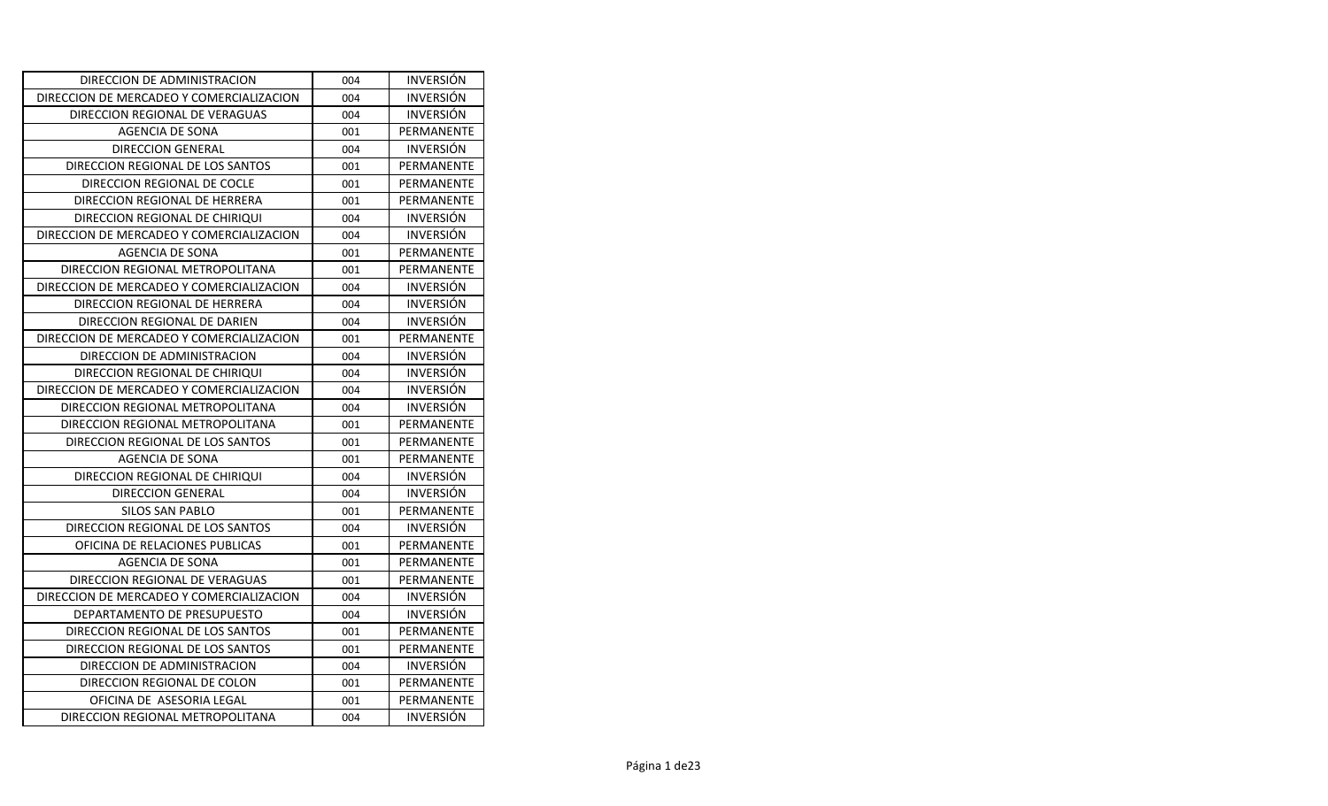| DIRECCION DE ADMINISTRACION | 004 | INVERSIÓN |
|---|---|---|
| DIRECCION DE MERCADEO Y COMERCIALIZACION | 004 | INVERSIÓN |
| DIRECCION REGIONAL DE VERAGUAS | 004 | INVERSIÓN |
| AGENCIA DE SONA | 001 | PERMANENTE |
| DIRECCION GENERAL | 004 | INVERSIÓN |
| DIRECCION REGIONAL DE LOS SANTOS | 001 | PERMANENTE |
| DIRECCION REGIONAL DE COCLE | 001 | PERMANENTE |
| DIRECCION REGIONAL DE HERRERA | 001 | PERMANENTE |
| DIRECCION REGIONAL DE CHIRIQUI | 004 | INVERSIÓN |
| DIRECCION DE MERCADEO Y COMERCIALIZACION | 004 | INVERSIÓN |
| AGENCIA DE SONA | 001 | PERMANENTE |
| DIRECCION REGIONAL METROPOLITANA | 001 | PERMANENTE |
| DIRECCION DE MERCADEO Y COMERCIALIZACION | 004 | INVERSIÓN |
| DIRECCION REGIONAL DE HERRERA | 004 | INVERSIÓN |
| DIRECCION REGIONAL DE DARIEN | 004 | INVERSIÓN |
| DIRECCION DE MERCADEO Y COMERCIALIZACION | 001 | PERMANENTE |
| DIRECCION DE ADMINISTRACION | 004 | INVERSIÓN |
| DIRECCION REGIONAL DE CHIRIQUI | 004 | INVERSIÓN |
| DIRECCION DE MERCADEO Y COMERCIALIZACION | 004 | INVERSIÓN |
| DIRECCION REGIONAL METROPOLITANA | 004 | INVERSIÓN |
| DIRECCION REGIONAL METROPOLITANA | 001 | PERMANENTE |
| DIRECCION REGIONAL DE LOS SANTOS | 001 | PERMANENTE |
| AGENCIA DE SONA | 001 | PERMANENTE |
| DIRECCION REGIONAL DE CHIRIQUI | 004 | INVERSIÓN |
| DIRECCION GENERAL | 004 | INVERSIÓN |
| SILOS SAN PABLO | 001 | PERMANENTE |
| DIRECCION REGIONAL DE LOS SANTOS | 004 | INVERSIÓN |
| OFICINA DE RELACIONES PUBLICAS | 001 | PERMANENTE |
| AGENCIA DE SONA | 001 | PERMANENTE |
| DIRECCION REGIONAL DE VERAGUAS | 001 | PERMANENTE |
| DIRECCION DE MERCADEO Y COMERCIALIZACION | 004 | INVERSIÓN |
| DEPARTAMENTO DE PRESUPUESTO | 004 | INVERSIÓN |
| DIRECCION REGIONAL DE LOS SANTOS | 001 | PERMANENTE |
| DIRECCION REGIONAL DE LOS SANTOS | 001 | PERMANENTE |
| DIRECCION DE ADMINISTRACION | 004 | INVERSIÓN |
| DIRECCION REGIONAL DE COLON | 001 | PERMANENTE |
| OFICINA DE ASESORIA LEGAL | 001 | PERMANENTE |
| DIRECCION REGIONAL METROPOLITANA | 004 | INVERSIÓN |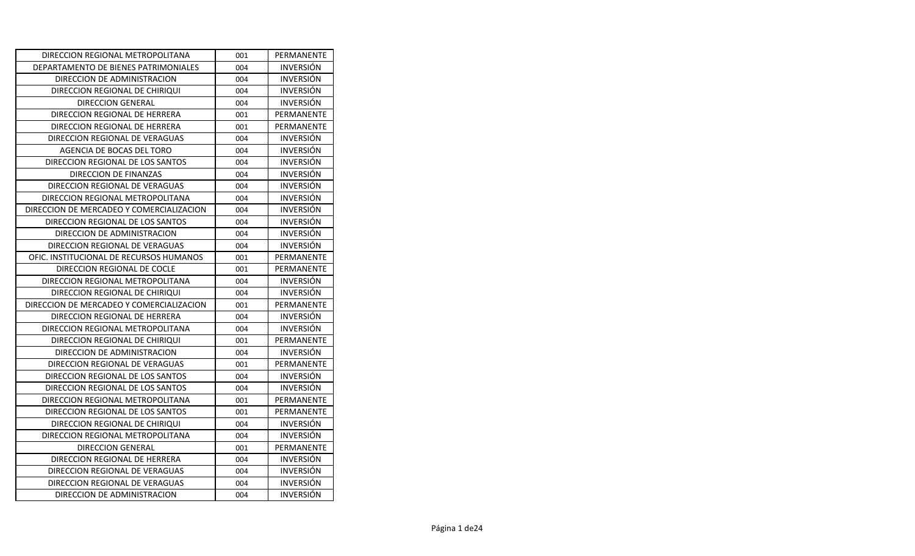| DIRECCION REGIONAL METROPOLITANA | 001 | PERMANENTE |
|---|---|---|
| DEPARTAMENTO DE BIENES PATRIMONIALES | 004 | INVERSIÓN |
| DIRECCION DE ADMINISTRACION | 004 | INVERSIÓN |
| DIRECCION REGIONAL DE CHIRIQUI | 004 | INVERSIÓN |
| DIRECCION GENERAL | 004 | INVERSIÓN |
| DIRECCION REGIONAL DE HERRERA | 001 | PERMANENTE |
| DIRECCION REGIONAL DE HERRERA | 001 | PERMANENTE |
| DIRECCION REGIONAL DE VERAGUAS | 004 | INVERSIÓN |
| AGENCIA DE BOCAS DEL TORO | 004 | INVERSIÓN |
| DIRECCION REGIONAL DE LOS SANTOS | 004 | INVERSIÓN |
| DIRECCION DE FINANZAS | 004 | INVERSIÓN |
| DIRECCION REGIONAL DE VERAGUAS | 004 | INVERSIÓN |
| DIRECCION REGIONAL METROPOLITANA | 004 | INVERSIÓN |
| DIRECCION DE MERCADEO Y COMERCIALIZACION | 004 | INVERSIÓN |
| DIRECCION REGIONAL DE LOS SANTOS | 004 | INVERSIÓN |
| DIRECCION DE ADMINISTRACION | 004 | INVERSIÓN |
| DIRECCION REGIONAL DE VERAGUAS | 004 | INVERSIÓN |
| OFIC. INSTITUCIONAL DE RECURSOS HUMANOS | 001 | PERMANENTE |
| DIRECCION REGIONAL DE COCLE | 001 | PERMANENTE |
| DIRECCION REGIONAL METROPOLITANA | 004 | INVERSIÓN |
| DIRECCION REGIONAL DE CHIRIQUI | 004 | INVERSIÓN |
| DIRECCION DE MERCADEO Y COMERCIALIZACION | 001 | PERMANENTE |
| DIRECCION REGIONAL DE HERRERA | 004 | INVERSIÓN |
| DIRECCION REGIONAL METROPOLITANA | 004 | INVERSIÓN |
| DIRECCION REGIONAL DE CHIRIQUI | 001 | PERMANENTE |
| DIRECCION DE ADMINISTRACION | 004 | INVERSIÓN |
| DIRECCION REGIONAL DE VERAGUAS | 001 | PERMANENTE |
| DIRECCION REGIONAL DE LOS SANTOS | 004 | INVERSIÓN |
| DIRECCION REGIONAL DE LOS SANTOS | 004 | INVERSIÓN |
| DIRECCION REGIONAL METROPOLITANA | 001 | PERMANENTE |
| DIRECCION REGIONAL DE LOS SANTOS | 001 | PERMANENTE |
| DIRECCION REGIONAL DE CHIRIQUI | 004 | INVERSIÓN |
| DIRECCION REGIONAL METROPOLITANA | 004 | INVERSIÓN |
| DIRECCION GENERAL | 001 | PERMANENTE |
| DIRECCION REGIONAL DE HERRERA | 004 | INVERSIÓN |
| DIRECCION REGIONAL DE VERAGUAS | 004 | INVERSIÓN |
| DIRECCION REGIONAL DE VERAGUAS | 004 | INVERSIÓN |
| DIRECCION DE ADMINISTRACION | 004 | INVERSIÓN |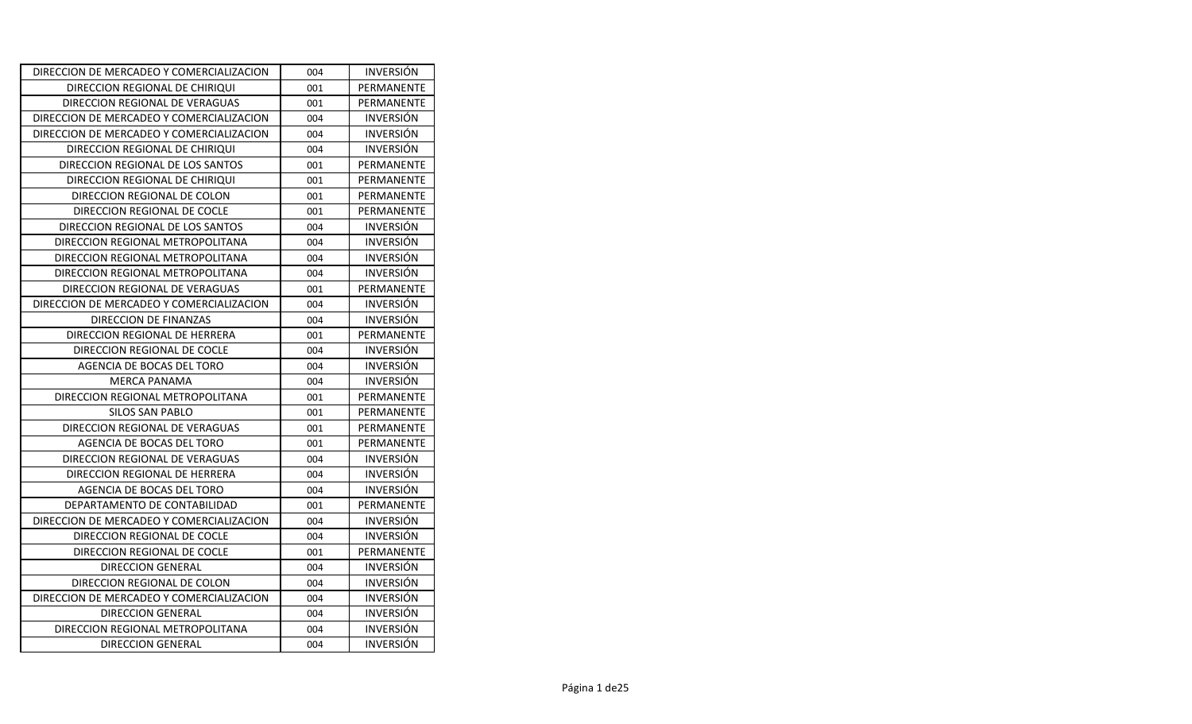| | | |
|---|---|---|
| DIRECCION DE MERCADEO Y COMERCIALIZACION | 004 | INVERSIÓN |
| DIRECCION REGIONAL DE CHIRIQUI | 001 | PERMANENTE |
| DIRECCION REGIONAL DE VERAGUAS | 001 | PERMANENTE |
| DIRECCION DE MERCADEO Y COMERCIALIZACION | 004 | INVERSIÓN |
| DIRECCION DE MERCADEO Y COMERCIALIZACION | 004 | INVERSIÓN |
| DIRECCION REGIONAL DE CHIRIQUI | 004 | INVERSIÓN |
| DIRECCION REGIONAL DE LOS SANTOS | 001 | PERMANENTE |
| DIRECCION REGIONAL DE CHIRIQUI | 001 | PERMANENTE |
| DIRECCION REGIONAL DE COLON | 001 | PERMANENTE |
| DIRECCION REGIONAL DE COCLE | 001 | PERMANENTE |
| DIRECCION REGIONAL DE LOS SANTOS | 004 | INVERSIÓN |
| DIRECCION REGIONAL METROPOLITANA | 004 | INVERSIÓN |
| DIRECCION REGIONAL METROPOLITANA | 004 | INVERSIÓN |
| DIRECCION REGIONAL METROPOLITANA | 004 | INVERSIÓN |
| DIRECCION REGIONAL DE VERAGUAS | 001 | PERMANENTE |
| DIRECCION DE MERCADEO Y COMERCIALIZACION | 004 | INVERSIÓN |
| DIRECCION DE FINANZAS | 004 | INVERSIÓN |
| DIRECCION REGIONAL DE HERRERA | 001 | PERMANENTE |
| DIRECCION REGIONAL DE COCLE | 004 | INVERSIÓN |
| AGENCIA DE BOCAS DEL TORO | 004 | INVERSIÓN |
| MERCA PANAMA | 004 | INVERSIÓN |
| DIRECCION REGIONAL METROPOLITANA | 001 | PERMANENTE |
| SILOS SAN PABLO | 001 | PERMANENTE |
| DIRECCION REGIONAL DE VERAGUAS | 001 | PERMANENTE |
| AGENCIA DE BOCAS DEL TORO | 001 | PERMANENTE |
| DIRECCION REGIONAL DE VERAGUAS | 004 | INVERSIÓN |
| DIRECCION REGIONAL DE HERRERA | 004 | INVERSIÓN |
| AGENCIA DE BOCAS DEL TORO | 004 | INVERSIÓN |
| DEPARTAMENTO DE CONTABILIDAD | 001 | PERMANENTE |
| DIRECCION DE MERCADEO Y COMERCIALIZACION | 004 | INVERSIÓN |
| DIRECCION REGIONAL DE COCLE | 004 | INVERSIÓN |
| DIRECCION REGIONAL DE COCLE | 001 | PERMANENTE |
| DIRECCION GENERAL | 004 | INVERSIÓN |
| DIRECCION REGIONAL DE COLON | 004 | INVERSIÓN |
| DIRECCION DE MERCADEO Y COMERCIALIZACION | 004 | INVERSIÓN |
| DIRECCION GENERAL | 004 | INVERSIÓN |
| DIRECCION REGIONAL METROPOLITANA | 004 | INVERSIÓN |
| DIRECCION GENERAL | 004 | INVERSIÓN |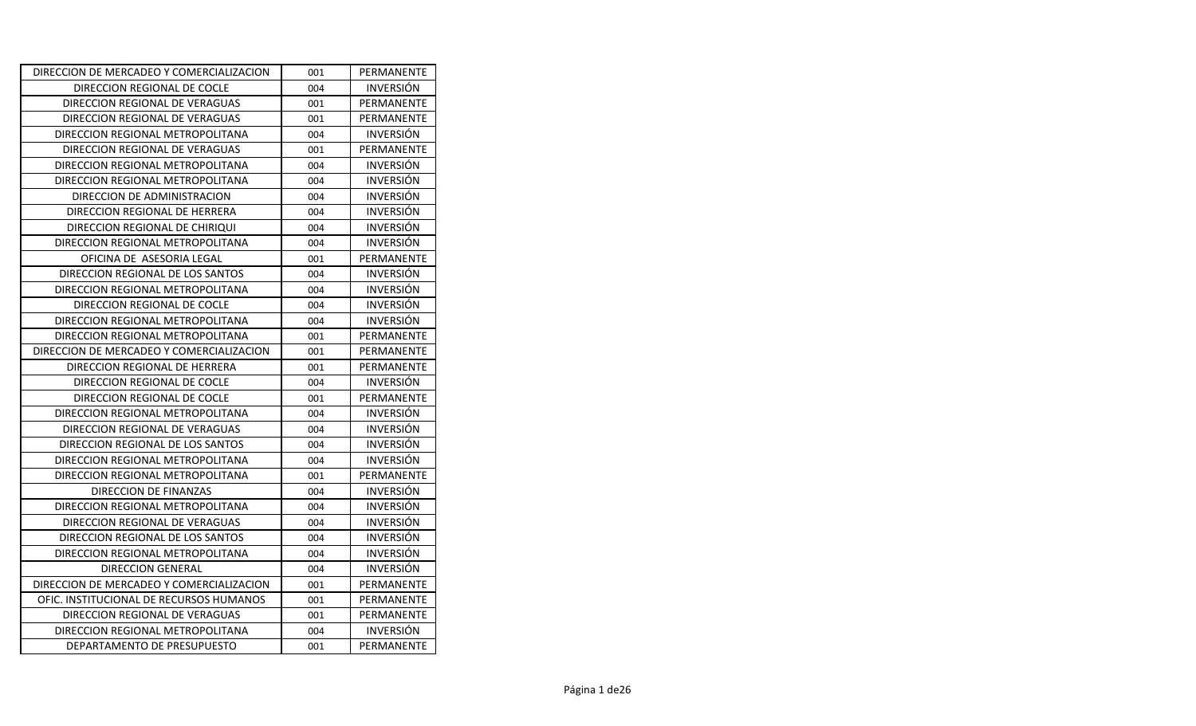| | | |
|---|---|---|
| DIRECCION DE MERCADEO Y COMERCIALIZACION | 001 | PERMANENTE |
| DIRECCION REGIONAL DE COCLE | 004 | INVERSIÓN |
| DIRECCION REGIONAL DE VERAGUAS | 001 | PERMANENTE |
| DIRECCION REGIONAL DE VERAGUAS | 001 | PERMANENTE |
| DIRECCION REGIONAL METROPOLITANA | 004 | INVERSIÓN |
| DIRECCION REGIONAL DE VERAGUAS | 001 | PERMANENTE |
| DIRECCION REGIONAL METROPOLITANA | 004 | INVERSIÓN |
| DIRECCION REGIONAL METROPOLITANA | 004 | INVERSIÓN |
| DIRECCION DE ADMINISTRACION | 004 | INVERSIÓN |
| DIRECCION REGIONAL DE HERRERA | 004 | INVERSIÓN |
| DIRECCION REGIONAL DE CHIRIQUI | 004 | INVERSIÓN |
| DIRECCION REGIONAL METROPOLITANA | 004 | INVERSIÓN |
| OFICINA DE ASESORIA LEGAL | 001 | PERMANENTE |
| DIRECCION REGIONAL DE LOS SANTOS | 004 | INVERSIÓN |
| DIRECCION REGIONAL METROPOLITANA | 004 | INVERSIÓN |
| DIRECCION REGIONAL DE COCLE | 004 | INVERSIÓN |
| DIRECCION REGIONAL METROPOLITANA | 004 | INVERSIÓN |
| DIRECCION REGIONAL METROPOLITANA | 001 | PERMANENTE |
| DIRECCION DE MERCADEO Y COMERCIALIZACION | 001 | PERMANENTE |
| DIRECCION REGIONAL DE HERRERA | 001 | PERMANENTE |
| DIRECCION REGIONAL DE COCLE | 004 | INVERSIÓN |
| DIRECCION REGIONAL DE COCLE | 001 | PERMANENTE |
| DIRECCION REGIONAL METROPOLITANA | 004 | INVERSIÓN |
| DIRECCION REGIONAL DE VERAGUAS | 004 | INVERSIÓN |
| DIRECCION REGIONAL DE LOS SANTOS | 004 | INVERSIÓN |
| DIRECCION REGIONAL METROPOLITANA | 004 | INVERSIÓN |
| DIRECCION REGIONAL METROPOLITANA | 001 | PERMANENTE |
| DIRECCION DE FINANZAS | 004 | INVERSIÓN |
| DIRECCION REGIONAL METROPOLITANA | 004 | INVERSIÓN |
| DIRECCION REGIONAL DE VERAGUAS | 004 | INVERSIÓN |
| DIRECCION REGIONAL DE LOS SANTOS | 004 | INVERSIÓN |
| DIRECCION REGIONAL METROPOLITANA | 004 | INVERSIÓN |
| DIRECCION GENERAL | 004 | INVERSIÓN |
| DIRECCION DE MERCADEO Y COMERCIALIZACION | 001 | PERMANENTE |
| OFIC. INSTITUCIONAL DE RECURSOS HUMANOS | 001 | PERMANENTE |
| DIRECCION REGIONAL DE VERAGUAS | 001 | PERMANENTE |
| DIRECCION REGIONAL METROPOLITANA | 004 | INVERSIÓN |
| DEPARTAMENTO DE PRESUPUESTO | 001 | PERMANENTE |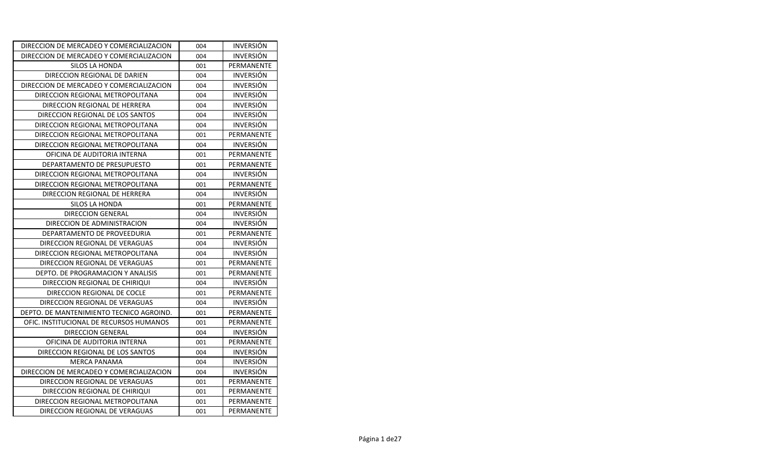| DIRECCION DE MERCADEO Y COMERCIALIZACION | 004 | INVERSIÓN |
|---|---|---|
| DIRECCION DE MERCADEO Y COMERCIALIZACION | 004 | INVERSIÓN |
| SILOS LA HONDA | 001 | PERMANENTE |
| DIRECCION REGIONAL DE DARIEN | 004 | INVERSIÓN |
| DIRECCION DE MERCADEO Y COMERCIALIZACION | 004 | INVERSIÓN |
| DIRECCION REGIONAL METROPOLITANA | 004 | INVERSIÓN |
| DIRECCION REGIONAL DE HERRERA | 004 | INVERSIÓN |
| DIRECCION REGIONAL DE LOS SANTOS | 004 | INVERSIÓN |
| DIRECCION REGIONAL METROPOLITANA | 004 | INVERSIÓN |
| DIRECCION REGIONAL METROPOLITANA | 001 | PERMANENTE |
| DIRECCION REGIONAL METROPOLITANA | 004 | INVERSIÓN |
| OFICINA DE AUDITORIA INTERNA | 001 | PERMANENTE |
| DEPARTAMENTO DE PRESUPUESTO | 001 | PERMANENTE |
| DIRECCION REGIONAL METROPOLITANA | 004 | INVERSIÓN |
| DIRECCION REGIONAL METROPOLITANA | 001 | PERMANENTE |
| DIRECCION REGIONAL DE HERRERA | 004 | INVERSIÓN |
| SILOS LA HONDA | 001 | PERMANENTE |
| DIRECCION GENERAL | 004 | INVERSIÓN |
| DIRECCION DE ADMINISTRACION | 004 | INVERSIÓN |
| DEPARTAMENTO DE PROVEEDURIA | 001 | PERMANENTE |
| DIRECCION REGIONAL DE VERAGUAS | 004 | INVERSIÓN |
| DIRECCION REGIONAL METROPOLITANA | 004 | INVERSIÓN |
| DIRECCION REGIONAL DE VERAGUAS | 001 | PERMANENTE |
| DEPTO. DE PROGRAMACION Y ANALISIS | 001 | PERMANENTE |
| DIRECCION REGIONAL DE CHIRIQUI | 004 | INVERSIÓN |
| DIRECCION REGIONAL DE COCLE | 001 | PERMANENTE |
| DIRECCION REGIONAL DE VERAGUAS | 004 | INVERSIÓN |
| DEPTO. DE MANTENIMIENTO TECNICO AGROIND. | 001 | PERMANENTE |
| OFIC. INSTITUCIONAL DE RECURSOS HUMANOS | 001 | PERMANENTE |
| DIRECCION GENERAL | 004 | INVERSIÓN |
| OFICINA DE AUDITORIA INTERNA | 001 | PERMANENTE |
| DIRECCION REGIONAL DE LOS SANTOS | 004 | INVERSIÓN |
| MERCA PANAMA | 004 | INVERSIÓN |
| DIRECCION DE MERCADEO Y COMERCIALIZACION | 004 | INVERSIÓN |
| DIRECCION REGIONAL DE VERAGUAS | 001 | PERMANENTE |
| DIRECCION REGIONAL DE CHIRIQUI | 001 | PERMANENTE |
| DIRECCION REGIONAL METROPOLITANA | 001 | PERMANENTE |
| DIRECCION REGIONAL DE VERAGUAS | 001 | PERMANENTE |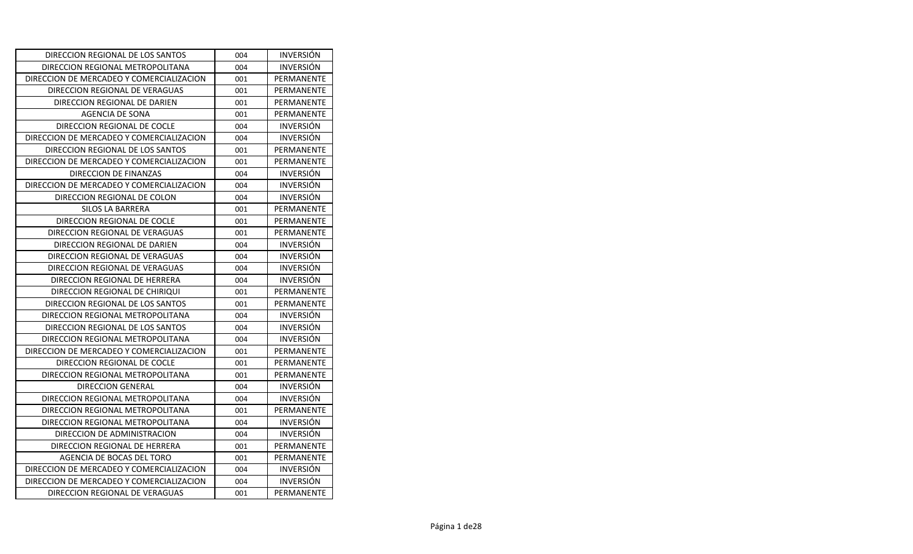| DIRECCION REGIONAL DE LOS SANTOS | 004 | INVERSIÓN |
|---|---|---|
| DIRECCION REGIONAL METROPOLITANA | 004 | INVERSIÓN |
| DIRECCION DE MERCADEO Y COMERCIALIZACION | 001 | PERMANENTE |
| DIRECCION REGIONAL DE VERAGUAS | 001 | PERMANENTE |
| DIRECCION REGIONAL DE DARIEN | 001 | PERMANENTE |
| AGENCIA DE SONA | 001 | PERMANENTE |
| DIRECCION REGIONAL DE COCLE | 004 | INVERSIÓN |
| DIRECCION DE MERCADEO Y COMERCIALIZACION | 004 | INVERSIÓN |
| DIRECCION REGIONAL DE LOS SANTOS | 001 | PERMANENTE |
| DIRECCION DE MERCADEO Y COMERCIALIZACION | 001 | PERMANENTE |
| DIRECCION DE FINANZAS | 004 | INVERSIÓN |
| DIRECCION DE MERCADEO Y COMERCIALIZACION | 004 | INVERSIÓN |
| DIRECCION REGIONAL DE COLON | 004 | INVERSIÓN |
| SILOS LA BARRERA | 001 | PERMANENTE |
| DIRECCION REGIONAL DE COCLE | 001 | PERMANENTE |
| DIRECCION REGIONAL DE VERAGUAS | 001 | PERMANENTE |
| DIRECCION REGIONAL DE DARIEN | 004 | INVERSIÓN |
| DIRECCION REGIONAL DE VERAGUAS | 004 | INVERSIÓN |
| DIRECCION REGIONAL DE VERAGUAS | 004 | INVERSIÓN |
| DIRECCION REGIONAL DE HERRERA | 004 | INVERSIÓN |
| DIRECCION REGIONAL DE CHIRIQUI | 001 | PERMANENTE |
| DIRECCION REGIONAL DE LOS SANTOS | 001 | PERMANENTE |
| DIRECCION REGIONAL METROPOLITANA | 004 | INVERSIÓN |
| DIRECCION REGIONAL DE LOS SANTOS | 004 | INVERSIÓN |
| DIRECCION REGIONAL METROPOLITANA | 004 | INVERSIÓN |
| DIRECCION DE MERCADEO Y COMERCIALIZACION | 001 | PERMANENTE |
| DIRECCION REGIONAL DE COCLE | 001 | PERMANENTE |
| DIRECCION REGIONAL METROPOLITANA | 001 | PERMANENTE |
| DIRECCION GENERAL | 004 | INVERSIÓN |
| DIRECCION REGIONAL METROPOLITANA | 004 | INVERSIÓN |
| DIRECCION REGIONAL METROPOLITANA | 001 | PERMANENTE |
| DIRECCION REGIONAL METROPOLITANA | 004 | INVERSIÓN |
| DIRECCION DE ADMINISTRACION | 004 | INVERSIÓN |
| DIRECCION REGIONAL DE HERRERA | 001 | PERMANENTE |
| AGENCIA DE BOCAS DEL TORO | 001 | PERMANENTE |
| DIRECCION DE MERCADEO Y COMERCIALIZACION | 004 | INVERSIÓN |
| DIRECCION DE MERCADEO Y COMERCIALIZACION | 004 | INVERSIÓN |
| DIRECCION REGIONAL DE VERAGUAS | 001 | PERMANENTE |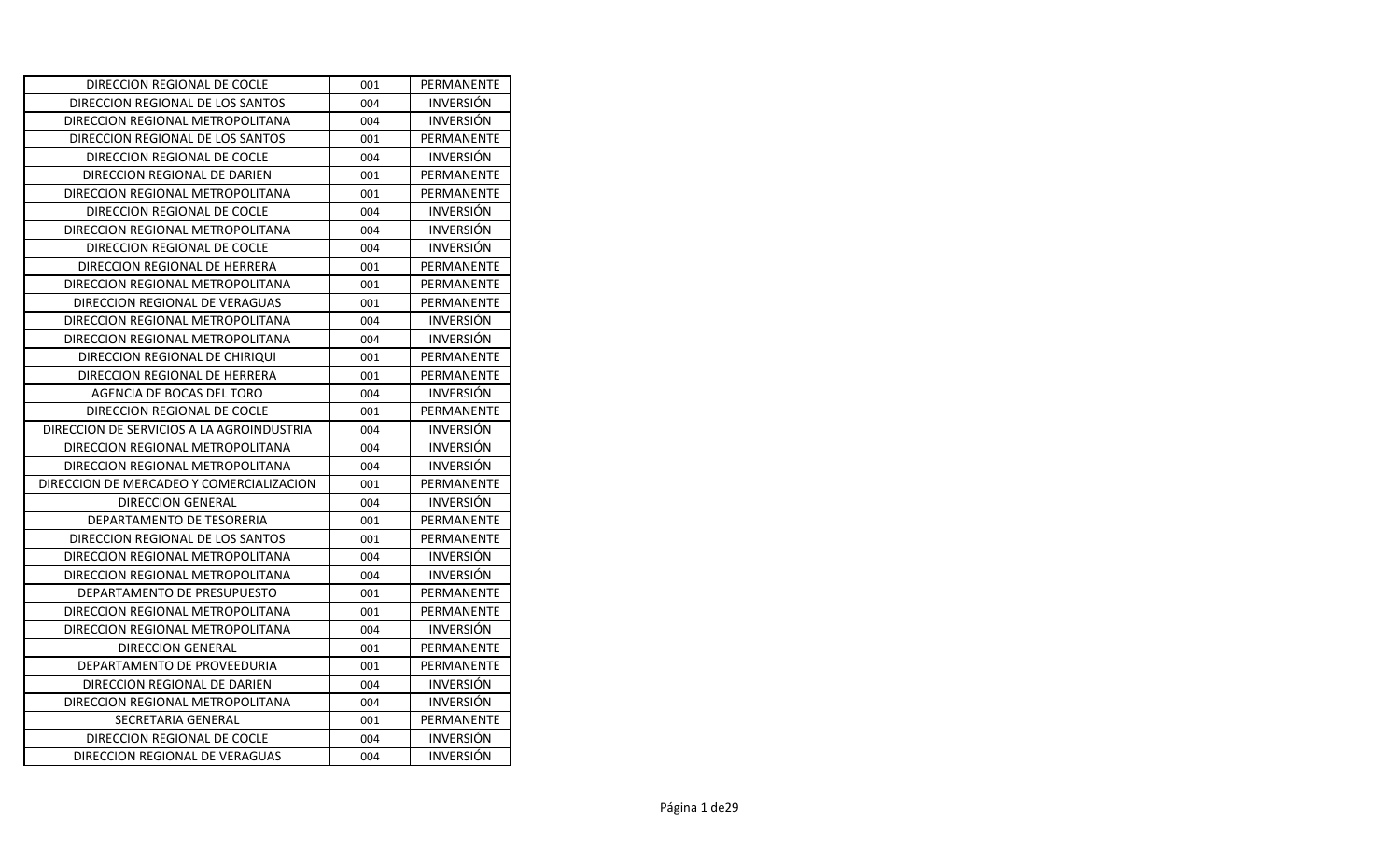| | | |
|---|---|---|
| DIRECCION REGIONAL DE COCLE | 001 | PERMANENTE |
| DIRECCION REGIONAL DE LOS SANTOS | 004 | INVERSIÓN |
| DIRECCION REGIONAL METROPOLITANA | 004 | INVERSIÓN |
| DIRECCION REGIONAL DE LOS SANTOS | 001 | PERMANENTE |
| DIRECCION REGIONAL DE COCLE | 004 | INVERSIÓN |
| DIRECCION REGIONAL DE DARIEN | 001 | PERMANENTE |
| DIRECCION REGIONAL METROPOLITANA | 001 | PERMANENTE |
| DIRECCION REGIONAL DE COCLE | 004 | INVERSIÓN |
| DIRECCION REGIONAL METROPOLITANA | 004 | INVERSIÓN |
| DIRECCION REGIONAL DE COCLE | 004 | INVERSIÓN |
| DIRECCION REGIONAL DE HERRERA | 001 | PERMANENTE |
| DIRECCION REGIONAL METROPOLITANA | 001 | PERMANENTE |
| DIRECCION REGIONAL DE VERAGUAS | 001 | PERMANENTE |
| DIRECCION REGIONAL METROPOLITANA | 004 | INVERSIÓN |
| DIRECCION REGIONAL METROPOLITANA | 004 | INVERSIÓN |
| DIRECCION REGIONAL DE CHIRIQUI | 001 | PERMANENTE |
| DIRECCION REGIONAL DE HERRERA | 001 | PERMANENTE |
| AGENCIA DE BOCAS DEL TORO | 004 | INVERSIÓN |
| DIRECCION REGIONAL DE COCLE | 001 | PERMANENTE |
| DIRECCION DE SERVICIOS A LA AGROINDUSTRIA | 004 | INVERSIÓN |
| DIRECCION REGIONAL METROPOLITANA | 004 | INVERSIÓN |
| DIRECCION REGIONAL METROPOLITANA | 004 | INVERSIÓN |
| DIRECCION DE MERCADEO Y COMERCIALIZACION | 001 | PERMANENTE |
| DIRECCION GENERAL | 004 | INVERSIÓN |
| DEPARTAMENTO DE TESORERIA | 001 | PERMANENTE |
| DIRECCION REGIONAL DE LOS SANTOS | 001 | PERMANENTE |
| DIRECCION REGIONAL METROPOLITANA | 004 | INVERSIÓN |
| DIRECCION REGIONAL METROPOLITANA | 004 | INVERSIÓN |
| DEPARTAMENTO DE PRESUPUESTO | 001 | PERMANENTE |
| DIRECCION REGIONAL METROPOLITANA | 001 | PERMANENTE |
| DIRECCION REGIONAL METROPOLITANA | 004 | INVERSIÓN |
| DIRECCION GENERAL | 001 | PERMANENTE |
| DEPARTAMENTO DE PROVEEDURIA | 001 | PERMANENTE |
| DIRECCION REGIONAL DE DARIEN | 004 | INVERSIÓN |
| DIRECCION REGIONAL METROPOLITANA | 004 | INVERSIÓN |
| SECRETARIA GENERAL | 001 | PERMANENTE |
| DIRECCION REGIONAL DE COCLE | 004 | INVERSIÓN |
| DIRECCION REGIONAL DE VERAGUAS | 004 | INVERSIÓN |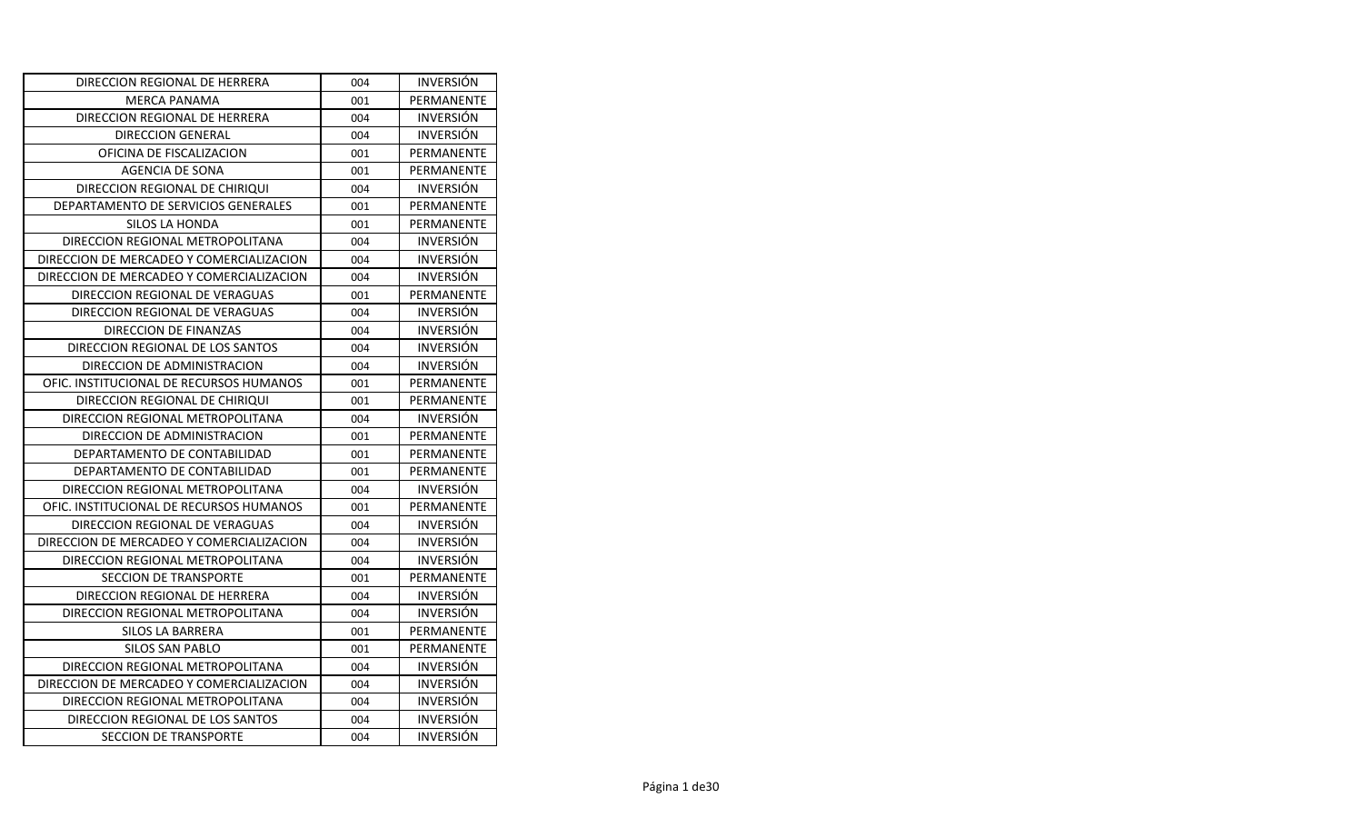| DIRECCION REGIONAL DE HERRERA | 004 | INVERSIÓN |
|---|---|---|
| MERCA PANAMA | 001 | PERMANENTE |
| DIRECCION REGIONAL DE HERRERA | 004 | INVERSIÓN |
| DIRECCION GENERAL | 004 | INVERSIÓN |
| OFICINA DE FISCALIZACION | 001 | PERMANENTE |
| AGENCIA DE SONA | 001 | PERMANENTE |
| DIRECCION REGIONAL DE CHIRIQUI | 004 | INVERSIÓN |
| DEPARTAMENTO DE SERVICIOS GENERALES | 001 | PERMANENTE |
| SILOS LA HONDA | 001 | PERMANENTE |
| DIRECCION REGIONAL METROPOLITANA | 004 | INVERSIÓN |
| DIRECCION DE MERCADEO Y COMERCIALIZACION | 004 | INVERSIÓN |
| DIRECCION DE MERCADEO Y COMERCIALIZACION | 004 | INVERSIÓN |
| DIRECCION REGIONAL DE VERAGUAS | 001 | PERMANENTE |
| DIRECCION REGIONAL DE VERAGUAS | 004 | INVERSIÓN |
| DIRECCION DE FINANZAS | 004 | INVERSIÓN |
| DIRECCION REGIONAL DE LOS SANTOS | 004 | INVERSIÓN |
| DIRECCION DE ADMINISTRACION | 004 | INVERSIÓN |
| OFIC. INSTITUCIONAL DE RECURSOS HUMANOS | 001 | PERMANENTE |
| DIRECCION REGIONAL DE CHIRIQUI | 001 | PERMANENTE |
| DIRECCION REGIONAL METROPOLITANA | 004 | INVERSIÓN |
| DIRECCION DE ADMINISTRACION | 001 | PERMANENTE |
| DEPARTAMENTO DE CONTABILIDAD | 001 | PERMANENTE |
| DEPARTAMENTO DE CONTABILIDAD | 001 | PERMANENTE |
| DIRECCION REGIONAL METROPOLITANA | 004 | INVERSIÓN |
| OFIC. INSTITUCIONAL DE RECURSOS HUMANOS | 001 | PERMANENTE |
| DIRECCION REGIONAL DE VERAGUAS | 004 | INVERSIÓN |
| DIRECCION DE MERCADEO Y COMERCIALIZACION | 004 | INVERSIÓN |
| DIRECCION REGIONAL METROPOLITANA | 004 | INVERSIÓN |
| SECCION DE TRANSPORTE | 001 | PERMANENTE |
| DIRECCION REGIONAL DE HERRERA | 004 | INVERSIÓN |
| DIRECCION REGIONAL METROPOLITANA | 004 | INVERSIÓN |
| SILOS LA BARRERA | 001 | PERMANENTE |
| SILOS SAN PABLO | 001 | PERMANENTE |
| DIRECCION REGIONAL METROPOLITANA | 004 | INVERSIÓN |
| DIRECCION DE MERCADEO Y COMERCIALIZACION | 004 | INVERSIÓN |
| DIRECCION REGIONAL METROPOLITANA | 004 | INVERSIÓN |
| DIRECCION REGIONAL DE LOS SANTOS | 004 | INVERSIÓN |
| SECCION DE TRANSPORTE | 004 | INVERSIÓN |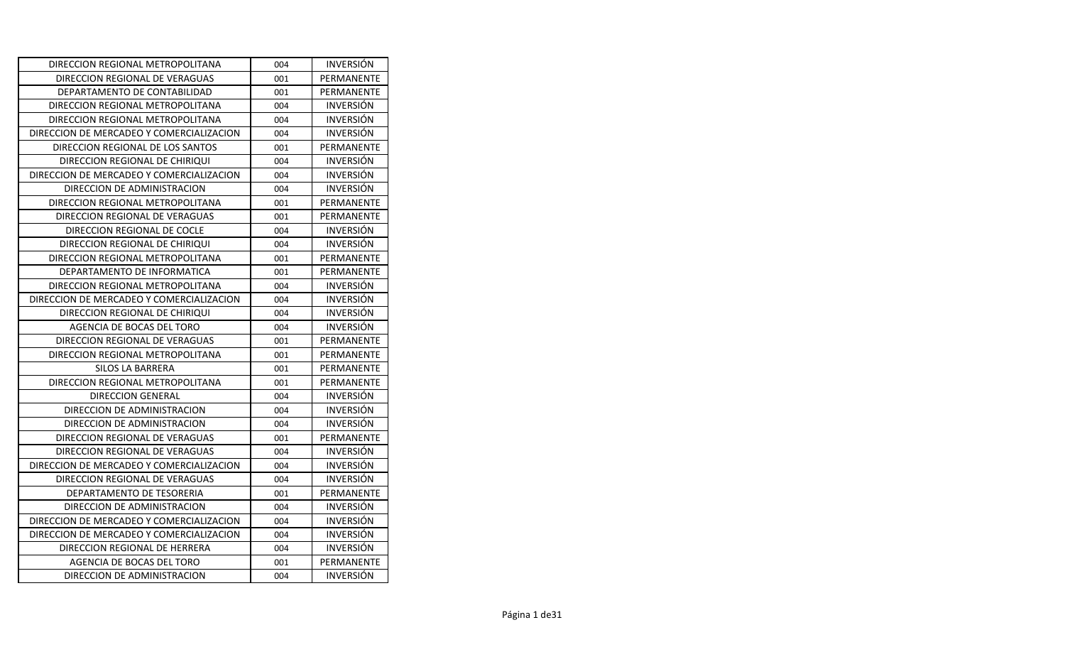| DIRECCION REGIONAL METROPOLITANA | 004 | INVERSIÓN |
|---|---|---|
| DIRECCION REGIONAL DE VERAGUAS | 001 | PERMANENTE |
| DEPARTAMENTO DE CONTABILIDAD | 001 | PERMANENTE |
| DIRECCION REGIONAL METROPOLITANA | 004 | INVERSIÓN |
| DIRECCION REGIONAL METROPOLITANA | 004 | INVERSIÓN |
| DIRECCION DE MERCADEO Y COMERCIALIZACION | 004 | INVERSIÓN |
| DIRECCION REGIONAL DE LOS SANTOS | 001 | PERMANENTE |
| DIRECCION REGIONAL DE CHIRIQUI | 004 | INVERSIÓN |
| DIRECCION DE MERCADEO Y COMERCIALIZACION | 004 | INVERSIÓN |
| DIRECCION DE ADMINISTRACION | 004 | INVERSIÓN |
| DIRECCION REGIONAL METROPOLITANA | 001 | PERMANENTE |
| DIRECCION REGIONAL DE VERAGUAS | 001 | PERMANENTE |
| DIRECCION REGIONAL DE COCLE | 004 | INVERSIÓN |
| DIRECCION REGIONAL DE CHIRIQUI | 004 | INVERSIÓN |
| DIRECCION REGIONAL METROPOLITANA | 001 | PERMANENTE |
| DEPARTAMENTO DE INFORMATICA | 001 | PERMANENTE |
| DIRECCION REGIONAL METROPOLITANA | 004 | INVERSIÓN |
| DIRECCION DE MERCADEO Y COMERCIALIZACION | 004 | INVERSIÓN |
| DIRECCION REGIONAL DE CHIRIQUI | 004 | INVERSIÓN |
| AGENCIA DE BOCAS DEL TORO | 004 | INVERSIÓN |
| DIRECCION REGIONAL DE VERAGUAS | 001 | PERMANENTE |
| DIRECCION REGIONAL METROPOLITANA | 001 | PERMANENTE |
| SILOS LA BARRERA | 001 | PERMANENTE |
| DIRECCION REGIONAL METROPOLITANA | 001 | PERMANENTE |
| DIRECCION GENERAL | 004 | INVERSIÓN |
| DIRECCION DE ADMINISTRACION | 004 | INVERSIÓN |
| DIRECCION DE ADMINISTRACION | 004 | INVERSIÓN |
| DIRECCION REGIONAL DE VERAGUAS | 001 | PERMANENTE |
| DIRECCION REGIONAL DE VERAGUAS | 004 | INVERSIÓN |
| DIRECCION DE MERCADEO Y COMERCIALIZACION | 004 | INVERSIÓN |
| DIRECCION REGIONAL DE VERAGUAS | 004 | INVERSIÓN |
| DEPARTAMENTO DE TESORERIA | 001 | PERMANENTE |
| DIRECCION DE ADMINISTRACION | 004 | INVERSIÓN |
| DIRECCION DE MERCADEO Y COMERCIALIZACION | 004 | INVERSIÓN |
| DIRECCION DE MERCADEO Y COMERCIALIZACION | 004 | INVERSIÓN |
| DIRECCION REGIONAL DE HERRERA | 004 | INVERSIÓN |
| AGENCIA DE BOCAS DEL TORO | 001 | PERMANENTE |
| DIRECCION DE ADMINISTRACION | 004 | INVERSIÓN |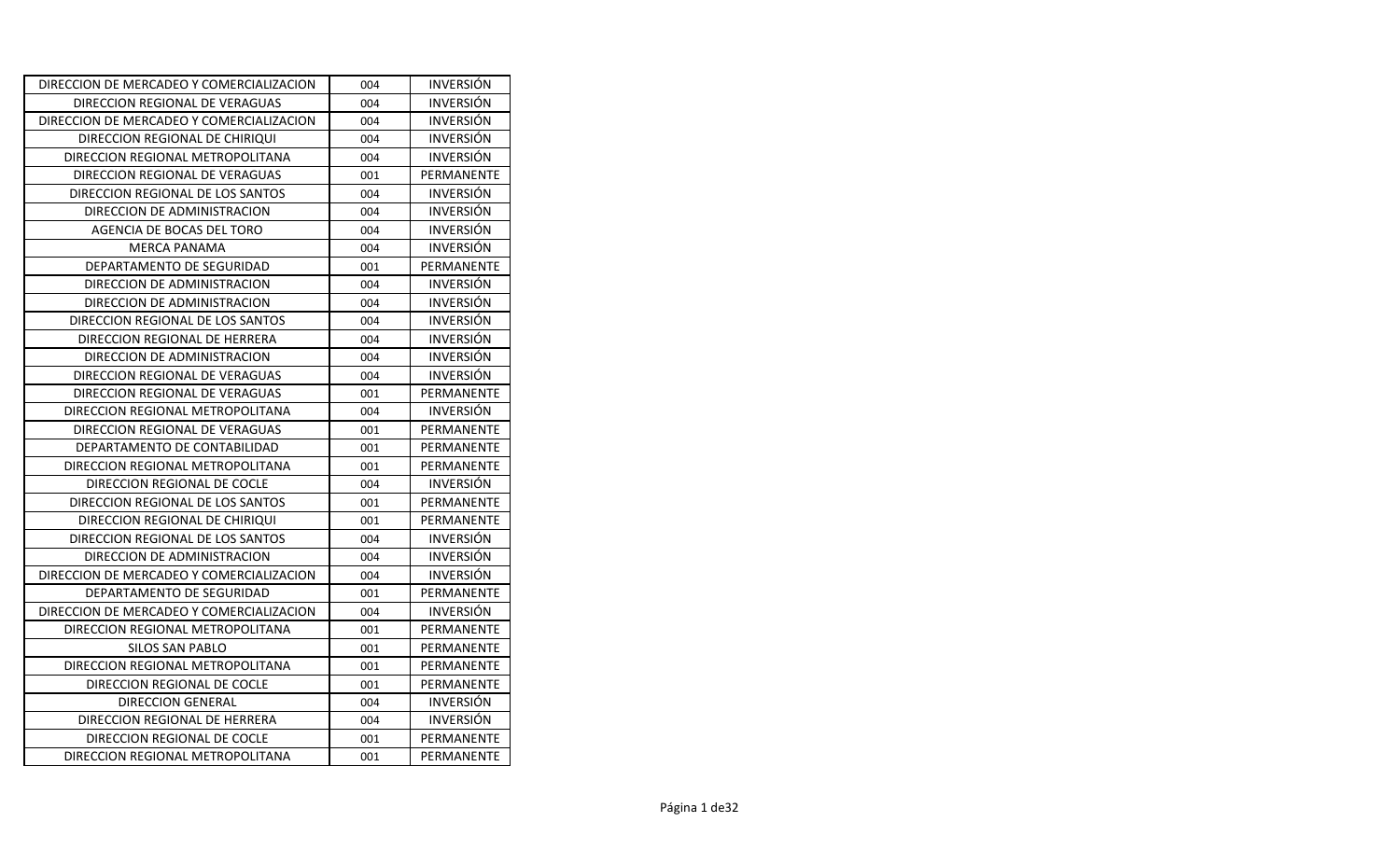| DIRECCION DE MERCADEO Y COMERCIALIZACION | 004 | INVERSIÓN |
|---|---|---|
| DIRECCION REGIONAL DE VERAGUAS | 004 | INVERSIÓN |
| DIRECCION DE MERCADEO Y COMERCIALIZACION | 004 | INVERSIÓN |
| DIRECCION REGIONAL DE CHIRIQUI | 004 | INVERSIÓN |
| DIRECCION REGIONAL METROPOLITANA | 004 | INVERSIÓN |
| DIRECCION REGIONAL DE VERAGUAS | 001 | PERMANENTE |
| DIRECCION REGIONAL DE LOS SANTOS | 004 | INVERSIÓN |
| DIRECCION DE ADMINISTRACION | 004 | INVERSIÓN |
| AGENCIA DE BOCAS DEL TORO | 004 | INVERSIÓN |
| MERCA PANAMA | 004 | INVERSIÓN |
| DEPARTAMENTO DE SEGURIDAD | 001 | PERMANENTE |
| DIRECCION DE ADMINISTRACION | 004 | INVERSIÓN |
| DIRECCION DE ADMINISTRACION | 004 | INVERSIÓN |
| DIRECCION REGIONAL DE LOS SANTOS | 004 | INVERSIÓN |
| DIRECCION REGIONAL DE HERRERA | 004 | INVERSIÓN |
| DIRECCION DE ADMINISTRACION | 004 | INVERSIÓN |
| DIRECCION REGIONAL DE VERAGUAS | 004 | INVERSIÓN |
| DIRECCION REGIONAL DE VERAGUAS | 001 | PERMANENTE |
| DIRECCION REGIONAL METROPOLITANA | 004 | INVERSIÓN |
| DIRECCION REGIONAL DE VERAGUAS | 001 | PERMANENTE |
| DEPARTAMENTO DE CONTABILIDAD | 001 | PERMANENTE |
| DIRECCION REGIONAL METROPOLITANA | 001 | PERMANENTE |
| DIRECCION REGIONAL DE COCLE | 004 | INVERSIÓN |
| DIRECCION REGIONAL DE LOS SANTOS | 001 | PERMANENTE |
| DIRECCION REGIONAL DE CHIRIQUI | 001 | PERMANENTE |
| DIRECCION REGIONAL DE LOS SANTOS | 004 | INVERSIÓN |
| DIRECCION DE ADMINISTRACION | 004 | INVERSIÓN |
| DIRECCION DE MERCADEO Y COMERCIALIZACION | 004 | INVERSIÓN |
| DEPARTAMENTO DE SEGURIDAD | 001 | PERMANENTE |
| DIRECCION DE MERCADEO Y COMERCIALIZACION | 004 | INVERSIÓN |
| DIRECCION REGIONAL METROPOLITANA | 001 | PERMANENTE |
| SILOS SAN PABLO | 001 | PERMANENTE |
| DIRECCION REGIONAL METROPOLITANA | 001 | PERMANENTE |
| DIRECCION REGIONAL DE COCLE | 001 | PERMANENTE |
| DIRECCION GENERAL | 004 | INVERSIÓN |
| DIRECCION REGIONAL DE HERRERA | 004 | INVERSIÓN |
| DIRECCION REGIONAL DE COCLE | 001 | PERMANENTE |
| DIRECCION REGIONAL METROPOLITANA | 001 | PERMANENTE |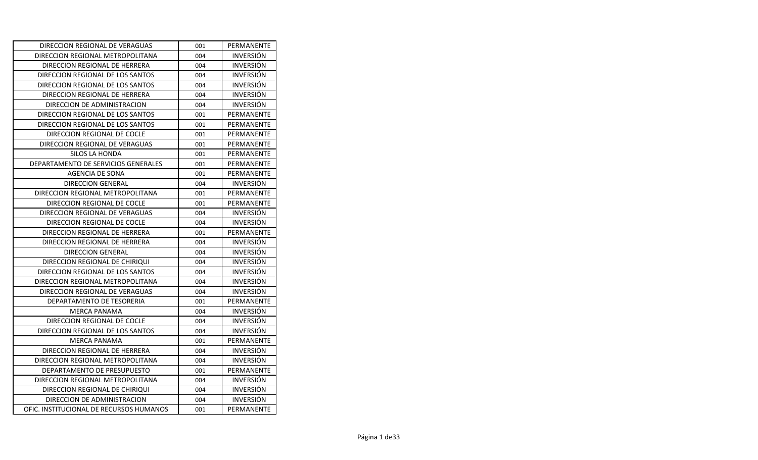| DIRECCION REGIONAL DE VERAGUAS | 001 | PERMANENTE |
|---|---|---|
| DIRECCION REGIONAL METROPOLITANA | 004 | INVERSIÓN |
| DIRECCION REGIONAL DE HERRERA | 004 | INVERSIÓN |
| DIRECCION REGIONAL DE LOS SANTOS | 004 | INVERSIÓN |
| DIRECCION REGIONAL DE LOS SANTOS | 004 | INVERSIÓN |
| DIRECCION REGIONAL DE HERRERA | 004 | INVERSIÓN |
| DIRECCION DE ADMINISTRACION | 004 | INVERSIÓN |
| DIRECCION REGIONAL DE LOS SANTOS | 001 | PERMANENTE |
| DIRECCION REGIONAL DE LOS SANTOS | 001 | PERMANENTE |
| DIRECCION REGIONAL DE COCLE | 001 | PERMANENTE |
| DIRECCION REGIONAL DE VERAGUAS | 001 | PERMANENTE |
| SILOS LA HONDA | 001 | PERMANENTE |
| DEPARTAMENTO DE SERVICIOS GENERALES | 001 | PERMANENTE |
| AGENCIA DE SONA | 001 | PERMANENTE |
| DIRECCION GENERAL | 004 | INVERSIÓN |
| DIRECCION REGIONAL METROPOLITANA | 001 | PERMANENTE |
| DIRECCION REGIONAL DE COCLE | 001 | PERMANENTE |
| DIRECCION REGIONAL DE VERAGUAS | 004 | INVERSIÓN |
| DIRECCION REGIONAL DE COCLE | 004 | INVERSIÓN |
| DIRECCION REGIONAL DE HERRERA | 001 | PERMANENTE |
| DIRECCION REGIONAL DE HERRERA | 004 | INVERSIÓN |
| DIRECCION GENERAL | 004 | INVERSIÓN |
| DIRECCION REGIONAL DE CHIRIQUI | 004 | INVERSIÓN |
| DIRECCION REGIONAL DE LOS SANTOS | 004 | INVERSIÓN |
| DIRECCION REGIONAL METROPOLITANA | 004 | INVERSIÓN |
| DIRECCION REGIONAL DE VERAGUAS | 004 | INVERSIÓN |
| DEPARTAMENTO DE TESORERIA | 001 | PERMANENTE |
| MERCA PANAMA | 004 | INVERSIÓN |
| DIRECCION REGIONAL DE COCLE | 004 | INVERSIÓN |
| DIRECCION REGIONAL DE LOS SANTOS | 004 | INVERSIÓN |
| MERCA PANAMA | 001 | PERMANENTE |
| DIRECCION REGIONAL DE HERRERA | 004 | INVERSIÓN |
| DIRECCION REGIONAL METROPOLITANA | 004 | INVERSIÓN |
| DEPARTAMENTO DE PRESUPUESTO | 001 | PERMANENTE |
| DIRECCION REGIONAL METROPOLITANA | 004 | INVERSIÓN |
| DIRECCION REGIONAL DE CHIRIQUI | 004 | INVERSIÓN |
| DIRECCION DE ADMINISTRACION | 004 | INVERSIÓN |
| OFIC. INSTITUCIONAL DE RECURSOS HUMANOS | 001 | PERMANENTE |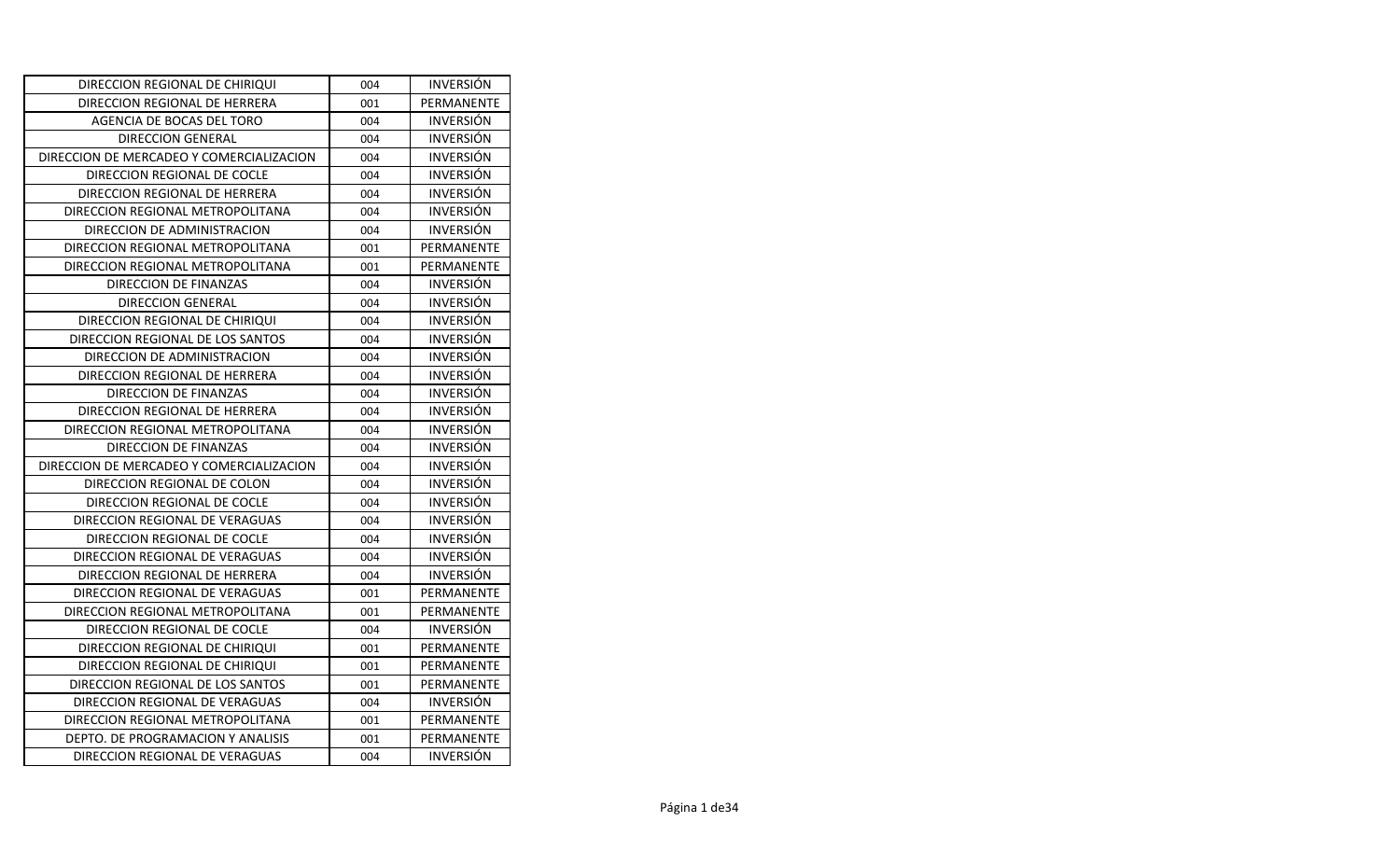| DIRECCION REGIONAL DE CHIRIQUI | 004 | INVERSIÓN |
|---|---|---|
| DIRECCION REGIONAL DE HERRERA | 001 | PERMANENTE |
| AGENCIA DE BOCAS DEL TORO | 004 | INVERSIÓN |
| DIRECCION GENERAL | 004 | INVERSIÓN |
| DIRECCION DE MERCADEO Y COMERCIALIZACION | 004 | INVERSIÓN |
| DIRECCION REGIONAL DE COCLE | 004 | INVERSIÓN |
| DIRECCION REGIONAL DE HERRERA | 004 | INVERSIÓN |
| DIRECCION REGIONAL METROPOLITANA | 004 | INVERSIÓN |
| DIRECCION DE ADMINISTRACION | 004 | INVERSIÓN |
| DIRECCION REGIONAL METROPOLITANA | 001 | PERMANENTE |
| DIRECCION REGIONAL METROPOLITANA | 001 | PERMANENTE |
| DIRECCION DE FINANZAS | 004 | INVERSIÓN |
| DIRECCION GENERAL | 004 | INVERSIÓN |
| DIRECCION REGIONAL DE CHIRIQUI | 004 | INVERSIÓN |
| DIRECCION REGIONAL DE LOS SANTOS | 004 | INVERSIÓN |
| DIRECCION DE ADMINISTRACION | 004 | INVERSIÓN |
| DIRECCION REGIONAL DE HERRERA | 004 | INVERSIÓN |
| DIRECCION DE FINANZAS | 004 | INVERSIÓN |
| DIRECCION REGIONAL DE HERRERA | 004 | INVERSIÓN |
| DIRECCION REGIONAL METROPOLITANA | 004 | INVERSIÓN |
| DIRECCION DE FINANZAS | 004 | INVERSIÓN |
| DIRECCION DE MERCADEO Y COMERCIALIZACION | 004 | INVERSIÓN |
| DIRECCION REGIONAL DE COLON | 004 | INVERSIÓN |
| DIRECCION REGIONAL DE COCLE | 004 | INVERSIÓN |
| DIRECCION REGIONAL DE VERAGUAS | 004 | INVERSIÓN |
| DIRECCION REGIONAL DE COCLE | 004 | INVERSIÓN |
| DIRECCION REGIONAL DE VERAGUAS | 004 | INVERSIÓN |
| DIRECCION REGIONAL DE HERRERA | 004 | INVERSIÓN |
| DIRECCION REGIONAL DE VERAGUAS | 001 | PERMANENTE |
| DIRECCION REGIONAL METROPOLITANA | 001 | PERMANENTE |
| DIRECCION REGIONAL DE COCLE | 004 | INVERSIÓN |
| DIRECCION REGIONAL DE CHIRIQUI | 001 | PERMANENTE |
| DIRECCION REGIONAL DE CHIRIQUI | 001 | PERMANENTE |
| DIRECCION REGIONAL DE LOS SANTOS | 001 | PERMANENTE |
| DIRECCION REGIONAL DE VERAGUAS | 004 | INVERSIÓN |
| DIRECCION REGIONAL METROPOLITANA | 001 | PERMANENTE |
| DEPTO. DE PROGRAMACION Y ANALISIS | 001 | PERMANENTE |
| DIRECCION REGIONAL DE VERAGUAS | 004 | INVERSIÓN |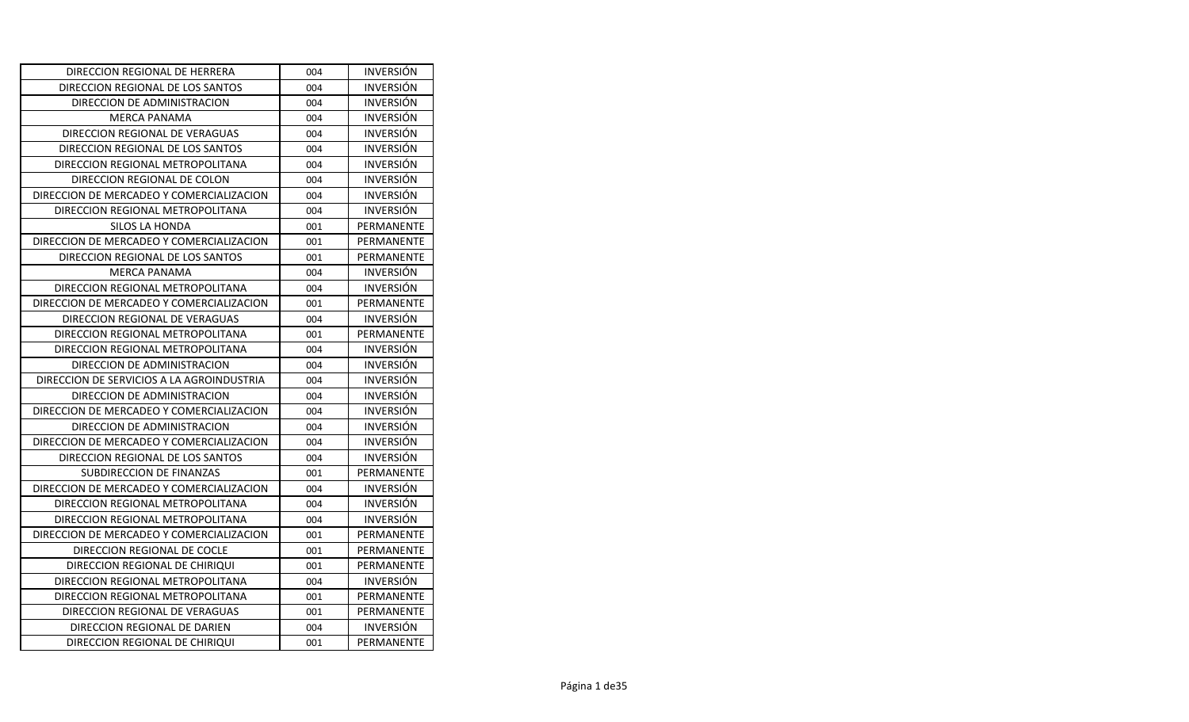| | | |
|---|---|---|
| DIRECCION REGIONAL DE HERRERA | 004 | INVERSIÓN |
| DIRECCION REGIONAL DE LOS SANTOS | 004 | INVERSIÓN |
| DIRECCION DE ADMINISTRACION | 004 | INVERSIÓN |
| MERCA PANAMA | 004 | INVERSIÓN |
| DIRECCION REGIONAL DE VERAGUAS | 004 | INVERSIÓN |
| DIRECCION REGIONAL DE LOS SANTOS | 004 | INVERSIÓN |
| DIRECCION REGIONAL METROPOLITANA | 004 | INVERSIÓN |
| DIRECCION REGIONAL DE COLON | 004 | INVERSIÓN |
| DIRECCION DE MERCADEO Y COMERCIALIZACION | 004 | INVERSIÓN |
| DIRECCION REGIONAL METROPOLITANA | 004 | INVERSIÓN |
| SILOS LA HONDA | 001 | PERMANENTE |
| DIRECCION DE MERCADEO Y COMERCIALIZACION | 001 | PERMANENTE |
| DIRECCION REGIONAL DE LOS SANTOS | 001 | PERMANENTE |
| MERCA PANAMA | 004 | INVERSIÓN |
| DIRECCION REGIONAL METROPOLITANA | 004 | INVERSIÓN |
| DIRECCION DE MERCADEO Y COMERCIALIZACION | 001 | PERMANENTE |
| DIRECCION REGIONAL DE VERAGUAS | 004 | INVERSIÓN |
| DIRECCION REGIONAL METROPOLITANA | 001 | PERMANENTE |
| DIRECCION REGIONAL METROPOLITANA | 004 | INVERSIÓN |
| DIRECCION DE ADMINISTRACION | 004 | INVERSIÓN |
| DIRECCION DE SERVICIOS A LA AGROINDUSTRIA | 004 | INVERSIÓN |
| DIRECCION DE ADMINISTRACION | 004 | INVERSIÓN |
| DIRECCION DE MERCADEO Y COMERCIALIZACION | 004 | INVERSIÓN |
| DIRECCION DE ADMINISTRACION | 004 | INVERSIÓN |
| DIRECCION DE MERCADEO Y COMERCIALIZACION | 004 | INVERSIÓN |
| DIRECCION REGIONAL DE LOS SANTOS | 004 | INVERSIÓN |
| SUBDIRECCION DE FINANZAS | 001 | PERMANENTE |
| DIRECCION DE MERCADEO Y COMERCIALIZACION | 004 | INVERSIÓN |
| DIRECCION REGIONAL METROPOLITANA | 004 | INVERSIÓN |
| DIRECCION REGIONAL METROPOLITANA | 004 | INVERSIÓN |
| DIRECCION DE MERCADEO Y COMERCIALIZACION | 001 | PERMANENTE |
| DIRECCION REGIONAL DE COCLE | 001 | PERMANENTE |
| DIRECCION REGIONAL DE CHIRIQUI | 001 | PERMANENTE |
| DIRECCION REGIONAL METROPOLITANA | 004 | INVERSIÓN |
| DIRECCION REGIONAL METROPOLITANA | 001 | PERMANENTE |
| DIRECCION REGIONAL DE VERAGUAS | 001 | PERMANENTE |
| DIRECCION REGIONAL DE DARIEN | 004 | INVERSIÓN |
| DIRECCION REGIONAL DE CHIRIQUI | 001 | PERMANENTE |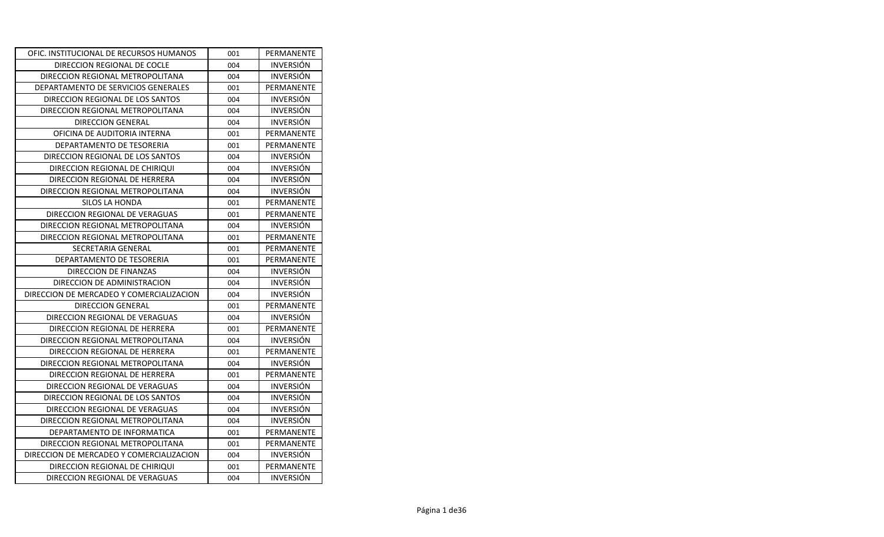| OFIC. INSTITUCIONAL DE RECURSOS HUMANOS | 001 | PERMANENTE |
|---|---|---|
| DIRECCION REGIONAL DE COCLE | 004 | INVERSIÓN |
| DIRECCION REGIONAL METROPOLITANA | 004 | INVERSIÓN |
| DEPARTAMENTO DE SERVICIOS GENERALES | 001 | PERMANENTE |
| DIRECCION REGIONAL DE LOS SANTOS | 004 | INVERSIÓN |
| DIRECCION REGIONAL METROPOLITANA | 004 | INVERSIÓN |
| DIRECCION GENERAL | 004 | INVERSIÓN |
| OFICINA DE AUDITORIA INTERNA | 001 | PERMANENTE |
| DEPARTAMENTO DE TESORERIA | 001 | PERMANENTE |
| DIRECCION REGIONAL DE LOS SANTOS | 004 | INVERSIÓN |
| DIRECCION REGIONAL DE CHIRIQUI | 004 | INVERSIÓN |
| DIRECCION REGIONAL DE HERRERA | 004 | INVERSIÓN |
| DIRECCION REGIONAL METROPOLITANA | 004 | INVERSIÓN |
| SILOS LA HONDA | 001 | PERMANENTE |
| DIRECCION REGIONAL DE VERAGUAS | 001 | PERMANENTE |
| DIRECCION REGIONAL METROPOLITANA | 004 | INVERSIÓN |
| DIRECCION REGIONAL METROPOLITANA | 001 | PERMANENTE |
| SECRETARIA GENERAL | 001 | PERMANENTE |
| DEPARTAMENTO DE TESORERIA | 001 | PERMANENTE |
| DIRECCION DE FINANZAS | 004 | INVERSIÓN |
| DIRECCION DE ADMINISTRACION | 004 | INVERSIÓN |
| DIRECCION DE MERCADEO Y COMERCIALIZACION | 004 | INVERSIÓN |
| DIRECCION GENERAL | 001 | PERMANENTE |
| DIRECCION REGIONAL DE VERAGUAS | 004 | INVERSIÓN |
| DIRECCION REGIONAL DE HERRERA | 001 | PERMANENTE |
| DIRECCION REGIONAL METROPOLITANA | 004 | INVERSIÓN |
| DIRECCION REGIONAL DE HERRERA | 001 | PERMANENTE |
| DIRECCION REGIONAL METROPOLITANA | 004 | INVERSIÓN |
| DIRECCION REGIONAL DE HERRERA | 001 | PERMANENTE |
| DIRECCION REGIONAL DE VERAGUAS | 004 | INVERSIÓN |
| DIRECCION REGIONAL DE LOS SANTOS | 004 | INVERSIÓN |
| DIRECCION REGIONAL DE VERAGUAS | 004 | INVERSIÓN |
| DIRECCION REGIONAL METROPOLITANA | 004 | INVERSIÓN |
| DEPARTAMENTO DE INFORMATICA | 001 | PERMANENTE |
| DIRECCION REGIONAL METROPOLITANA | 001 | PERMANENTE |
| DIRECCION DE MERCADEO Y COMERCIALIZACION | 004 | INVERSIÓN |
| DIRECCION REGIONAL DE CHIRIQUI | 001 | PERMANENTE |
| DIRECCION REGIONAL DE VERAGUAS | 004 | INVERSIÓN |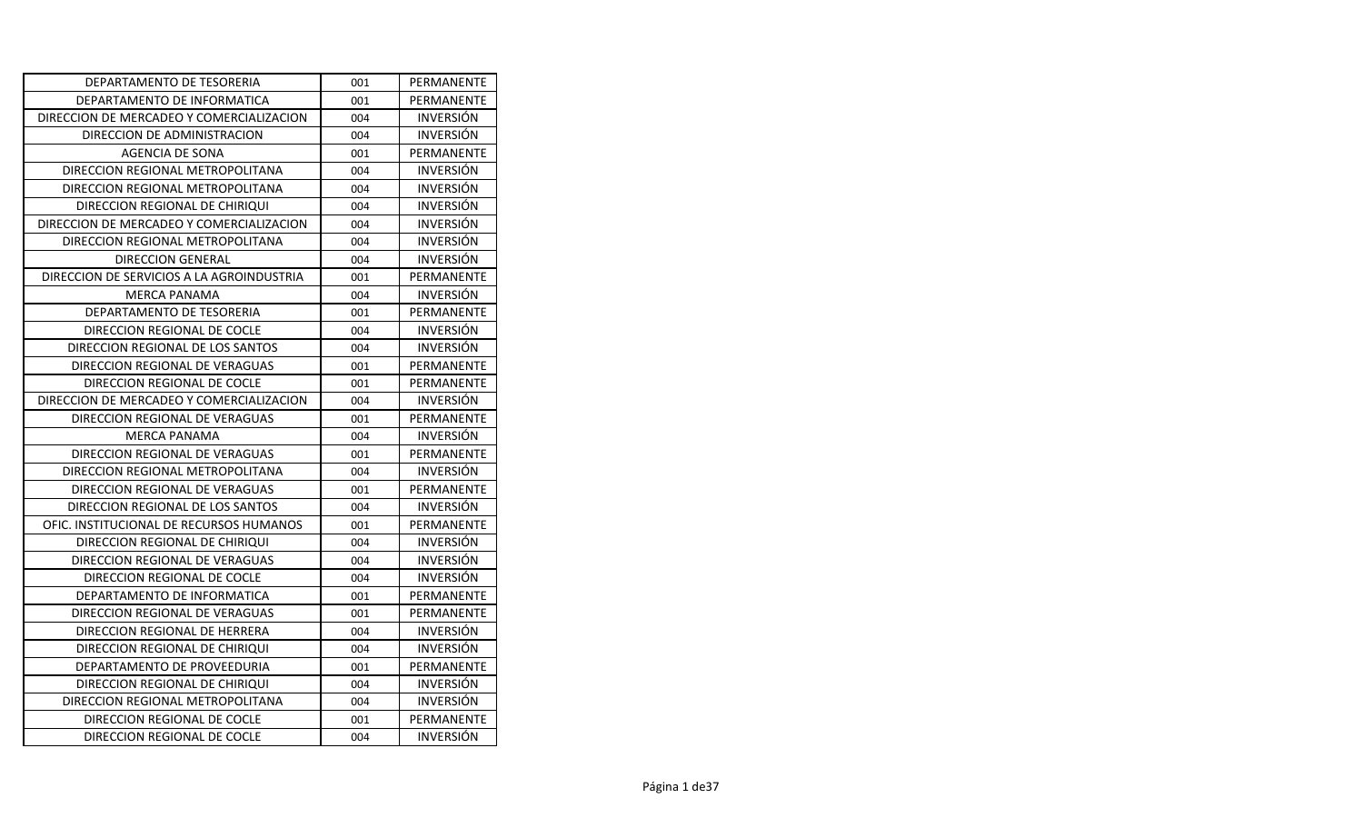| | | |
|---|---|---|
| DEPARTAMENTO DE TESORERIA | 001 | PERMANENTE |
| DEPARTAMENTO DE INFORMATICA | 001 | PERMANENTE |
| DIRECCION DE MERCADEO Y COMERCIALIZACION | 004 | INVERSIÓN |
| DIRECCION DE ADMINISTRACION | 004 | INVERSIÓN |
| AGENCIA DE SONA | 001 | PERMANENTE |
| DIRECCION REGIONAL METROPOLITANA | 004 | INVERSIÓN |
| DIRECCION REGIONAL METROPOLITANA | 004 | INVERSIÓN |
| DIRECCION REGIONAL DE CHIRIQUI | 004 | INVERSIÓN |
| DIRECCION DE MERCADEO Y COMERCIALIZACION | 004 | INVERSIÓN |
| DIRECCION REGIONAL METROPOLITANA | 004 | INVERSIÓN |
| DIRECCION GENERAL | 004 | INVERSIÓN |
| DIRECCION DE SERVICIOS A LA AGROINDUSTRIA | 001 | PERMANENTE |
| MERCA PANAMA | 004 | INVERSIÓN |
| DEPARTAMENTO DE TESORERIA | 001 | PERMANENTE |
| DIRECCION REGIONAL DE COCLE | 004 | INVERSIÓN |
| DIRECCION REGIONAL DE LOS SANTOS | 004 | INVERSIÓN |
| DIRECCION REGIONAL DE VERAGUAS | 001 | PERMANENTE |
| DIRECCION REGIONAL DE COCLE | 001 | PERMANENTE |
| DIRECCION DE MERCADEO Y COMERCIALIZACION | 004 | INVERSIÓN |
| DIRECCION REGIONAL DE VERAGUAS | 001 | PERMANENTE |
| MERCA PANAMA | 004 | INVERSIÓN |
| DIRECCION REGIONAL DE VERAGUAS | 001 | PERMANENTE |
| DIRECCION REGIONAL METROPOLITANA | 004 | INVERSIÓN |
| DIRECCION REGIONAL DE VERAGUAS | 001 | PERMANENTE |
| DIRECCION REGIONAL DE LOS SANTOS | 004 | INVERSIÓN |
| OFIC. INSTITUCIONAL DE RECURSOS HUMANOS | 001 | PERMANENTE |
| DIRECCION REGIONAL DE CHIRIQUI | 004 | INVERSIÓN |
| DIRECCION REGIONAL DE VERAGUAS | 004 | INVERSIÓN |
| DIRECCION REGIONAL DE COCLE | 004 | INVERSIÓN |
| DEPARTAMENTO DE INFORMATICA | 001 | PERMANENTE |
| DIRECCION REGIONAL DE VERAGUAS | 001 | PERMANENTE |
| DIRECCION REGIONAL DE HERRERA | 004 | INVERSIÓN |
| DIRECCION REGIONAL DE CHIRIQUI | 004 | INVERSIÓN |
| DEPARTAMENTO DE PROVEEDURIA | 001 | PERMANENTE |
| DIRECCION REGIONAL DE CHIRIQUI | 004 | INVERSIÓN |
| DIRECCION REGIONAL METROPOLITANA | 004 | INVERSIÓN |
| DIRECCION REGIONAL DE COCLE | 001 | PERMANENTE |
| DIRECCION REGIONAL DE COCLE | 004 | INVERSIÓN |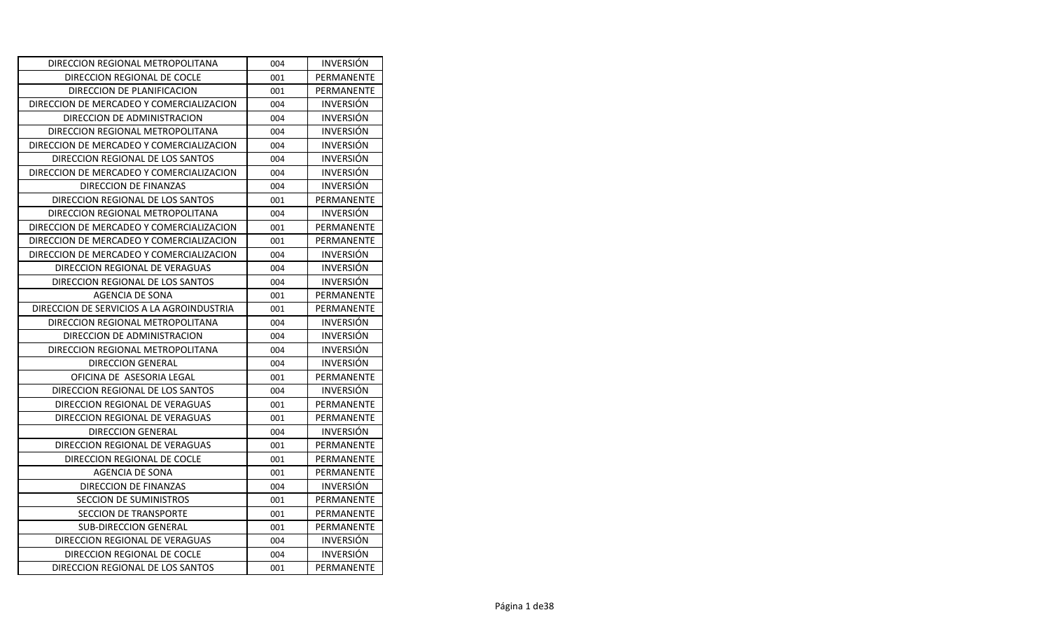| DIRECCION REGIONAL METROPOLITANA | 004 | INVERSIÓN |
|---|---|---|
| DIRECCION REGIONAL DE COCLE | 001 | PERMANENTE |
| DIRECCION DE PLANIFICACION | 001 | PERMANENTE |
| DIRECCION DE MERCADEO Y COMERCIALIZACION | 004 | INVERSIÓN |
| DIRECCION DE ADMINISTRACION | 004 | INVERSIÓN |
| DIRECCION REGIONAL METROPOLITANA | 004 | INVERSIÓN |
| DIRECCION DE MERCADEO Y COMERCIALIZACION | 004 | INVERSIÓN |
| DIRECCION REGIONAL DE LOS SANTOS | 004 | INVERSIÓN |
| DIRECCION DE MERCADEO Y COMERCIALIZACION | 004 | INVERSIÓN |
| DIRECCION DE FINANZAS | 004 | INVERSIÓN |
| DIRECCION REGIONAL DE LOS SANTOS | 001 | PERMANENTE |
| DIRECCION REGIONAL METROPOLITANA | 004 | INVERSIÓN |
| DIRECCION DE MERCADEO Y COMERCIALIZACION | 001 | PERMANENTE |
| DIRECCION DE MERCADEO Y COMERCIALIZACION | 001 | PERMANENTE |
| DIRECCION DE MERCADEO Y COMERCIALIZACION | 004 | INVERSIÓN |
| DIRECCION REGIONAL DE VERAGUAS | 004 | INVERSIÓN |
| DIRECCION REGIONAL DE LOS SANTOS | 004 | INVERSIÓN |
| AGENCIA DE SONA | 001 | PERMANENTE |
| DIRECCION DE SERVICIOS A LA AGROINDUSTRIA | 001 | PERMANENTE |
| DIRECCION REGIONAL METROPOLITANA | 004 | INVERSIÓN |
| DIRECCION DE ADMINISTRACION | 004 | INVERSIÓN |
| DIRECCION REGIONAL METROPOLITANA | 004 | INVERSIÓN |
| DIRECCION GENERAL | 004 | INVERSIÓN |
| OFICINA DE ASESORIA LEGAL | 001 | PERMANENTE |
| DIRECCION REGIONAL DE LOS SANTOS | 004 | INVERSIÓN |
| DIRECCION REGIONAL DE VERAGUAS | 001 | PERMANENTE |
| DIRECCION REGIONAL DE VERAGUAS | 001 | PERMANENTE |
| DIRECCION GENERAL | 004 | INVERSIÓN |
| DIRECCION REGIONAL DE VERAGUAS | 001 | PERMANENTE |
| DIRECCION REGIONAL DE COCLE | 001 | PERMANENTE |
| AGENCIA DE SONA | 001 | PERMANENTE |
| DIRECCION DE FINANZAS | 004 | INVERSIÓN |
| SECCION DE SUMINISTROS | 001 | PERMANENTE |
| SECCION DE TRANSPORTE | 001 | PERMANENTE |
| SUB-DIRECCION GENERAL | 001 | PERMANENTE |
| DIRECCION REGIONAL DE VERAGUAS | 004 | INVERSIÓN |
| DIRECCION REGIONAL DE COCLE | 004 | INVERSIÓN |
| DIRECCION REGIONAL DE LOS SANTOS | 001 | PERMANENTE |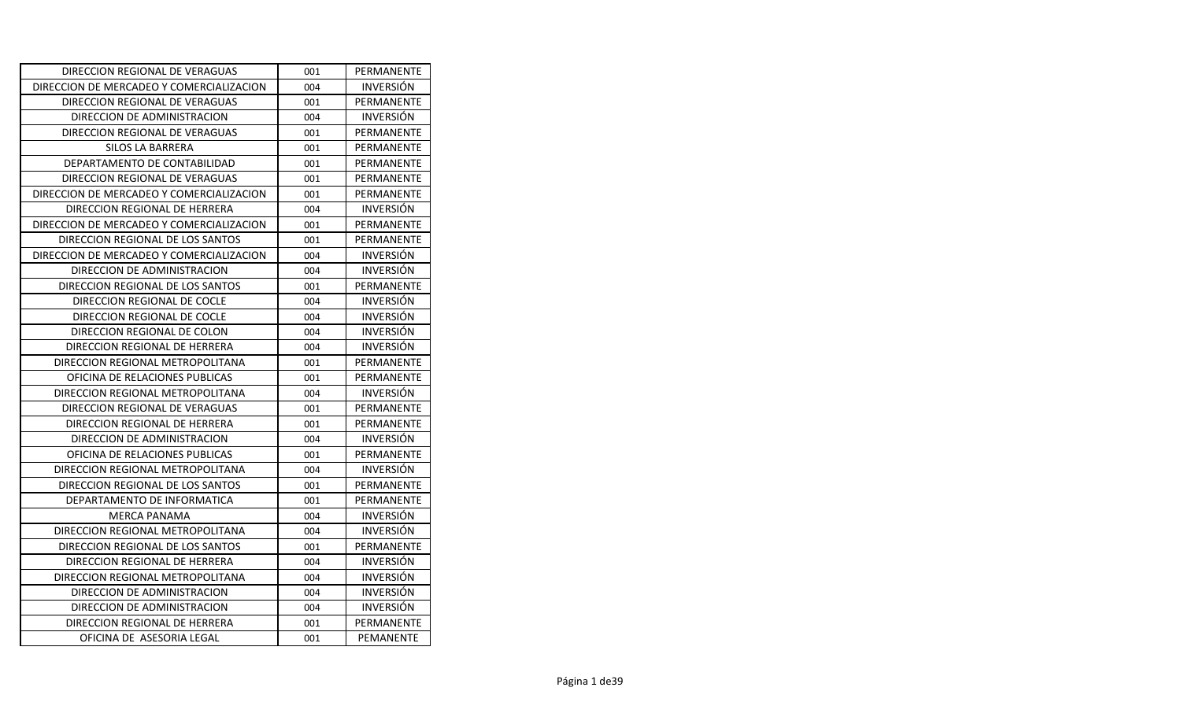| DIRECCION REGIONAL DE VERAGUAS | 001 | PERMANENTE |
|---|---|---|
| DIRECCION DE MERCADEO Y COMERCIALIZACION | 004 | INVERSIÓN |
| DIRECCION REGIONAL DE VERAGUAS | 001 | PERMANENTE |
| DIRECCION DE ADMINISTRACION | 004 | INVERSIÓN |
| DIRECCION REGIONAL DE VERAGUAS | 001 | PERMANENTE |
| SILOS LA BARRERA | 001 | PERMANENTE |
| DEPARTAMENTO DE CONTABILIDAD | 001 | PERMANENTE |
| DIRECCION REGIONAL DE VERAGUAS | 001 | PERMANENTE |
| DIRECCION DE MERCADEO Y COMERCIALIZACION | 001 | PERMANENTE |
| DIRECCION REGIONAL DE HERRERA | 004 | INVERSIÓN |
| DIRECCION DE MERCADEO Y COMERCIALIZACION | 001 | PERMANENTE |
| DIRECCION REGIONAL DE LOS SANTOS | 001 | PERMANENTE |
| DIRECCION DE MERCADEO Y COMERCIALIZACION | 004 | INVERSIÓN |
| DIRECCION DE ADMINISTRACION | 004 | INVERSIÓN |
| DIRECCION REGIONAL DE LOS SANTOS | 001 | PERMANENTE |
| DIRECCION REGIONAL DE COCLE | 004 | INVERSIÓN |
| DIRECCION REGIONAL DE COCLE | 004 | INVERSIÓN |
| DIRECCION REGIONAL DE COLON | 004 | INVERSIÓN |
| DIRECCION REGIONAL DE HERRERA | 004 | INVERSIÓN |
| DIRECCION REGIONAL METROPOLITANA | 001 | PERMANENTE |
| OFICINA DE RELACIONES PUBLICAS | 001 | PERMANENTE |
| DIRECCION REGIONAL METROPOLITANA | 004 | INVERSIÓN |
| DIRECCION REGIONAL DE VERAGUAS | 001 | PERMANENTE |
| DIRECCION REGIONAL DE HERRERA | 001 | PERMANENTE |
| DIRECCION DE ADMINISTRACION | 004 | INVERSIÓN |
| OFICINA DE RELACIONES PUBLICAS | 001 | PERMANENTE |
| DIRECCION REGIONAL METROPOLITANA | 004 | INVERSIÓN |
| DIRECCION REGIONAL DE LOS SANTOS | 001 | PERMANENTE |
| DEPARTAMENTO DE INFORMATICA | 001 | PERMANENTE |
| MERCA PANAMA | 004 | INVERSIÓN |
| DIRECCION REGIONAL METROPOLITANA | 004 | INVERSIÓN |
| DIRECCION REGIONAL DE LOS SANTOS | 001 | PERMANENTE |
| DIRECCION REGIONAL DE HERRERA | 004 | INVERSIÓN |
| DIRECCION REGIONAL METROPOLITANA | 004 | INVERSIÓN |
| DIRECCION DE ADMINISTRACION | 004 | INVERSIÓN |
| DIRECCION DE ADMINISTRACION | 004 | INVERSIÓN |
| DIRECCION REGIONAL DE HERRERA | 001 | PERMANENTE |
| OFICINA DE  ASESORIA LEGAL | 001 | PEMANENTE |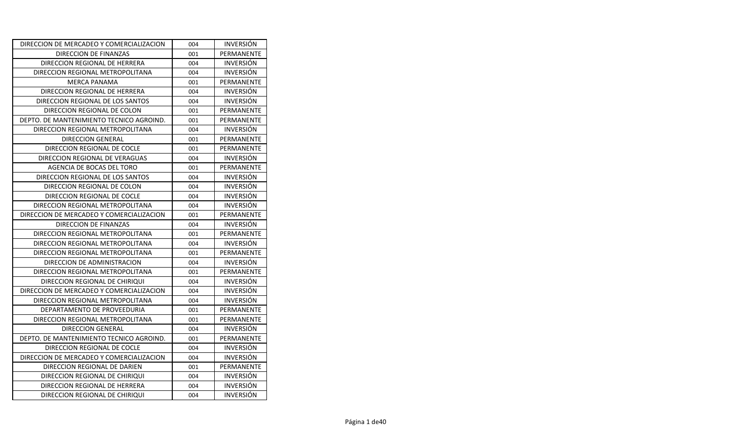| | | |
|---|---|---|
| DIRECCION DE MERCADEO Y COMERCIALIZACION | 004 | INVERSIÓN |
| DIRECCION DE FINANZAS | 001 | PERMANENTE |
| DIRECCION REGIONAL DE HERRERA | 004 | INVERSIÓN |
| DIRECCION REGIONAL METROPOLITANA | 004 | INVERSIÓN |
| MERCA PANAMA | 001 | PERMANENTE |
| DIRECCION REGIONAL DE HERRERA | 004 | INVERSIÓN |
| DIRECCION REGIONAL DE LOS SANTOS | 004 | INVERSIÓN |
| DIRECCION REGIONAL DE COLON | 001 | PERMANENTE |
| DEPTO. DE MANTENIMIENTO TECNICO AGROIND. | 001 | PERMANENTE |
| DIRECCION REGIONAL METROPOLITANA | 004 | INVERSIÓN |
| DIRECCION GENERAL | 001 | PERMANENTE |
| DIRECCION REGIONAL DE COCLE | 001 | PERMANENTE |
| DIRECCION REGIONAL DE VERAGUAS | 004 | INVERSIÓN |
| AGENCIA DE BOCAS DEL TORO | 001 | PERMANENTE |
| DIRECCION REGIONAL DE LOS SANTOS | 004 | INVERSIÓN |
| DIRECCION REGIONAL DE COLON | 004 | INVERSIÓN |
| DIRECCION REGIONAL DE COCLE | 004 | INVERSIÓN |
| DIRECCION REGIONAL METROPOLITANA | 004 | INVERSIÓN |
| DIRECCION DE MERCADEO Y COMERCIALIZACION | 001 | PERMANENTE |
| DIRECCION DE FINANZAS | 004 | INVERSIÓN |
| DIRECCION REGIONAL METROPOLITANA | 001 | PERMANENTE |
| DIRECCION REGIONAL METROPOLITANA | 004 | INVERSIÓN |
| DIRECCION REGIONAL METROPOLITANA | 001 | PERMANENTE |
| DIRECCION DE ADMINISTRACION | 004 | INVERSIÓN |
| DIRECCION REGIONAL METROPOLITANA | 001 | PERMANENTE |
| DIRECCION REGIONAL DE CHIRIQUI | 004 | INVERSIÓN |
| DIRECCION DE MERCADEO Y COMERCIALIZACION | 004 | INVERSIÓN |
| DIRECCION REGIONAL METROPOLITANA | 004 | INVERSIÓN |
| DEPARTAMENTO DE PROVEEDURIA | 001 | PERMANENTE |
| DIRECCION REGIONAL METROPOLITANA | 001 | PERMANENTE |
| DIRECCION GENERAL | 004 | INVERSIÓN |
| DEPTO. DE MANTENIMIENTO TECNICO AGROIND. | 001 | PERMANENTE |
| DIRECCION REGIONAL DE COCLE | 004 | INVERSIÓN |
| DIRECCION DE MERCADEO Y COMERCIALIZACION | 004 | INVERSIÓN |
| DIRECCION REGIONAL DE DARIEN | 001 | PERMANENTE |
| DIRECCION REGIONAL DE CHIRIQUI | 004 | INVERSIÓN |
| DIRECCION REGIONAL DE HERRERA | 004 | INVERSIÓN |
| DIRECCION REGIONAL DE CHIRIQUI | 004 | INVERSIÓN |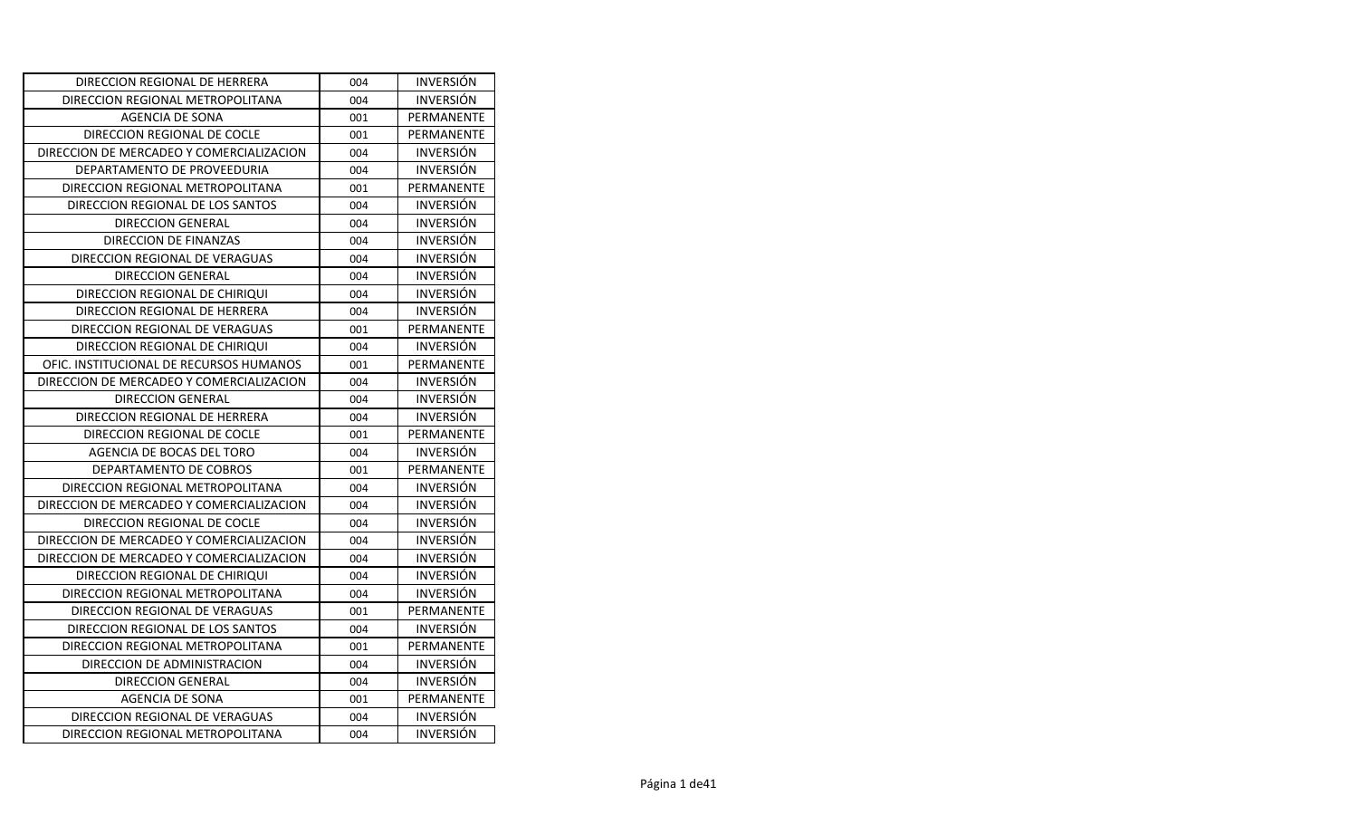| DIRECCION REGIONAL DE HERRERA | 004 | INVERSIÓN |
|---|---|---|
| DIRECCION REGIONAL METROPOLITANA | 004 | INVERSIÓN |
| AGENCIA DE SONA | 001 | PERMANENTE |
| DIRECCION REGIONAL DE COCLE | 001 | PERMANENTE |
| DIRECCION DE MERCADEO Y COMERCIALIZACION | 004 | INVERSIÓN |
| DEPARTAMENTO DE PROVEEDURIA | 004 | INVERSIÓN |
| DIRECCION REGIONAL METROPOLITANA | 001 | PERMANENTE |
| DIRECCION REGIONAL DE LOS SANTOS | 004 | INVERSIÓN |
| DIRECCION GENERAL | 004 | INVERSIÓN |
| DIRECCION DE FINANZAS | 004 | INVERSIÓN |
| DIRECCION REGIONAL DE VERAGUAS | 004 | INVERSIÓN |
| DIRECCION GENERAL | 004 | INVERSIÓN |
| DIRECCION REGIONAL DE CHIRIQUI | 004 | INVERSIÓN |
| DIRECCION REGIONAL DE HERRERA | 004 | INVERSIÓN |
| DIRECCION REGIONAL DE VERAGUAS | 001 | PERMANENTE |
| DIRECCION REGIONAL DE CHIRIQUI | 004 | INVERSIÓN |
| OFIC. INSTITUCIONAL DE RECURSOS HUMANOS | 001 | PERMANENTE |
| DIRECCION DE MERCADEO Y COMERCIALIZACION | 004 | INVERSIÓN |
| DIRECCION GENERAL | 004 | INVERSIÓN |
| DIRECCION REGIONAL DE HERRERA | 004 | INVERSIÓN |
| DIRECCION REGIONAL DE COCLE | 001 | PERMANENTE |
| AGENCIA DE BOCAS DEL TORO | 004 | INVERSIÓN |
| DEPARTAMENTO DE COBROS | 001 | PERMANENTE |
| DIRECCION REGIONAL METROPOLITANA | 004 | INVERSIÓN |
| DIRECCION DE MERCADEO Y COMERCIALIZACION | 004 | INVERSIÓN |
| DIRECCION REGIONAL DE COCLE | 004 | INVERSIÓN |
| DIRECCION DE MERCADEO Y COMERCIALIZACION | 004 | INVERSIÓN |
| DIRECCION DE MERCADEO Y COMERCIALIZACION | 004 | INVERSIÓN |
| DIRECCION REGIONAL DE CHIRIQUI | 004 | INVERSIÓN |
| DIRECCION REGIONAL METROPOLITANA | 004 | INVERSIÓN |
| DIRECCION REGIONAL DE VERAGUAS | 001 | PERMANENTE |
| DIRECCION REGIONAL DE LOS SANTOS | 004 | INVERSIÓN |
| DIRECCION REGIONAL METROPOLITANA | 001 | PERMANENTE |
| DIRECCION DE ADMINISTRACION | 004 | INVERSIÓN |
| DIRECCION GENERAL | 004 | INVERSIÓN |
| AGENCIA DE SONA | 001 | PERMANENTE |
| DIRECCION REGIONAL DE VERAGUAS | 004 | INVERSIÓN |
| DIRECCION REGIONAL METROPOLITANA | 004 | INVERSIÓN |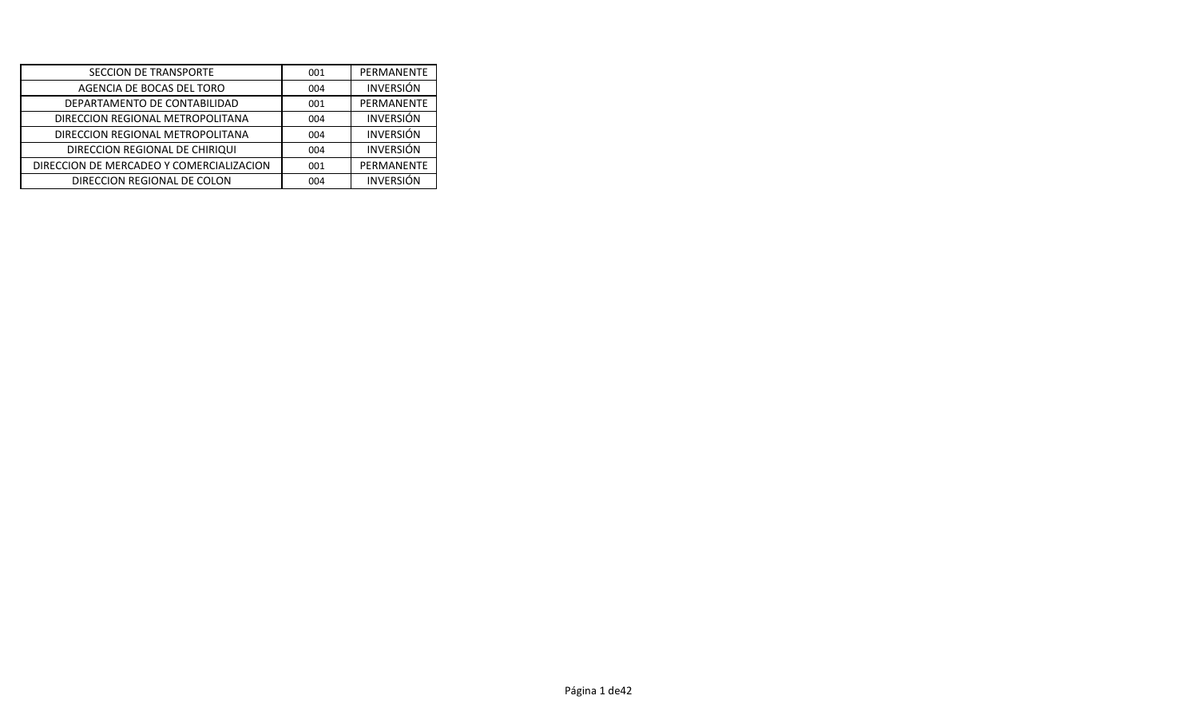| | | |
|---|---|---|
| SECCION DE TRANSPORTE | 001 | PERMANENTE |
| AGENCIA DE BOCAS DEL TORO | 004 | INVERSIÓN |
| DEPARTAMENTO DE CONTABILIDAD | 001 | PERMANENTE |
| DIRECCION REGIONAL METROPOLITANA | 004 | INVERSIÓN |
| DIRECCION REGIONAL METROPOLITANA | 004 | INVERSIÓN |
| DIRECCION REGIONAL DE CHIRIQUI | 004 | INVERSIÓN |
| DIRECCION DE MERCADEO Y COMERCIALIZACION | 001 | PERMANENTE |
| DIRECCION REGIONAL DE COLON | 004 | INVERSIÓN |